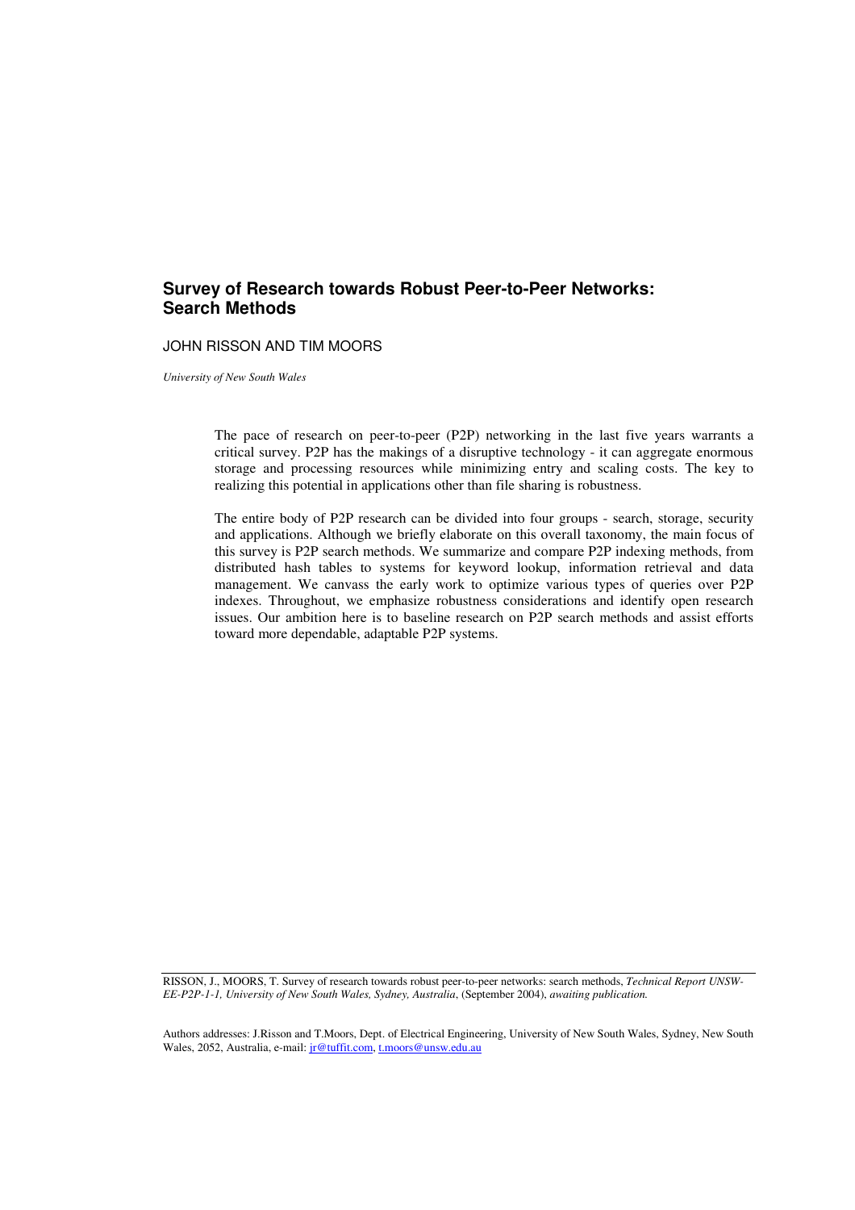# Survey of Research towards Robust Peer-to-Peer Networks: Search Methods

JOHN RISSON AND TIM MOORS

*University of New South Wales*

The pace of research on peer-to-peer (P2P) networking in the last five years warrants a critical survey. P2P has the makings of a disruptive technology - it can aggregate enormous storage and processing resources while minimizing entry and scaling costs. The key to realizing this potential in applications other than file sharing is robustness.

The entire body of P2P research can be divided into four groups - search, storage, security and applications. Although we briefly elaborate on this overall taxonomy, the main focus of this survey is P2P search methods. We summarize and compare P2P indexing methods, from distributed hash tables to systems for keyword lookup, information retrieval and data management. We canvass the early work to optimize various types of queries over P2P indexes. Throughout, we emphasize robustness considerations and identify open research issues. Our ambition here is to baseline research on P2P search methods and assist efforts toward more dependable, adaptable P2P systems.

---

RISSON, J., MOORS, T. Survey of research towards robust peer-to-peer networks: search methods, *Technical Report UNSW-EE-P2P-1-1, University of New South Wales, Sydney, Australia*, (September 2004), *awaiting publication.*

Authors addresses: J.Risson and T.Moors, Dept. of Electrical Engineering, University of New South Wales, Sydney, New South Wales, 2052, Australia, e-mail: jr@tuffit.com, t.moors@unsw.edu.au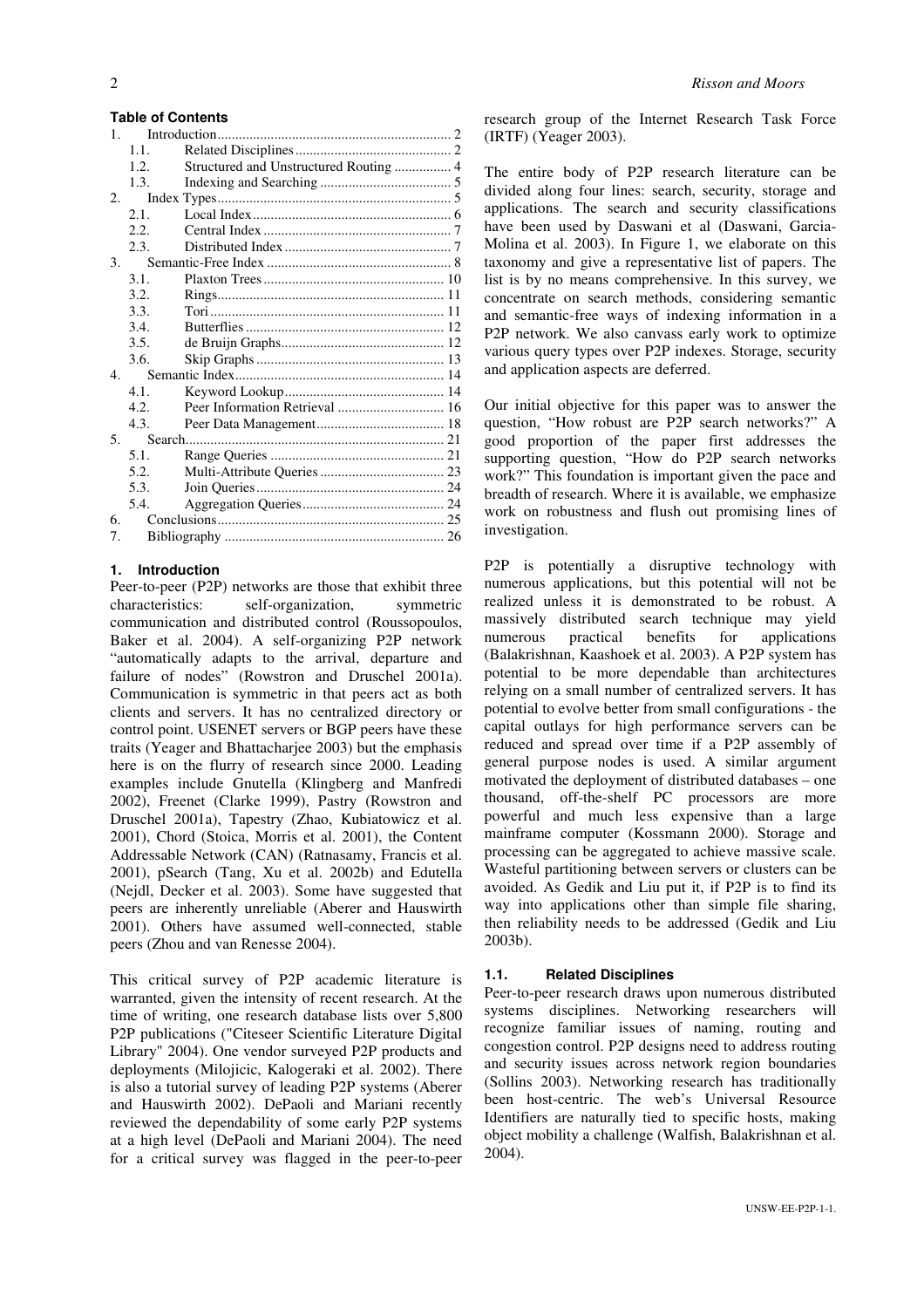**Table of Contents**

1. Introduction ........ 2
   - 1.1. Related Disciplines ........ 2
   - 1.2. Structured and Unstructured Routing ........ 4
   - 1.3. Indexing and Searching ........ 5
2. Index Types ........ 5
   - 2.1. Local Index ........ 6
   - 2.2. Central Index ........ 7
   - 2.3. Distributed Index ........ 7
3. Semantic-Free Index ........ 8
   - 3.1. Plaxton Trees ........ 10
   - 3.2. Rings ........ 11
   - 3.3. Tori ........ 11
   - 3.4. Butterflies ........ 12
   - 3.5. de Bruijn Graphs ........ 12
   - 3.6. Skip Graphs ........ 13
4. Semantic Index ........ 14
   - 4.1. Keyword Lookup ........ 14
   - 4.2. Peer Information Retrieval ........ 16
   - 4.3. Peer Data Management ........ 18
5. Search ........ 21
   - 5.1. Range Queries ........ 21
   - 5.2. Multi-Attribute Queries ........ 23
   - 5.3. Join Queries ........ 24
   - 5.4. Aggregation Queries ........ 24
6. Conclusions ........ 25
7. Bibliography ........ 26

## 1. Introduction

Peer-to-peer (P2P) networks are those that exhibit three characteristics: self-organization, symmetric communication and distributed control (Roussopoulos, Baker et al. 2004). A self-organizing P2P network "automatically adapts to the arrival, departure and failure of nodes" (Rowstron and Druschel 2001a). Communication is symmetric in that peers act as both clients and servers. It has no centralized directory or control point. USENET servers or BGP peers have these traits (Yeager and Bhattacharjee 2003) but the emphasis here is on the flurry of research since 2000. Leading examples include Gnutella (Klingberg and Manfredi 2002), Freenet (Clarke 1999), Pastry (Rowstron and Druschel 2001a), Tapestry (Zhao, Kubiatowicz et al. 2001), Chord (Stoica, Morris et al. 2001), the Content Addressable Network (CAN) (Ratnasamy, Francis et al. 2001), pSearch (Tang, Xu et al. 2002b) and Edutella (Nejdl, Decker et al. 2003). Some have suggested that peers are inherently unreliable (Aberer and Hauswirth 2001). Others have assumed well-connected, stable peers (Zhou and van Renesse 2004).

This critical survey of P2P academic literature is warranted, given the intensity of recent research. At the time of writing, one research database lists over 5,800 P2P publications ("Citeseer Scientific Literature Digital Library" 2004). One vendor surveyed P2P products and deployments (Milojicic, Kalogeraki et al. 2002). There is also a tutorial survey of leading P2P systems (Aberer and Hauswirth 2002). DePaoli and Mariani recently reviewed the dependability of some early P2P systems at a high level (DePaoli and Mariani 2004). The need for a critical survey was flagged in the peer-to-peer research group of the Internet Research Task Force (IRTF) (Yeager 2003).

The entire body of P2P research literature can be divided along four lines: search, security, storage and applications. The search and security classifications have been used by Daswani et al (Daswani, Garcia-Molina et al. 2003). In Figure 1, we elaborate on this taxonomy and give a representative list of papers. The list is by no means comprehensive. In this survey, we concentrate on search methods, considering semantic and semantic-free ways of indexing information in a P2P network. We also canvass early work to optimize various query types over P2P indexes. Storage, security and application aspects are deferred.

Our initial objective for this paper was to answer the question, "How robust are P2P search networks?" A good proportion of the paper first addresses the supporting question, "How do P2P search networks work?" This foundation is important given the pace and breadth of research. Where it is available, we emphasize work on robustness and flush out promising lines of investigation.

P2P is potentially a disruptive technology with numerous applications, but this potential will not be realized unless it is demonstrated to be robust. A massively distributed search technique may yield numerous practical benefits for applications (Balakrishnan, Kaashoek et al. 2003). A P2P system has potential to be more dependable than architectures relying on a small number of centralized servers. It has potential to evolve better from small configurations - the capital outlays for high performance servers can be reduced and spread over time if a P2P assembly of general purpose nodes is used. A similar argument motivated the deployment of distributed databases – one thousand, off-the-shelf PC processors are more powerful and much less expensive than a large mainframe computer (Kossmann 2000). Storage and processing can be aggregated to achieve massive scale. Wasteful partitioning between servers or clusters can be avoided. As Gedik and Liu put it, if P2P is to find its way into applications other than simple file sharing, then reliability needs to be addressed (Gedik and Liu 2003b).

### 1.1. Related Disciplines

Peer-to-peer research draws upon numerous distributed systems disciplines. Networking researchers will recognize familiar issues of naming, routing and congestion control. P2P designs need to address routing and security issues across network region boundaries (Sollins 2003). Networking research has traditionally been host-centric. The web's Universal Resource Identifiers are naturally tied to specific hosts, making object mobility a challenge (Walfish, Balakrishnan et al. 2004).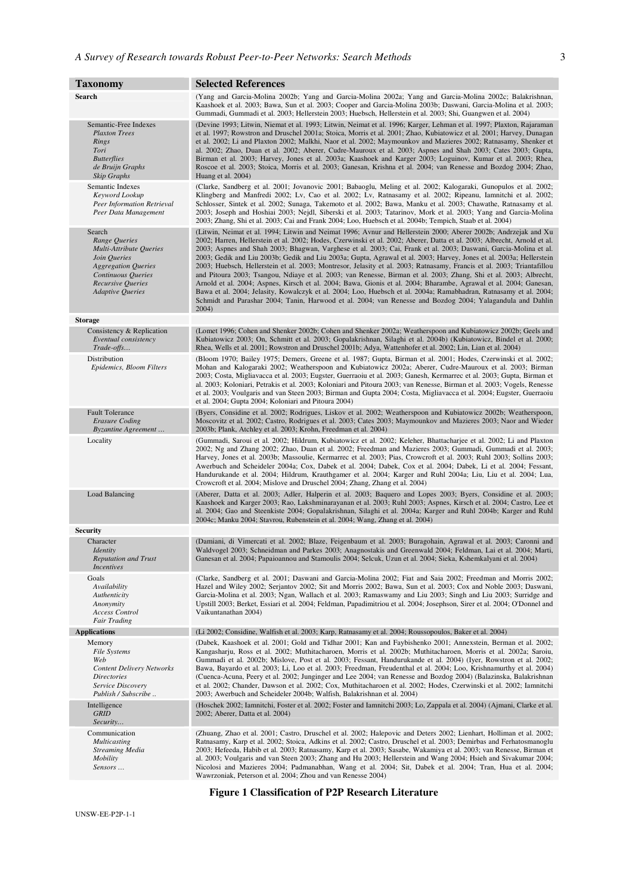| Taxonomy | Selected References |
|---|---|
| **Search** | (Yang and Garcia-Molina 2002b; Yang and Garcia-Molina 2002a; Yang and Garcia-Molina 2002c; Balakrishnan, Kaashoek et al. 2003; Bawa, Sun et al. 2003; Cooper and Garcia-Molina 2003b; Daswani, Garcia-Molina et al. 2003; Gummadi, Gummadi et al. 2003; Hellerstein 2003; Huebsch, Hellerstein et al. 2003; Shi, Guangwen et al. 2004) |
| Semantic-Free Indexes<br>*Plaxton Trees*<br>*Rings*<br>*Tori*<br>*Butterflies*<br>*de Bruijn Graphs*<br>*Skip Graphs* | (Devine 1993; Litwin, Niemat et al. 1993; Litwin, Neimat et al. 1996; Karger, Lehman et al. 1997; Plaxton, Rajaraman et al. 1997; Rowstron and Druschel 2001a; Stoica, Morris et al. 2001; Zhao, Kubiatowicz et al. 2001; Harvey, Dunagan et al. 2002; Li and Plaxton 2002; Malkhi, Naor et al. 2002; Maymounkov and Mazieres 2002; Ratnasamy, Shenker et al. 2002; Zhao, Duan et al. 2002; Aberer, Cudre-Mauroux et al. 2003; Aspnes and Shah 2003; Cates 2003; Gupta, Birman et al. 2003; Harvey, Jones et al. 2003a; Kaashoek and Karger 2003; Loguinov, Kumar et al. 2003; Rhea, Roscoe et al. 2003; Stoica, Morris et al. 2003; Ganesan, Krishna et al. 2004; van Renesse and Bozdog 2004; Zhao, Huang et al. 2004) |
| Semantic Indexes<br>*Keyword Lookup*<br>*Peer Information Retrieval*<br>*Peer Data Management* | (Clarke, Sandberg et al. 2001; Jovanovic 2001; Babaoglu, Meling et al. 2002; Kalogaraki, Gunopulos et al. 2002; Klingberg and Manfredi 2002; Lv, Cao et al. 2002; Lv, Ratnasamy et al. 2002; Ripeanu, Iamnitchi et al. 2002; Schlosser, Sintek et al. 2002; Sunaga, Takemoto et al. 2002; Bawa, Manku et al. 2003; Chawathe, Ratnasamy et al. 2003; Joseph and Hoshiai 2003; Nejdl, Siberski et al. 2003; Tatarinov, Mork et al. 2003; Yang and Garcia-Molina 2003; Zhang, Shi et al. 2003; Cai and Frank 2004; Loo, Huebsch et al. 2004b; Tempich, Staab et al. 2004) |
| Search<br>*Range Queries*<br>*Multi-Attribute Queries*<br>*Join Queries*<br>*Aggregation Queries*<br>*Continuous Queries*<br>*Recursive Queries*<br>*Adaptive Queries* | (Litwin, Neimat et al. 1994; Litwin and Neimat 1996; Avnur and Hellerstein 2000; Aberer 2002b; Andrzejak and Xu 2002; Harren, Hellerstein et al. 2002; Hodes, Czerwinski et al. 2002; Aberer, Datta et al. 2003; Albrecht, Arnold et al. 2003; Aspnes and Shah 2003; Bhagwan, Varghese et al. 2003; Cai, Frank et al. 2003; Daswani, Garcia-Molina et al. 2003; Gedik and Liu 2003b; Gedik and Liu 2003a; Gupta, Agrawal et al. 2003; Harvey, Jones et al. 2003a; Hellerstein 2003; Huebsch, Hellerstein et al. 2003; Montresor, Jelasity et al. 2003; Ratnasamy, Francis et al. 2003; Triantafillou and Pitoura 2003; Tsangou, Ndiaye et al. 2003; van Renesse, Birman et al. 2003; Zhang, Shi et al. 2003; Albrecht, Arnold et al. 2004; Aspnes, Kirsch et al. 2004; Bawa, Gionis et al. 2004; Bharambe, Agrawal et al. 2004; Ganesan, Bawa et al. 2004; Jelasity, Kowalczyk et al. 2004; Loo, Huebsch et al. 2004a; Ramabhadran, Ratnasamy et al. 2004; Schmidt and Parashar 2004; Tanin, Harwood et al. 2004; van Renesse and Bozdog 2004; Yalagandula and Dahlin 2004) |
| **Storage** | |
| Consistency & Replication<br>*Eventual consistency*<br>*Trade-offs…* | (Lomet 1996; Cohen and Shenker 2002b; Cohen and Shenker 2002a; Weatherspoon and Kubiatowicz 2002b; Geels and Kubiatowicz 2003; On, Schmitt et al. 2003; Gopalakrishnan, Silaghi et al. 2004b) (Kubiatowicz, Bindel et al. 2000; Rhea, Wells et al. 2001; Rowstron and Druschel 2001b; Adya, Wattenhofer et al. 2002; Lin, Lian et al. 2004) |
| Distribution<br>*Epidemics, Bloom Filters* | (Bloom 1970; Bailey 1975; Demers, Greene et al. 1987; Gupta, Birman et al. 2001; Hodes, Czerwinski et al. 2002; Mohan and Kalogaraki 2002; Weatherspoon and Kubiatowicz 2002a; Aberer, Cudre-Mauroux et al. 2003; Birman 2003; Costa, Migliavacca et al. 2003; Eugster, Guerraoiu et al. 2003; Ganesh, Kermarrec et al. 2003; Gupta, Birman et al. 2003; Koloniari, Petrakis et al. 2003; Koloniari and Pitoura 2003; van Renesse, Birman et al. 2003; Vogels, Renesse et al. 2003; Voulgaris and van Steen 2003; Birman and Gupta 2004; Costa, Migliavacca et al. 2004; Eugster, Guerraoiu et al. 2004; Gupta 2004; Koloniari and Pitoura 2004) |
| Fault Tolerance<br>*Erasure Coding*<br>*Byzantine Agreement …* | (Byers, Considine et al. 2002; Rodrigues, Liskov et al. 2002; Weatherspoon and Kubiatowicz 2002b; Weatherspoon, Moscovitz et al. 2002; Castro, Rodrigues et al. 2003; Cates 2003; Maymounkov and Mazieres 2003; Naor and Wieder 2003b; Plank, Atchley et al. 2003; Krohn, Freedman et al. 2004) |
| Locality | (Gummadi, Saroui et al. 2002; Hildrum, Kubiatowicz et al. 2002; Keleher, Bhattacharjee et al. 2002; Li and Plaxton 2002; Ng and Zhang 2002; Zhao, Duan et al. 2002; Freedman and Mazieres 2003; Gummadi, Gummadi et al. 2003; Harvey, Jones et al. 2003b; Massoulie, Kermarrec et al. 2003; Pias, Crowcroft et al. 2003; Ruhl 2003; Sollins 2003; Awerbuch and Scheideler 2004a; Cox, Dabek et al. 2004; Dabek, Cox et al. 2004; Dabek, Li et al. 2004; Fessant, Handurukande et al. 2004; Hildrum, Krauthgamer et al. 2004; Karger and Ruhl 2004a; Liu, Liu et al. 2004; Lua, Crowcroft et al. 2004; Mislove and Druschel 2004; Zhang, Zhang et al. 2004) |
| Load Balancing | (Aberer, Datta et al. 2003; Adler, Halperin et al. 2003; Baquero and Lopes 2003; Byers, Considine et al. 2003; Kaashoek and Karger 2003; Rao, Lakshminarayanan et al. 2003; Ruhl 2003; Aspnes, Kirsch et al. 2004; Castro, Lee et al. 2004; Gao and Steenkiste 2004; Gopalakrishnan, Silaghi et al. 2004a; Karger and Ruhl 2004b; Karger and Ruhl 2004c; Manku 2004; Stavrou, Rubenstein et al. 2004; Wang, Zhang et al. 2004) |
| **Security** | |
| Character<br>*Identity*<br>*Reputation and Trust*<br>*Incentives* | (Damiani, di Vimercati et al. 2002; Blaze, Feigenbaum et al. 2003; Buragohain, Agrawal et al. 2003; Caronni and Waldvogel 2003; Schneidman and Parkes 2003; Anagnostakis and Greenwald 2004; Feldman, Lai et al. 2004; Marti, Ganesan et al. 2004; Papaioannou and Stamoulis 2004; Selcuk, Uzun et al. 2004; Sieka, Kshemkalyani et al. 2004) |
| Goals<br>*Availability*<br>*Authenticity*<br>*Anonymity*<br>*Access Control*<br>*Fair Trading* | (Clarke, Sandberg et al. 2001; Daswani and Garcia-Molina 2002; Fiat and Saia 2002; Freedman and Morris 2002; Hazel and Wiley 2002; Serjantov 2002; Sit and Morris 2002; Bawa, Sun et al. 2003; Cox and Noble 2003; Daswani, Garcia-Molina et al. 2003; Ngan, Wallach et al. 2003; Ramaswamy and Liu 2003; Singh and Liu 2003; Surridge and Upstill 2003; Berket, Essiari et al. 2004; Feldman, Papadimitriou et al. 2004; Josephson, Sirer et al. 2004; O'Donnel and Vaikuntanathan 2004) |
| **Applications** | (Li 2002; Considine, Walfish et al. 2003; Karp, Ratnasamy et al. 2004; Roussopoulos, Baker et al. 2004) |
| Memory<br>*File Systems*<br>*Web*<br>*Content Delivery Networks*<br>*Directories*<br>*Service Discovery*<br>*Publish / Subscribe ..* | (Dabek, Kaashoek et al. 2001; Gold and Tidhar 2001; Kan and Faybishenko 2001; Annexstein, Berman et al. 2002; Kangasharju, Ross et al. 2002; Muthitacharoen, Morris et al. 2002b; Muthitacharoen, Morris et al. 2002a; Saroiu, Gummadi et al. 2002b; Mislove, Post et al. 2003; Fessant, Handurukande et al. 2004) (Iyer, Rowstron et al. 2002; Bawa, Bayardo et al. 2003; Li, Loo et al. 2003; Freedman, Freudenthal et al. 2004; Loo, Krishnamurthy et al. 2004) (Cuenca-Acuna, Peery et al. 2002; Junginger and Lee 2004; van Renesse and Bozdog 2004) (Balazinska, Balakrishnan et al. 2002; Chander, Dawson et al. 2002; Cox, Muthitacharoen et al. 2002; Hodes, Czerwinski et al. 2002; Iamnitchi 2003; Awerbuch and Scheideler 2004b; Walfish, Balakrishnan et al. 2004) |
| Intelligence<br>*GRID*<br>*Security…* | (Hoschek 2002; Iamnitchi, Foster et al. 2002; Foster and Iamnitchi 2003; Lo, Zappala et al. 2004) (Ajmani, Clarke et al. 2002; Aberer, Datta et al. 2004) |
| Communication<br>*Multicasting*<br>*Streaming Media*<br>*Mobility*<br>*Sensors …* | (Zhuang, Zhao et al. 2001; Castro, Druschel et al. 2002; Halepovic and Deters 2002; Lienhart, Holliman et al. 2002; Ratnasamy, Karp et al. 2002; Stoica, Adkins et al. 2002; Castro, Druschel et al. 2003; Demirbas and Ferhatosmanoglu 2003; Hefeeda, Habib et al. 2003; Ratnasamy, Karp et al. 2003; Sasabe, Wakamiya et al. 2003; van Renesse, Birman et al. 2003; Voulgaris and van Steen 2003; Zhang and Hu 2003; Hellerstein and Wang 2004; Hsieh and Sivakumar 2004; Nicolosi and Mazieres 2004; Padmanabhan, Wang et al. 2004; Sit, Dabek et al. 2004; Tran, Hua et al. 2004; Wawrzoniak, Peterson et al. 2004; Zhou and van Renesse 2004) |

**Figure 1 Classification of P2P Research Literature**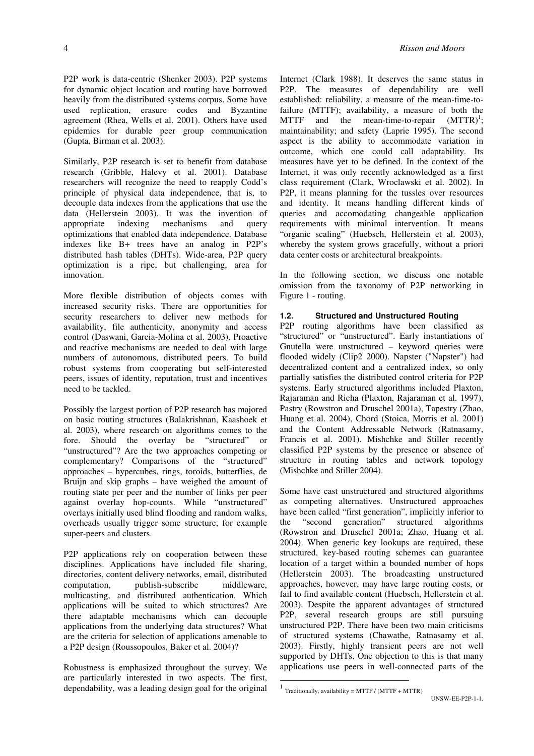P2P work is data-centric (Shenker 2003). P2P systems for dynamic object location and routing have borrowed heavily from the distributed systems corpus. Some have used replication, erasure codes and Byzantine agreement (Rhea, Wells et al. 2001). Others have used epidemics for durable peer group communication (Gupta, Birman et al. 2003).

Similarly, P2P research is set to benefit from database research (Gribble, Halevy et al. 2001). Database researchers will recognize the need to reapply Codd's principle of physical data independence, that is, to decouple data indexes from the applications that use the data (Hellerstein 2003). It was the invention of appropriate indexing mechanisms and query optimizations that enabled data independence. Database indexes like B+ trees have an analog in P2P's distributed hash tables (DHTs). Wide-area, P2P query optimization is a ripe, but challenging, area for innovation.

More flexible distribution of objects comes with increased security risks. There are opportunities for security researchers to deliver new methods for availability, file authenticity, anonymity and access control (Daswani, Garcia-Molina et al. 2003). Proactive and reactive mechanisms are needed to deal with large numbers of autonomous, distributed peers. To build robust systems from cooperating but self-interested peers, issues of identity, reputation, trust and incentives need to be tackled.

Possibly the largest portion of P2P research has majored on basic routing structures (Balakrishnan, Kaashoek et al. 2003), where research on algorithms comes to the fore. Should the overlay be "structured" or "unstructured"? Are the two approaches competing or complementary? Comparisons of the "structured" approaches – hypercubes, rings, toroids, butterflies, de Bruijn and skip graphs – have weighed the amount of routing state per peer and the number of links per peer against overlay hop-counts. While "unstructured" overlays initially used blind flooding and random walks, overheads usually trigger some structure, for example super-peers and clusters.

P2P applications rely on cooperation between these disciplines. Applications have included file sharing, directories, content delivery networks, email, distributed computation, publish-subscribe middleware, multicasting, and distributed authentication. Which applications will be suited to which structures? Are there adaptable mechanisms which can decouple applications from the underlying data structures? What are the criteria for selection of applications amenable to a P2P design (Roussopoulos, Baker et al. 2004)?

Robustness is emphasized throughout the survey. We are particularly interested in two aspects. The first, dependability, was a leading design goal for the original Internet (Clark 1988). It deserves the same status in P2P. The measures of dependability are well established: reliability, a measure of the mean-time-to-failure (MTTF); availability, a measure of both the MTTF and the mean-time-to-repair (MTTR)[1]; maintainability; and safety (Laprie 1995). The second aspect is the ability to accommodate variation in outcome, which one could call adaptability. Its measures have yet to be defined. In the context of the Internet, it was only recently acknowledged as a first class requirement (Clark, Wroclawski et al. 2002). In P2P, it means planning for the tussles over resources and identity. It means handling different kinds of queries and accomodating changeable application requirements with minimal intervention. It means "organic scaling" (Huebsch, Hellerstein et al. 2003), whereby the system grows gracefully, without a priori data center costs or architectural breakpoints.

In the following section, we discuss one notable omission from the taxonomy of P2P networking in Figure 1 - routing.

### 1.2. Structured and Unstructured Routing

P2P routing algorithms have been classified as "structured" or "unstructured". Early instantiations of Gnutella were unstructured – keyword queries were flooded widely (Clip2 2000). Napster ("Napster") had decentralized content and a centralized index, so only partially satisfies the distributed control criteria for P2P systems. Early structured algorithms included Plaxton, Rajaraman and Richa (Plaxton, Rajaraman et al. 1997), Pastry (Rowstron and Druschel 2001a), Tapestry (Zhao, Huang et al. 2004), Chord (Stoica, Morris et al. 2001) and the Content Addressable Network (Ratnasamy, Francis et al. 2001). Mishchke and Stiller recently classified P2P systems by the presence or absence of structure in routing tables and network topology (Mishchke and Stiller 2004).

Some have cast unstructured and structured algorithms as competing alternatives. Unstructured approaches have been called "first generation", implicitly inferior to the "second generation" structured algorithms (Rowstron and Druschel 2001a; Zhao, Huang et al. 2004). When generic key lookups are required, these structured, key-based routing schemes can guarantee location of a target within a bounded number of hops (Hellerstein 2003). The broadcasting unstructured approaches, however, may have large routing costs, or fail to find available content (Huebsch, Hellerstein et al. 2003). Despite the apparent advantages of structured P2P, several research groups are still pursuing unstructured P2P. There have been two main criticisms of structured systems (Chawathe, Ratnasamy et al. 2003). Firstly, highly transient peers are not well supported by DHTs. One objection to this is that many applications use peers in well-connected parts of the

[1] Traditionally, availability = MTTF / (MTTF + MTTR)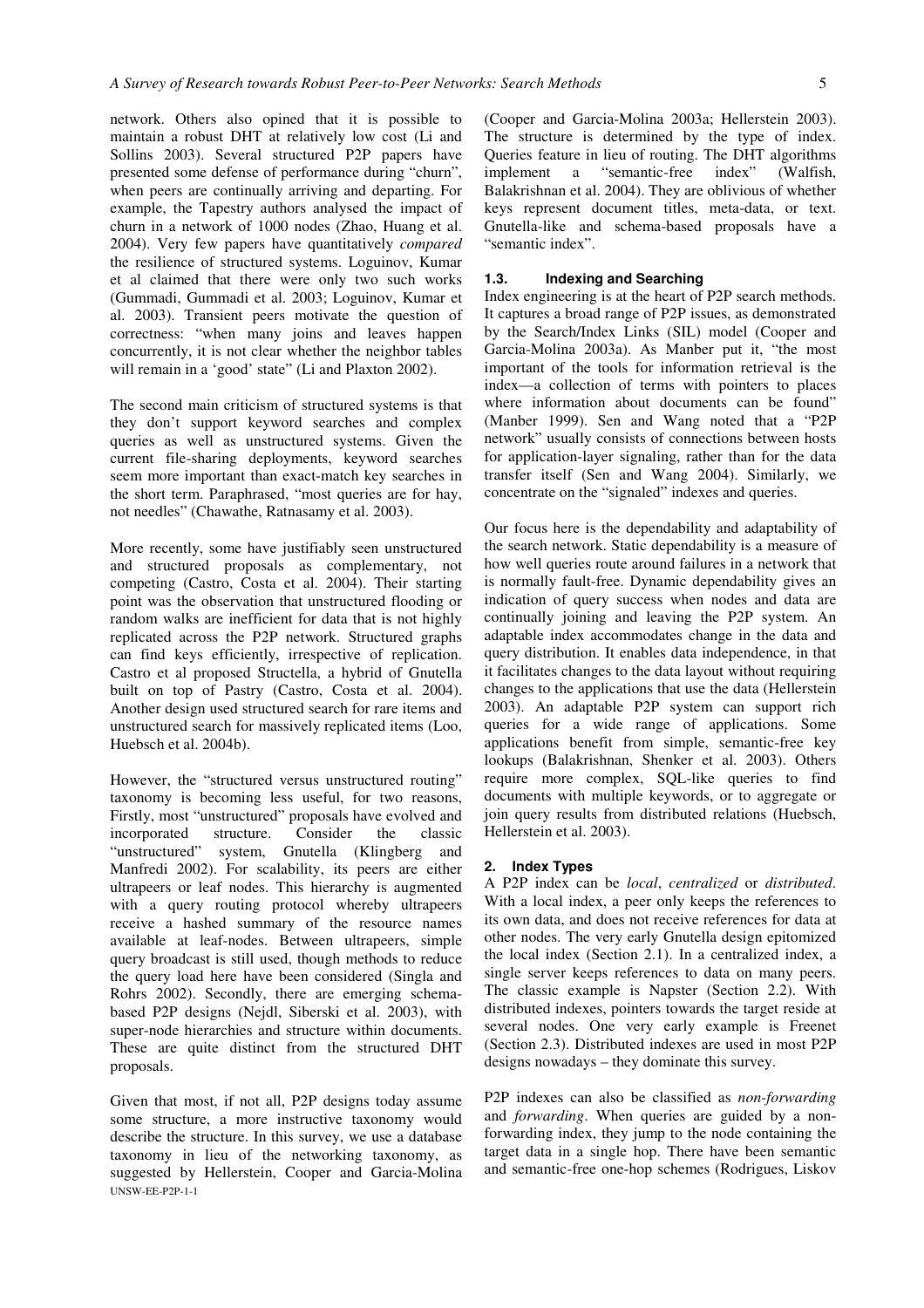network. Others also opined that it is possible to maintain a robust DHT at relatively low cost (Li and Sollins 2003). Several structured P2P papers have presented some defense of performance during "churn", when peers are continually arriving and departing. For example, the Tapestry authors analysed the impact of churn in a network of 1000 nodes (Zhao, Huang et al. 2004). Very few papers have quantitatively *compared* the resilience of structured systems. Loguinov, Kumar et al claimed that there were only two such works (Gummadi, Gummadi et al. 2003; Loguinov, Kumar et al. 2003). Transient peers motivate the question of correctness: "when many joins and leaves happen concurrently, it is not clear whether the neighbor tables will remain in a 'good' state" (Li and Plaxton 2002).

The second main criticism of structured systems is that they don't support keyword searches and complex queries as well as unstructured systems. Given the current file-sharing deployments, keyword searches seem more important than exact-match key searches in the short term. Paraphrased, "most queries are for hay, not needles" (Chawathe, Ratnasamy et al. 2003).

More recently, some have justifiably seen unstructured and structured proposals as complementary, not competing (Castro, Costa et al. 2004). Their starting point was the observation that unstructured flooding or random walks are inefficient for data that is not highly replicated across the P2P network. Structured graphs can find keys efficiently, irrespective of replication. Castro et al proposed Structella, a hybrid of Gnutella built on top of Pastry (Castro, Costa et al. 2004). Another design used structured search for rare items and unstructured search for massively replicated items (Loo, Huebsch et al. 2004b).

However, the "structured versus unstructured routing" taxonomy is becoming less useful, for two reasons, Firstly, most "unstructured" proposals have evolved and incorporated structure. Consider the classic "unstructured" system, Gnutella (Klingberg and Manfredi 2002). For scalability, its peers are either ultrapeers or leaf nodes. This hierarchy is augmented with a query routing protocol whereby ultrapeers receive a hashed summary of the resource names available at leaf-nodes. Between ultrapeers, simple query broadcast is still used, though methods to reduce the query load here have been considered (Singla and Rohrs 2002). Secondly, there are emerging schema-based P2P designs (Nejdl, Siberski et al. 2003), with super-node hierarchies and structure within documents. These are quite distinct from the structured DHT proposals.

Given that most, if not all, P2P designs today assume some structure, a more instructive taxonomy would describe the structure. In this survey, we use a database taxonomy in lieu of the networking taxonomy, as suggested by Hellerstein, Cooper and Garcia-Molina (Cooper and Garcia-Molina 2003a; Hellerstein 2003). The structure is determined by the type of index. Queries feature in lieu of routing. The DHT algorithms implement a "semantic-free index" (Walfish, Balakrishnan et al. 2004). They are oblivious of whether keys represent document titles, meta-data, or text. Gnutella-like and schema-based proposals have a "semantic index".

### 1.3. Indexing and Searching

Index engineering is at the heart of P2P search methods. It captures a broad range of P2P issues, as demonstrated by the Search/Index Links (SIL) model (Cooper and Garcia-Molina 2003a). As Manber put it, "the most important of the tools for information retrieval is the index—a collection of terms with pointers to places where information about documents can be found" (Manber 1999). Sen and Wang noted that a "P2P network" usually consists of connections between hosts for application-layer signaling, rather than for the data transfer itself (Sen and Wang 2004). Similarly, we concentrate on the "signaled" indexes and queries.

Our focus here is the dependability and adaptability of the search network. Static dependability is a measure of how well queries route around failures in a network that is normally fault-free. Dynamic dependability gives an indication of query success when nodes and data are continually joining and leaving the P2P system. An adaptable index accommodates change in the data and query distribution. It enables data independence, in that it facilitates changes to the data layout without requiring changes to the applications that use the data (Hellerstein 2003). An adaptable P2P system can support rich queries for a wide range of applications. Some applications benefit from simple, semantic-free key lookups (Balakrishnan, Shenker et al. 2003). Others require more complex, SQL-like queries to find documents with multiple keywords, or to aggregate or join query results from distributed relations (Huebsch, Hellerstein et al. 2003).

## 2. Index Types

A P2P index can be *local*, *centralized* or *distributed*. With a local index, a peer only keeps the references to its own data, and does not receive references for data at other nodes. The very early Gnutella design epitomized the local index (Section 2.1). In a centralized index, a single server keeps references to data on many peers. The classic example is Napster (Section 2.2). With distributed indexes, pointers towards the target reside at several nodes. One very early example is Freenet (Section 2.3). Distributed indexes are used in most P2P designs nowadays – they dominate this survey.

P2P indexes can also be classified as *non-forwarding* and *forwarding*. When queries are guided by a non-forwarding index, they jump to the node containing the target data in a single hop. There have been semantic and semantic-free one-hop schemes (Rodrigues, Liskov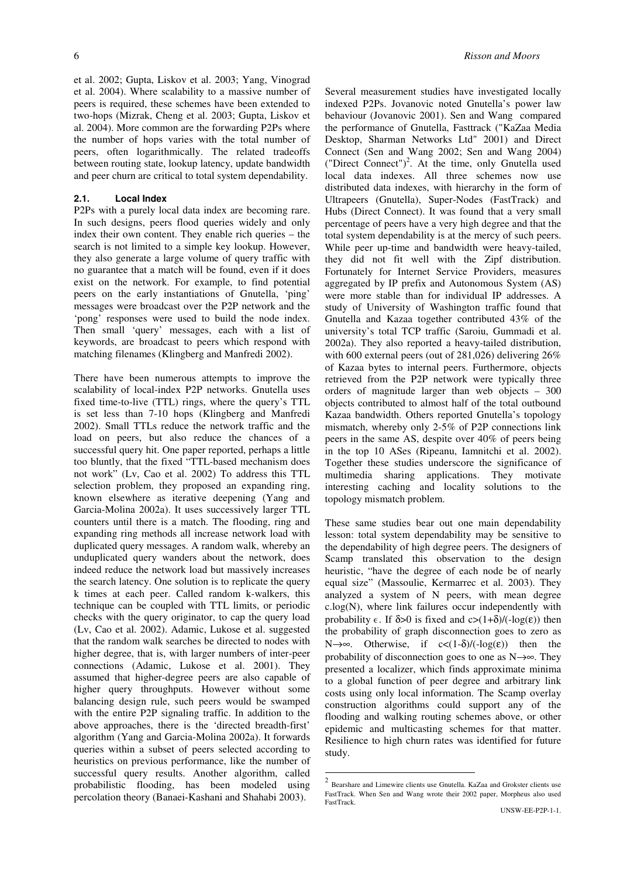et al. 2002; Gupta, Liskov et al. 2003; Yang, Vinograd et al. 2004). Where scalability to a massive number of peers is required, these schemes have been extended to two-hops (Mizrak, Cheng et al. 2003; Gupta, Liskov et al. 2004). More common are the forwarding P2Ps where the number of hops varies with the total number of peers, often logarithmically. The related tradeoffs between routing state, lookup latency, update bandwidth and peer churn are critical to total system dependability.

### 2.1. Local Index

P2Ps with a purely local data index are becoming rare. In such designs, peers flood queries widely and only index their own content. They enable rich queries – the search is not limited to a simple key lookup. However, they also generate a large volume of query traffic with no guarantee that a match will be found, even if it does exist on the network. For example, to find potential peers on the early instantiations of Gnutella, 'ping' messages were broadcast over the P2P network and the 'pong' responses were used to build the node index. Then small 'query' messages, each with a list of keywords, are broadcast to peers which respond with matching filenames (Klingberg and Manfredi 2002).

There have been numerous attempts to improve the scalability of local-index P2P networks. Gnutella uses fixed time-to-live (TTL) rings, where the query's TTL is set less than 7-10 hops (Klingberg and Manfredi 2002). Small TTLs reduce the network traffic and the load on peers, but also reduce the chances of a successful query hit. One paper reported, perhaps a little too bluntly, that the fixed "TTL-based mechanism does not work" (Lv, Cao et al. 2002) To address this TTL selection problem, they proposed an expanding ring, known elsewhere as iterative deepening (Yang and Garcia-Molina 2002a). It uses successively larger TTL counters until there is a match. The flooding, ring and expanding ring methods all increase network load with duplicated query messages. A random walk, whereby an unduplicated query wanders about the network, does indeed reduce the network load but massively increases the search latency. One solution is to replicate the query k times at each peer. Called random k-walkers, this technique can be coupled with TTL limits, or periodic checks with the query originator, to cap the query load (Lv, Cao et al. 2002). Adamic, Lukose et al. suggested that the random walk searches be directed to nodes with higher degree, that is, with larger numbers of inter-peer connections (Adamic, Lukose et al. 2001). They assumed that higher-degree peers are also capable of higher query throughputs. However without some balancing design rule, such peers would be swamped with the entire P2P signaling traffic. In addition to the above approaches, there is the 'directed breadth-first' algorithm (Yang and Garcia-Molina 2002a). It forwards queries within a subset of peers selected according to heuristics on previous performance, like the number of successful query results. Another algorithm, called probabilistic flooding, has been modeled using percolation theory (Banaei-Kashani and Shahabi 2003).

Several measurement studies have investigated locally indexed P2Ps. Jovanovic noted Gnutella's power law behaviour (Jovanovic 2001). Sen and Wang compared the performance of Gnutella, Fasttrack ("KaZaa Media Desktop, Sharman Networks Ltd" 2001) and Direct Connect (Sen and Wang 2002; Sen and Wang 2004) ("Direct Connect")[2]. At the time, only Gnutella used local data indexes. All three schemes now use distributed data indexes, with hierarchy in the form of Ultrapeers (Gnutella), Super-Nodes (FastTrack) and Hubs (Direct Connect). It was found that a very small percentage of peers have a very high degree and that the total system dependability is at the mercy of such peers. While peer up-time and bandwidth were heavy-tailed, they did not fit well with the Zipf distribution. Fortunately for Internet Service Providers, measures aggregated by IP prefix and Autonomous System (AS) were more stable than for individual IP addresses. A study of University of Washington traffic found that Gnutella and Kazaa together contributed 43% of the university's total TCP traffic (Saroiu, Gummadi et al. 2002a). They also reported a heavy-tailed distribution, with 600 external peers (out of 281,026) delivering 26% of Kazaa bytes to internal peers. Furthermore, objects retrieved from the P2P network were typically three orders of magnitude larger than web objects – 300 objects contributed to almost half of the total outbound Kazaa bandwidth. Others reported Gnutella's topology mismatch, whereby only 2-5% of P2P connections link peers in the same AS, despite over 40% of peers being in the top 10 ASes (Ripeanu, Iamnitchi et al. 2002). Together these studies underscore the significance of multimedia sharing applications. They motivate interesting caching and locality solutions to the topology mismatch problem.

These same studies bear out one main dependability lesson: total system dependability may be sensitive to the dependability of high degree peers. The designers of Scamp translated this observation to the design heuristic, "have the degree of each node be of nearly equal size" (Massoulie, Kermarrec et al. 2003). They analyzed a system of N peers, with mean degree $c.\log(N)$, where link failures occur independently with probability $\epsilon$. If $\delta>0$ is fixed and $c>(1+\delta)/(-\log(\varepsilon))$ then the probability of graph disconnection goes to zero as $N\rightarrow\infty$. Otherwise, if $c<(1-\delta)/(-\log(\varepsilon))$ then the probability of disconnection goes to one as $N\rightarrow\infty$. They presented a localizer, which finds approximate minima to a global function of peer degree and arbitrary link costs using only local information. The Scamp overlay construction algorithms could support any of the flooding and walking routing schemes above, or other epidemic and multicasting schemes for that matter. Resilience to high churn rates was identified for future study.

[2] Bearshare and Limewire clients use Gnutella. KaZaa and Grokster clients use FastTrack. When Sen and Wang wrote their 2002 paper, Morpheus also used FastTrack.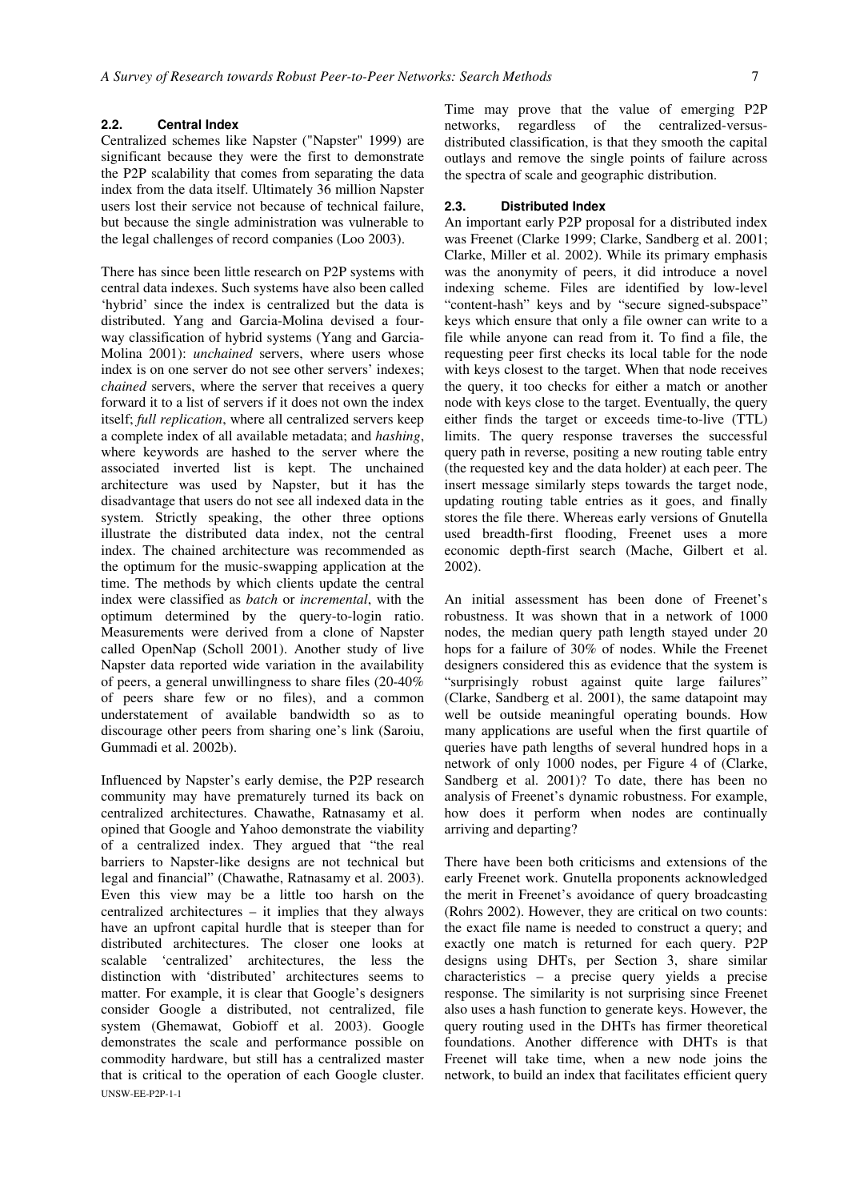### 2.2. Central Index

Centralized schemes like Napster ("Napster" 1999) are significant because they were the first to demonstrate the P2P scalability that comes from separating the data index from the data itself. Ultimately 36 million Napster users lost their service not because of technical failure, but because the single administration was vulnerable to the legal challenges of record companies (Loo 2003).

There has since been little research on P2P systems with central data indexes. Such systems have also been called 'hybrid' since the index is centralized but the data is distributed. Yang and Garcia-Molina devised a four-way classification of hybrid systems (Yang and Garcia-Molina 2001): *unchained* servers, where users whose index is on one server do not see other servers' indexes; *chained* servers, where the server that receives a query forward it to a list of servers if it does not own the index itself; *full replication*, where all centralized servers keep a complete index of all available metadata; and *hashing*, where keywords are hashed to the server where the associated inverted list is kept. The unchained architecture was used by Napster, but it has the disadvantage that users do not see all indexed data in the system. Strictly speaking, the other three options illustrate the distributed data index, not the central index. The chained architecture was recommended as the optimum for the music-swapping application at the time. The methods by which clients update the central index were classified as *batch* or *incremental*, with the optimum determined by the query-to-login ratio. Measurements were derived from a clone of Napster called OpenNap (Scholl 2001). Another study of live Napster data reported wide variation in the availability of peers, a general unwillingness to share files (20-40% of peers share few or no files), and a common understatement of available bandwidth so as to discourage other peers from sharing one's link (Saroiu, Gummadi et al. 2002b).

Influenced by Napster's early demise, the P2P research community may have prematurely turned its back on centralized architectures. Chawathe, Ratnasamy et al. opined that Google and Yahoo demonstrate the viability of a centralized index. They argued that "the real barriers to Napster-like designs are not technical but legal and financial" (Chawathe, Ratnasamy et al. 2003). Even this view may be a little too harsh on the centralized architectures – it implies that they always have an upfront capital hurdle that is steeper than for distributed architectures. The closer one looks at scalable 'centralized' architectures, the less the distinction with 'distributed' architectures seems to matter. For example, it is clear that Google's designers consider Google a distributed, not centralized, file system (Ghemawat, Gobioff et al. 2003). Google demonstrates the scale and performance possible on commodity hardware, but still has a centralized master that is critical to the operation of each Google cluster. Time may prove that the value of emerging P2P networks, regardless of the centralized-versus-distributed classification, is that they smooth the capital outlays and remove the single points of failure across the spectra of scale and geographic distribution.

### 2.3. Distributed Index

An important early P2P proposal for a distributed index was Freenet (Clarke 1999; Clarke, Sandberg et al. 2001; Clarke, Miller et al. 2002). While its primary emphasis was the anonymity of peers, it did introduce a novel indexing scheme. Files are identified by low-level "content-hash" keys and by "secure signed-subspace" keys which ensure that only a file owner can write to a file while anyone can read from it. To find a file, the requesting peer first checks its local table for the node with keys closest to the target. When that node receives the query, it too checks for either a match or another node with keys close to the target. Eventually, the query either finds the target or exceeds time-to-live (TTL) limits. The query response traverses the successful query path in reverse, positing a new routing table entry (the requested key and the data holder) at each peer. The insert message similarly steps towards the target node, updating routing table entries as it goes, and finally stores the file there. Whereas early versions of Gnutella used breadth-first flooding, Freenet uses a more economic depth-first search (Mache, Gilbert et al. 2002).

An initial assessment has been done of Freenet's robustness. It was shown that in a network of 1000 nodes, the median query path length stayed under 20 hops for a failure of 30% of nodes. While the Freenet designers considered this as evidence that the system is "surprisingly robust against quite large failures" (Clarke, Sandberg et al. 2001), the same datapoint may well be outside meaningful operating bounds. How many applications are useful when the first quartile of queries have path lengths of several hundred hops in a network of only 1000 nodes, per Figure 4 of (Clarke, Sandberg et al. 2001)? To date, there has been no analysis of Freenet's dynamic robustness. For example, how does it perform when nodes are continually arriving and departing?

There have been both criticisms and extensions of the early Freenet work. Gnutella proponents acknowledged the merit in Freenet's avoidance of query broadcasting (Rohrs 2002). However, they are critical on two counts: the exact file name is needed to construct a query; and exactly one match is returned for each query. P2P designs using DHTs, per Section 3, share similar characteristics – a precise query yields a precise response. The similarity is not surprising since Freenet also uses a hash function to generate keys. However, the query routing used in the DHTs has firmer theoretical foundations. Another difference with DHTs is that Freenet will take time, when a new node joins the network, to build an index that facilitates efficient query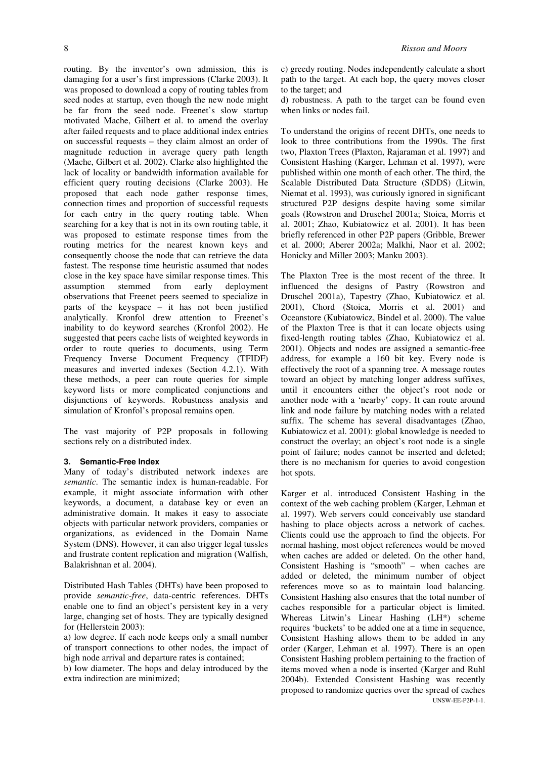routing. By the inventor's own admission, this is damaging for a user's first impressions (Clarke 2003). It was proposed to download a copy of routing tables from seed nodes at startup, even though the new node might be far from the seed node. Freenet's slow startup motivated Mache, Gilbert et al. to amend the overlay after failed requests and to place additional index entries on successful requests – they claim almost an order of magnitude reduction in average query path length (Mache, Gilbert et al. 2002). Clarke also highlighted the lack of locality or bandwidth information available for efficient query routing decisions (Clarke 2003). He proposed that each node gather response times, connection times and proportion of successful requests for each entry in the query routing table. When searching for a key that is not in its own routing table, it was proposed to estimate response times from the routing metrics for the nearest known keys and consequently choose the node that can retrieve the data fastest. The response time heuristic assumed that nodes close in the key space have similar response times. This assumption stemmed from early deployment observations that Freenet peers seemed to specialize in parts of the keyspace – it has not been justified analytically. Kronfol drew attention to Freenet's inability to do keyword searches (Kronfol 2002). He suggested that peers cache lists of weighted keywords in order to route queries to documents, using Term Frequency Inverse Document Frequency (TFIDF) measures and inverted indexes (Section 4.2.1). With these methods, a peer can route queries for simple keyword lists or more complicated conjunctions and disjunctions of keywords. Robustness analysis and simulation of Kronfol's proposal remains open.

The vast majority of P2P proposals in following sections rely on a distributed index.

## 3. Semantic-Free Index

Many of today's distributed network indexes are *semantic*. The semantic index is human-readable. For example, it might associate information with other keywords, a document, a database key or even an administrative domain. It makes it easy to associate objects with particular network providers, companies or organizations, as evidenced in the Domain Name System (DNS). However, it can also trigger legal tussles and frustrate content replication and migration (Walfish, Balakrishnan et al. 2004).

Distributed Hash Tables (DHTs) have been proposed to provide *semantic-free*, data-centric references. DHTs enable one to find an object's persistent key in a very large, changing set of hosts. They are typically designed for (Hellerstein 2003):

a) low degree. If each node keeps only a small number of transport connections to other nodes, the impact of high node arrival and departure rates is contained;

b) low diameter. The hops and delay introduced by the extra indirection are minimized;

c) greedy routing. Nodes independently calculate a short path to the target. At each hop, the query moves closer to the target; and

d) robustness. A path to the target can be found even when links or nodes fail.

To understand the origins of recent DHTs, one needs to look to three contributions from the 1990s. The first two, Plaxton Trees (Plaxton, Rajaraman et al. 1997) and Consistent Hashing (Karger, Lehman et al. 1997), were published within one month of each other. The third, the Scalable Distributed Data Structure (SDDS) (Litwin, Niemat et al. 1993), was curiously ignored in significant structured P2P designs despite having some similar goals (Rowstron and Druschel 2001a; Stoica, Morris et al. 2001; Zhao, Kubiatowicz et al. 2001). It has been briefly referenced in other P2P papers (Gribble, Brewer et al. 2000; Aberer 2002a; Malkhi, Naor et al. 2002; Honicky and Miller 2003; Manku 2003).

The Plaxton Tree is the most recent of the three. It influenced the designs of Pastry (Rowstron and Druschel 2001a), Tapestry (Zhao, Kubiatowicz et al. 2001), Chord (Stoica, Morris et al. 2001) and Oceanstore (Kubiatowicz, Bindel et al. 2000). The value of the Plaxton Tree is that it can locate objects using fixed-length routing tables (Zhao, Kubiatowicz et al. 2001). Objects and nodes are assigned a semantic-free address, for example a 160 bit key. Every node is effectively the root of a spanning tree. A message routes toward an object by matching longer address suffixes, until it encounters either the object's root node or another node with a 'nearby' copy. It can route around link and node failure by matching nodes with a related suffix. The scheme has several disadvantages (Zhao, Kubiatowicz et al. 2001): global knowledge is needed to construct the overlay; an object's root node is a single point of failure; nodes cannot be inserted and deleted; there is no mechanism for queries to avoid congestion hot spots.

Karger et al. introduced Consistent Hashing in the context of the web caching problem (Karger, Lehman et al. 1997). Web servers could conceivably use standard hashing to place objects across a network of caches. Clients could use the approach to find the objects. For normal hashing, most object references would be moved when caches are added or deleted. On the other hand, Consistent Hashing is "smooth" – when caches are added or deleted, the minimum number of object references move so as to maintain load balancing. Consistent Hashing also ensures that the total number of caches responsible for a particular object is limited. Whereas Litwin's Linear Hashing (LH*) scheme requires 'buckets' to be added one at a time in sequence, Consistent Hashing allows them to be added in any order (Karger, Lehman et al. 1997). There is an open Consistent Hashing problem pertaining to the fraction of items moved when a node is inserted (Karger and Ruhl 2004b). Extended Consistent Hashing was recently proposed to randomize queries over the spread of caches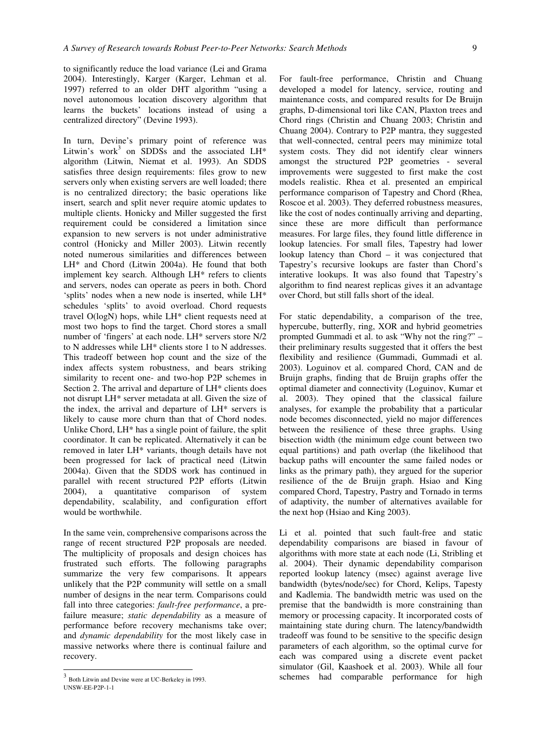to significantly reduce the load variance (Lei and Grama 2004). Interestingly, Karger (Karger, Lehman et al. 1997) referred to an older DHT algorithm "using a novel autonomous location discovery algorithm that learns the buckets' locations instead of using a centralized directory" (Devine 1993).

In turn, Devine's primary point of reference was Litwin's work[3] on SDDSs and the associated LH* algorithm (Litwin, Niemat et al. 1993). An SDDS satisfies three design requirements: files grow to new servers only when existing servers are well loaded; there is no centralized directory; the basic operations like insert, search and split never require atomic updates to multiple clients. Honicky and Miller suggested the first requirement could be considered a limitation since expansion to new servers is not under administrative control (Honicky and Miller 2003). Litwin recently noted numerous similarities and differences between LH* and Chord (Litwin 2004a). He found that both implement key search. Although LH* refers to clients and servers, nodes can operate as peers in both. Chord 'splits' nodes when a new node is inserted, while LH* schedules 'splits' to avoid overload. Chord requests travel O(logN) hops, while LH* client requests need at most two hops to find the target. Chord stores a small number of 'fingers' at each node. LH* servers store N/2 to N addresses while LH* clients store 1 to N addresses. This tradeoff between hop count and the size of the index affects system robustness, and bears striking similarity to recent one- and two-hop P2P schemes in Section 2. The arrival and departure of LH* clients does not disrupt LH* server metadata at all. Given the size of the index, the arrival and departure of LH* servers is likely to cause more churn than that of Chord nodes. Unlike Chord, LH* has a single point of failure, the split coordinator. It can be replicated. Alternatively it can be removed in later LH* variants, though details have not been progressed for lack of practical need (Litwin 2004a). Given that the SDDS work has continued in parallel with recent structured P2P efforts (Litwin 2004), a quantitative comparison of system dependability, scalability, and configuration effort would be worthwhile.

In the same vein, comprehensive comparisons across the range of recent structured P2P proposals are needed. The multiplicity of proposals and design choices has frustrated such efforts. The following paragraphs summarize the very few comparisons. It appears unlikely that the P2P community will settle on a small number of designs in the near term. Comparisons could fall into three categories: *fault-free performance*, a pre-failure measure; *static dependability* as a measure of performance before recovery mechanisms take over; and *dynamic dependability* for the most likely case in massive networks where there is continual failure and recovery.

For fault-free performance, Christin and Chuang developed a model for latency, service, routing and maintenance costs, and compared results for De Bruijn graphs, D-dimensional tori like CAN, Plaxton trees and Chord rings (Christin and Chuang 2003; Christin and Chuang 2004). Contrary to P2P mantra, they suggested that well-connected, central peers may minimize total system costs. They did not identify clear winners amongst the structured P2P geometries - several improvements were suggested to first make the cost models realistic. Rhea et al. presented an empirical performance comparison of Tapestry and Chord (Rhea, Roscoe et al. 2003). They deferred robustness measures, like the cost of nodes continually arriving and departing, since these are more difficult than performance measures. For large files, they found little difference in lookup latencies. For small files, Tapestry had lower lookup latency than Chord – it was conjectured that Tapestry's recursive lookups are faster than Chord's interative lookups. It was also found that Tapestry's algorithm to find nearest replicas gives it an advantage over Chord, but still falls short of the ideal.

For static dependability, a comparison of the tree, hypercube, butterfly, ring, XOR and hybrid geometries prompted Gummadi et al. to ask "Why not the ring?" – their preliminary results suggested that it offers the best flexibility and resilience (Gummadi, Gummadi et al. 2003). Loguinov et al. compared Chord, CAN and de Bruijn graphs, finding that de Bruijn graphs offer the optimal diameter and connectivity (Loguinov, Kumar et al. 2003). They opined that the classical failure analyses, for example the probability that a particular node becomes disconnected, yield no major differences between the resilience of these three graphs. Using bisection width (the minimum edge count between two equal partitions) and path overlap (the likelihood that backup paths will encounter the same failed nodes or links as the primary path), they argued for the superior resilience of the de Bruijn graph. Hsiao and King compared Chord, Tapestry, Pastry and Tornado in terms of adaptivity, the number of alternatives available for the next hop (Hsiao and King 2003).

Li et al. pointed that such fault-free and static dependability comparisons are biased in favour of algorithms with more state at each node (Li, Stribling et al. 2004). Their dynamic dependability comparison reported lookup latency (msec) against average live bandwidth (bytes/node/sec) for Chord, Kelips, Tapesty and Kadlemia. The bandwidth metric was used on the premise that the bandwidth is more constraining than memory or processing capacity. It incorporated costs of maintaining state during churn. The latency/bandwidth tradeoff was found to be sensitive to the specific design parameters of each algorithm, so the optimal curve for each was compared using a discrete event packet simulator (Gil, Kaashoek et al. 2003). While all four schemes had comparable performance for high

[3] Both Litwin and Devine were at UC-Berkeley in 1993.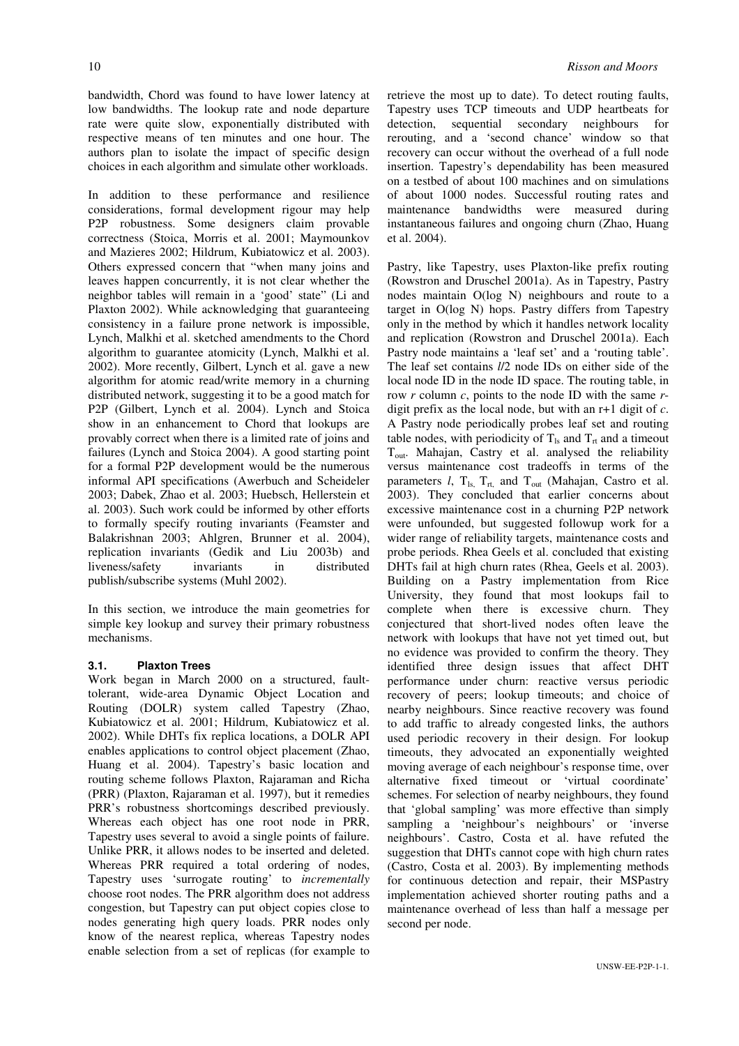bandwidth, Chord was found to have lower latency at low bandwidths. The lookup rate and node departure rate were quite slow, exponentially distributed with respective means of ten minutes and one hour. The authors plan to isolate the impact of specific design choices in each algorithm and simulate other workloads.

In addition to these performance and resilience considerations, formal development rigour may help P2P robustness. Some designers claim provable correctness (Stoica, Morris et al. 2001; Maymounkov and Mazieres 2002; Hildrum, Kubiatowicz et al. 2003). Others expressed concern that "when many joins and leaves happen concurrently, it is not clear whether the neighbor tables will remain in a 'good' state" (Li and Plaxton 2002). While acknowledging that guaranteeing consistency in a failure prone network is impossible, Lynch, Malkhi et al. sketched amendments to the Chord algorithm to guarantee atomicity (Lynch, Malkhi et al. 2002). More recently, Gilbert, Lynch et al. gave a new algorithm for atomic read/write memory in a churning distributed network, suggesting it to be a good match for P2P (Gilbert, Lynch et al. 2004). Lynch and Stoica show in an enhancement to Chord that lookups are provably correct when there is a limited rate of joins and failures (Lynch and Stoica 2004). A good starting point for a formal P2P development would be the numerous informal API specifications (Awerbuch and Scheideler 2003; Dabek, Zhao et al. 2003; Huebsch, Hellerstein et al. 2003). Such work could be informed by other efforts to formally specify routing invariants (Feamster and Balakrishnan 2003; Ahlgren, Brunner et al. 2004), replication invariants (Gedik and Liu 2003b) and liveness/safety invariants in distributed publish/subscribe systems (Muhl 2002).

In this section, we introduce the main geometries for simple key lookup and survey their primary robustness mechanisms.

### 3.1. Plaxton Trees

Work began in March 2000 on a structured, fault-tolerant, wide-area Dynamic Object Location and Routing (DOLR) system called Tapestry (Zhao, Kubiatowicz et al. 2001; Hildrum, Kubiatowicz et al. 2002). While DHTs fix replica locations, a DOLR API enables applications to control object placement (Zhao, Huang et al. 2004). Tapestry's basic location and routing scheme follows Plaxton, Rajaraman and Richa (PRR) (Plaxton, Rajaraman et al. 1997), but it remedies PRR's robustness shortcomings described previously. Whereas each object has one root node in PRR, Tapestry uses several to avoid a single points of failure. Unlike PRR, it allows nodes to be inserted and deleted. Whereas PRR required a total ordering of nodes, Tapestry uses 'surrogate routing' to *incrementally* choose root nodes. The PRR algorithm does not address congestion, but Tapestry can put object copies close to nodes generating high query loads. PRR nodes only know of the nearest replica, whereas Tapestry nodes enable selection from a set of replicas (for example to retrieve the most up to date). To detect routing faults, Tapestry uses TCP timeouts and UDP heartbeats for detection, sequential secondary neighbours for rerouting, and a 'second chance' window so that recovery can occur without the overhead of a full node insertion. Tapestry's dependability has been measured on a testbed of about 100 machines and on simulations of about 1000 nodes. Successful routing rates and maintenance bandwidths were measured during instantaneous failures and ongoing churn (Zhao, Huang et al. 2004).

Pastry, like Tapestry, uses Plaxton-like prefix routing (Rowstron and Druschel 2001a). As in Tapestry, Pastry nodes maintain O(log N) neighbours and route to a target in O(log N) hops. Pastry differs from Tapestry only in the method by which it handles network locality and replication (Rowstron and Druschel 2001a). Each Pastry node maintains a 'leaf set' and a 'routing table'. The leaf set contains $l/2$ node IDs on either side of the local node ID in the node ID space. The routing table, in row $r$ column $c$, points to the node ID with the same $r$-digit prefix as the local node, but with an $r+1$ digit of $c$. A Pastry node periodically probes leaf set and routing table nodes, with periodicity of $T_{ls}$ and $T_{rt}$ and a timeout $T_{out}$. Mahajan, Castry et al. analysed the reliability versus maintenance cost tradeoffs in terms of the parameters $l$, $T_{ls}$, $T_{rt}$, and $T_{out}$ (Mahajan, Castro et al. 2003). They concluded that earlier concerns about excessive maintenance cost in a churning P2P network were unfounded, but suggested followup work for a wider range of reliability targets, maintenance costs and probe periods. Rhea Geels et al. concluded that existing DHTs fail at high churn rates (Rhea, Geels et al. 2003). Building on a Pastry implementation from Rice University, they found that most lookups fail to complete when there is excessive churn. They conjectured that short-lived nodes often leave the network with lookups that have not yet timed out, but no evidence was provided to confirm the theory. They identified three design issues that affect DHT performance under churn: reactive versus periodic recovery of peers; lookup timeouts; and choice of nearby neighbours. Since reactive recovery was found to add traffic to already congested links, the authors used periodic recovery in their design. For lookup timeouts, they advocated an exponentially weighted moving average of each neighbour's response time, over alternative fixed timeout or 'virtual coordinate' schemes. For selection of nearby neighbours, they found that 'global sampling' was more effective than simply sampling a 'neighbour's neighbours' or 'inverse neighbours'. Castro, Costa et al. have refuted the suggestion that DHTs cannot cope with high churn rates (Castro, Costa et al. 2003). By implementing methods for continuous detection and repair, their MSPastry implementation achieved shorter routing paths and a maintenance overhead of less than half a message per second per node.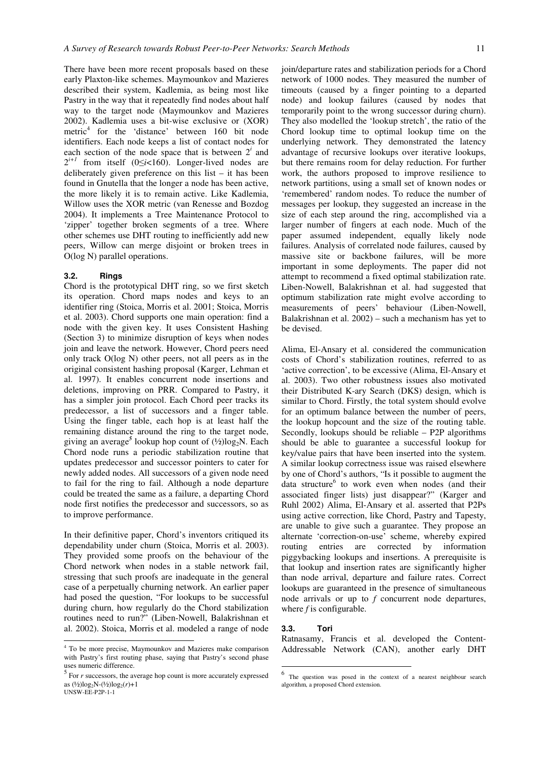There have been more recent proposals based on these early Plaxton-like schemes. Maymounkov and Mazieres described their system, Kadlemia, as being most like Pastry in the way that it repeatedly find nodes about half way to the target node (Maymounkov and Mazieres 2002). Kadlemia uses a bit-wise exclusive or (XOR) metric[4] for the 'distance' between 160 bit node identifiers. Each node keeps a list of contact nodes for each section of the node space that is between $2^i$ and $2^{i+1}$ from itself ($0 \leq i < 160$). Longer-lived nodes are deliberately given preference on this list – it has been found in Gnutella that the longer a node has been active, the more likely it is to remain active. Like Kadlemia, Willow uses the XOR metric (van Renesse and Bozdog 2004). It implements a Tree Maintenance Protocol to 'zipper' together broken segments of a tree. Where other schemes use DHT routing to inefficiently add new peers, Willow can merge disjoint or broken trees in O(log N) parallel operations.

### 3.2. Rings

Chord is the prototypical DHT ring, so we first sketch its operation. Chord maps nodes and keys to an identifier ring (Stoica, Morris et al. 2001; Stoica, Morris et al. 2003). Chord supports one main operation: find a node with the given key. It uses Consistent Hashing (Section 3) to minimize disruption of keys when nodes join and leave the network. However, Chord peers need only track O(log N) other peers, not all peers as in the original consistent hashing proposal (Karger, Lehman et al. 1997). It enables concurrent node insertions and deletions, improving on PRR. Compared to Pastry, it has a simpler join protocol. Each Chord peer tracks its predecessor, a list of successors and a finger table. Using the finger table, each hop is at least half the remaining distance around the ring to the target node, giving an average[5] lookup hop count of $(½)\log_2 N$. Each Chord node runs a periodic stabilization routine that updates predecessor and successor pointers to cater for newly added nodes. All successors of a given node need to fail for the ring to fail. Although a node departure could be treated the same as a failure, a departing Chord node first notifies the predecessor and successors, so as to improve performance.

In their definitive paper, Chord's inventors critiqued its dependability under churn (Stoica, Morris et al. 2003). They provided some proofs on the behaviour of the Chord network when nodes in a stable network fail, stressing that such proofs are inadequate in the general case of a perpetually churning network. An earlier paper had posed the question, "For lookups to be successful during churn, how regularly do the Chord stabilization routines need to run?" (Liben-Nowell, Balakrishnan et al. 2002). Stoica, Morris et al. modeled a range of node join/departure rates and stabilization periods for a Chord network of 1000 nodes. They measured the number of timeouts (caused by a finger pointing to a departed node) and lookup failures (caused by nodes that temporarily point to the wrong successor during churn). They also modelled the 'lookup stretch', the ratio of the Chord lookup time to optimal lookup time on the underlying network. They demonstrated the latency advantage of recursive lookups over iterative lookups, but there remains room for delay reduction. For further work, the authors proposed to improve resilience to network partitions, using a small set of known nodes or 'remembered' random nodes. To reduce the number of messages per lookup, they suggested an increase in the size of each step around the ring, accomplished via a larger number of fingers at each node. Much of the paper assumed independent, equally likely node failures. Analysis of correlated node failures, caused by massive site or backbone failures, will be more important in some deployments. The paper did not attempt to recommend a fixed optimal stabilization rate. Liben-Nowell, Balakrishnan et al. had suggested that optimum stabilization rate might evolve according to measurements of peers' behaviour (Liben-Nowell, Balakrishnan et al. 2002) – such a mechanism has yet to be devised.

Alima, El-Ansary et al. considered the communication costs of Chord's stabilization routines, referred to as 'active correction', to be excessive (Alima, El-Ansary et al. 2003). Two other robustness issues also motivated their Distributed K-ary Search (DKS) design, which is similar to Chord. Firstly, the total system should evolve for an optimum balance between the number of peers, the lookup hopcount and the size of the routing table. Secondly, lookups should be reliable – P2P algorithms should be able to guarantee a successful lookup for key/value pairs that have been inserted into the system. A similar lookup correctness issue was raised elsewhere by one of Chord's authors, "Is it possible to augment the data structure[6] to work even when nodes (and their associated finger lists) just disappear?" (Karger and Ruhl 2002) Alima, El-Ansary et al. asserted that P2Ps using active correction, like Chord, Pastry and Tapesty, are unable to give such a guarantee. They propose an alternate 'correction-on-use' scheme, whereby expired routing entries are corrected by information piggybacking lookups and insertions. A prerequisite is that lookup and insertion rates are significantly higher than node arrival, departure and failure rates. Correct lookups are guaranteed in the presence of simultaneous node arrivals or up to $f$ concurrent node departures, where $f$ is configurable.

### 3.3. Tori

Ratnasamy, Francis et al. developed the Content-Addressable Network (CAN), another early DHT

---

[4] To be more precise, Maymounkov and Mazieres make comparison with Pastry's first routing phase, saying that Pastry's second phase uses numeric difference.

[5] For $r$ successors, the average hop count is more accurately expressed as $(½)\log_2 N-(½)\log_2(r)+1$

[6] The question was posed in the context of a nearest neighbour search algorithm, a proposed Chord extension.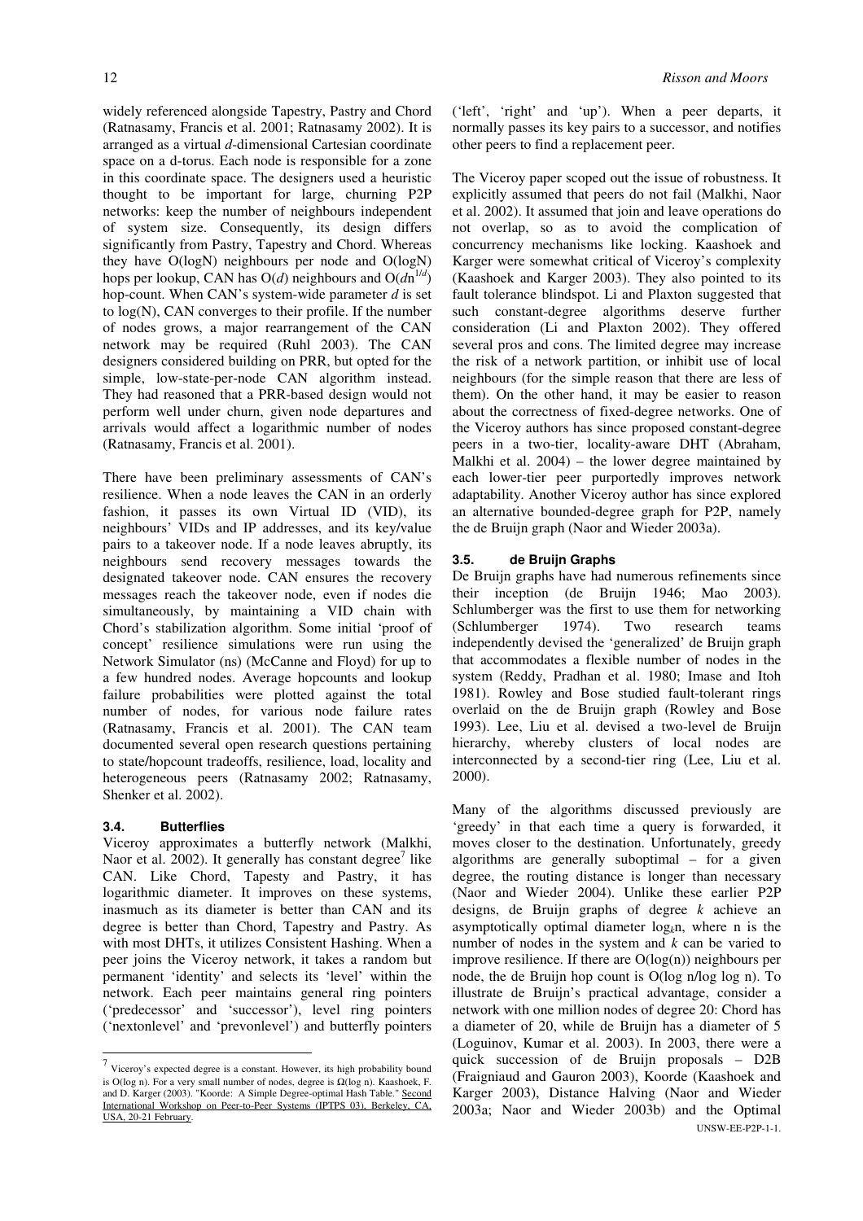widely referenced alongside Tapestry, Pastry and Chord (Ratnasamy, Francis et al. 2001; Ratnasamy 2002). It is arranged as a virtual *d*-dimensional Cartesian coordinate space on a d-torus. Each node is responsible for a zone in this coordinate space. The designers used a heuristic thought to be important for large, churning P2P networks: keep the number of neighbours independent of system size. Consequently, its design differs significantly from Pastry, Tapestry and Chord. Whereas they have O(logN) neighbours per node and O(logN) hops per lookup, CAN has O($d$) neighbours and O($dn^{1/d}$) hop-count. When CAN's system-wide parameter $d$ is set to log(N), CAN converges to their profile. If the number of nodes grows, a major rearrangement of the CAN network may be required (Ruhl 2003). The CAN designers considered building on PRR, but opted for the simple, low-state-per-node CAN algorithm instead. They had reasoned that a PRR-based design would not perform well under churn, given node departures and arrivals would affect a logarithmic number of nodes (Ratnasamy, Francis et al. 2001).

There have been preliminary assessments of CAN's resilience. When a node leaves the CAN in an orderly fashion, it passes its own Virtual ID (VID), its neighbours' VIDs and IP addresses, and its key/value pairs to a takeover node. If a node leaves abruptly, its neighbours send recovery messages towards the designated takeover node. CAN ensures the recovery messages reach the takeover node, even if nodes die simultaneously, by maintaining a VID chain with Chord's stabilization algorithm. Some initial 'proof of concept' resilience simulations were run using the Network Simulator (ns) (McCanne and Floyd) for up to a few hundred nodes. Average hopcounts and lookup failure probabilities were plotted against the total number of nodes, for various node failure rates (Ratnasamy, Francis et al. 2001). The CAN team documented several open research questions pertaining to state/hopcount tradeoffs, resilience, load, locality and heterogeneous peers (Ratnasamy 2002; Ratnasamy, Shenker et al. 2002).

### 3.4. Butterflies

Viceroy approximates a butterfly network (Malkhi, Naor et al. 2002). It generally has constant degree[7] like CAN. Like Chord, Tapesty and Pastry, it has logarithmic diameter. It improves on these systems, inasmuch as its diameter is better than CAN and its degree is better than Chord, Tapestry and Pastry. As with most DHTs, it utilizes Consistent Hashing. When a peer joins the Viceroy network, it takes a random but permanent 'identity' and selects its 'level' within the network. Each peer maintains general ring pointers ('predecessor' and 'successor'), level ring pointers ('nextonlevel' and 'prevonlevel') and butterfly pointers ('left', 'right' and 'up'). When a peer departs, it normally passes its key pairs to a successor, and notifies other peers to find a replacement peer.

The Viceroy paper scoped out the issue of robustness. It explicitly assumed that peers do not fail (Malkhi, Naor et al. 2002). It assumed that join and leave operations do not overlap, so as to avoid the complication of concurrency mechanisms like locking. Kaashoek and Karger were somewhat critical of Viceroy's complexity (Kaashoek and Karger 2003). They also pointed to its fault tolerance blindspot. Li and Plaxton suggested that such constant-degree algorithms deserve further consideration (Li and Plaxton 2002). They offered several pros and cons. The limited degree may increase the risk of a network partition, or inhibit use of local neighbours (for the simple reason that there are less of them). On the other hand, it may be easier to reason about the correctness of fixed-degree networks. One of the Viceroy authors has since proposed constant-degree peers in a two-tier, locality-aware DHT (Abraham, Malkhi et al. 2004) – the lower degree maintained by each lower-tier peer purportedly improves network adaptability. Another Viceroy author has since explored an alternative bounded-degree graph for P2P, namely the de Bruijn graph (Naor and Wieder 2003a).

### 3.5. de Bruijn Graphs

De Bruijn graphs have had numerous refinements since their inception (de Bruijn 1946; Mao 2003). Schlumberger was the first to use them for networking (Schlumberger 1974). Two research teams independently devised the 'generalized' de Bruijn graph that accommodates a flexible number of nodes in the system (Reddy, Pradhan et al. 1980; Imase and Itoh 1981). Rowley and Bose studied fault-tolerant rings overlaid on the de Bruijn graph (Rowley and Bose 1993). Lee, Liu et al. devised a two-level de Bruijn hierarchy, whereby clusters of local nodes are interconnected by a second-tier ring (Lee, Liu et al. 2000).

Many of the algorithms discussed previously are 'greedy' in that each time a query is forwarded, it moves closer to the destination. Unfortunately, greedy algorithms are generally suboptimal – for a given degree, the routing distance is longer than necessary (Naor and Wieder 2004). Unlike these earlier P2P designs, de Bruijn graphs of degree $k$ achieve an asymptotically optimal diameter $\log_k n$, where n is the number of nodes in the system and $k$ can be varied to improve resilience. If there are O(log(n)) neighbours per node, the de Bruijn hop count is O(log n/log log n). To illustrate de Bruijn's practical advantage, consider a network with one million nodes of degree 20: Chord has a diameter of 20, while de Bruijn has a diameter of 5 (Loguinov, Kumar et al. 2003). In 2003, there were a quick succession of de Bruijn proposals – D2B (Fraigniaud and Gauron 2003), Koorde (Kaashoek and Karger 2003), Distance Halving (Naor and Wieder 2003a; Naor and Wieder 2003b) and the Optimal

[7] Viceroy's expected degree is a constant. However, its high probability bound is O(log n). For a very small number of nodes, degree is $\Omega$(log n). Kaashoek, F. and D. Karger (2003). "Koorde: A Simple Degree-optimal Hash Table." Second International Workshop on Peer-to-Peer Systems (IPTPS 03), Berkeley, CA, USA, 20-21 February.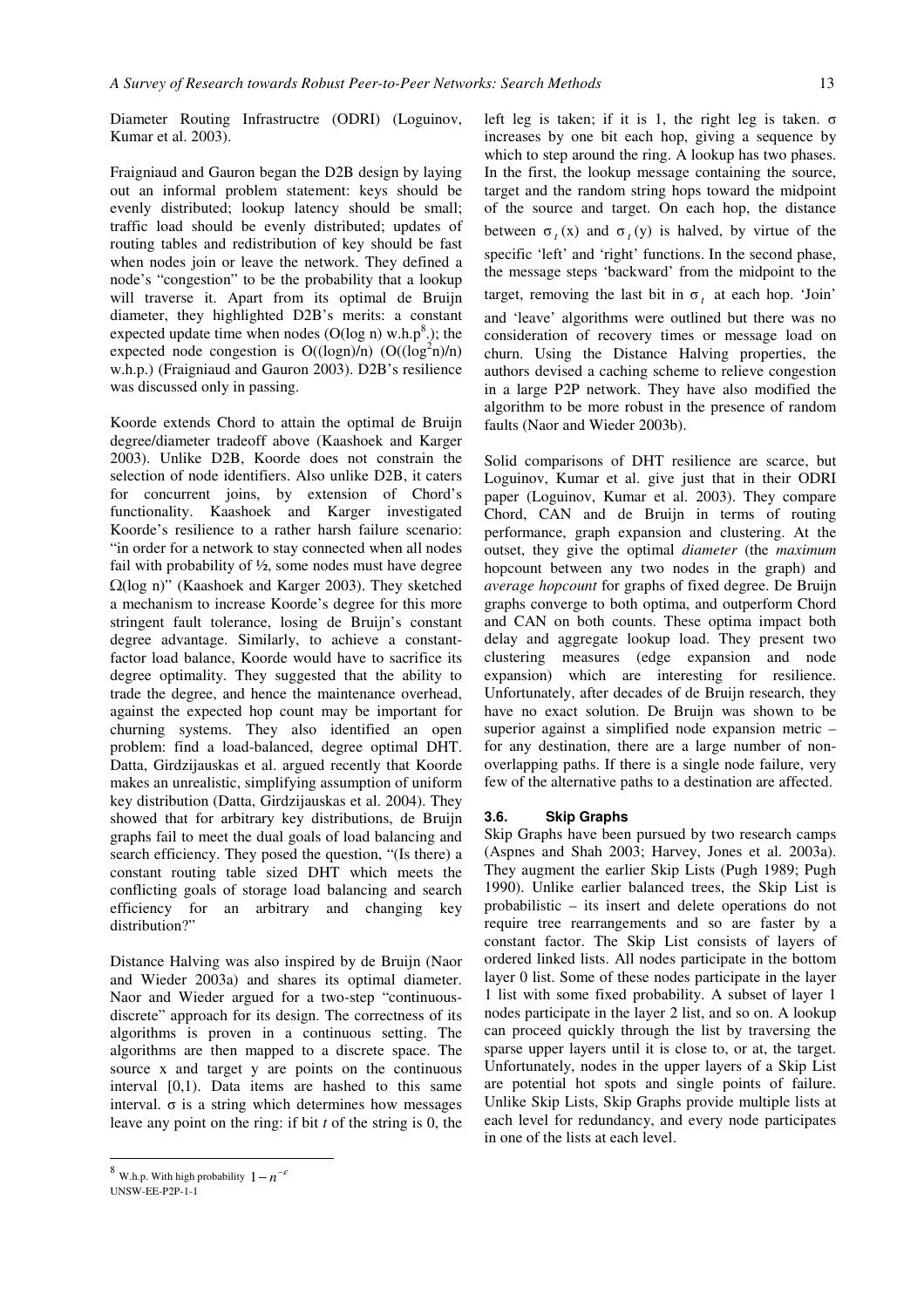Diameter Routing Infrastructre (ODRI) (Loguinov, Kumar et al. 2003).

Fraigniaud and Gauron began the D2B design by laying out an informal problem statement: keys should be evenly distributed; lookup latency should be small; traffic load should be evenly distributed; updates of routing tables and redistribution of key should be fast when nodes join or leave the network. They defined a node's "congestion" to be the probability that a lookup will traverse it. Apart from its optimal de Bruijn diameter, they highlighted D2B's merits: a constant expected update time when nodes (O(log n) w.h.p[8].); the expected node congestion is O((logn)/n) ($O((\log^2 n)/n)$ w.h.p.) (Fraigniaud and Gauron 2003). D2B's resilience was discussed only in passing.

Koorde extends Chord to attain the optimal de Bruijn degree/diameter tradeoff above (Kaashoek and Karger 2003). Unlike D2B, Koorde does not constrain the selection of node identifiers. Also unlike D2B, it caters for concurrent joins, by extension of Chord's functionality. Kaashoek and Karger investigated Koorde's resilience to a rather harsh failure scenario: "in order for a network to stay connected when all nodes fail with probability of ½, some nodes must have degree $\Omega(\log n)$" (Kaashoek and Karger 2003). They sketched a mechanism to increase Koorde's degree for this more stringent fault tolerance, losing de Bruijn's constant degree advantage. Similarly, to achieve a constant-factor load balance, Koorde would have to sacrifice its degree optimality. They suggested that the ability to trade the degree, and hence the maintenance overhead, against the expected hop count may be important for churning systems. They also identified an open problem: find a load-balanced, degree optimal DHT. Datta, Girdzijauskas et al. argued recently that Koorde makes an unrealistic, simplifying assumption of uniform key distribution (Datta, Girdzijauskas et al. 2004). They showed that for arbitrary key distributions, de Bruijn graphs fail to meet the dual goals of load balancing and search efficiency. They posed the question, "(Is there) a constant routing table sized DHT which meets the conflicting goals of storage load balancing and search efficiency for an arbitrary and changing key distribution?"

Distance Halving was also inspired by de Bruijn (Naor and Wieder 2003a) and shares its optimal diameter. Naor and Wieder argued for a two-step "continuous-discrete" approach for its design. The correctness of its algorithms is proven in a continuous setting. The algorithms are then mapped to a discrete space. The source x and target y are points on the continuous interval [0,1). Data items are hashed to this same interval. $\sigma$ is a string which determines how messages leave any point on the ring: if bit *t* of the string is 0, the left leg is taken; if it is 1, the right leg is taken. $\sigma$ increases by one bit each hop, giving a sequence by which to step around the ring. A lookup has two phases. In the first, the lookup message containing the source, target and the random string hops toward the midpoint of the source and target. On each hop, the distance between $\sigma_t(x)$ and $\sigma_t(y)$ is halved, by virtue of the specific 'left' and 'right' functions. In the second phase, the message steps 'backward' from the midpoint to the target, removing the last bit in $\sigma_t$ at each hop. 'Join' and 'leave' algorithms were outlined but there was no consideration of recovery times or message load on churn. Using the Distance Halving properties, the authors devised a caching scheme to relieve congestion in a large P2P network. They have also modified the algorithm to be more robust in the presence of random faults (Naor and Wieder 2003b).

Solid comparisons of DHT resilience are scarce, but Loguinov, Kumar et al. give just that in their ODRI paper (Loguinov, Kumar et al. 2003). They compare Chord, CAN and de Bruijn in terms of routing performance, graph expansion and clustering. At the outset, they give the optimal *diameter* (the *maximum* hopcount between any two nodes in the graph) and *average hopcount* for graphs of fixed degree. De Bruijn graphs converge to both optima, and outperform Chord and CAN on both counts. These optima impact both delay and aggregate lookup load. They present two clustering measures (edge expansion and node expansion) which are interesting for resilience. Unfortunately, after decades of de Bruijn research, they have no exact solution. De Bruijn was shown to be superior against a simplified node expansion metric – for any destination, there are a large number of non-overlapping paths. If there is a single node failure, very few of the alternative paths to a destination are affected.

### 3.6. Skip Graphs

Skip Graphs have been pursued by two research camps (Aspnes and Shah 2003; Harvey, Jones et al. 2003a). They augment the earlier Skip Lists (Pugh 1989; Pugh 1990). Unlike earlier balanced trees, the Skip List is probabilistic – its insert and delete operations do not require tree rearrangements and so are faster by a constant factor. The Skip List consists of layers of ordered linked lists. All nodes participate in the bottom layer 0 list. Some of these nodes participate in the layer 1 list with some fixed probability. A subset of layer 1 nodes participate in the layer 2 list, and so on. A lookup can proceed quickly through the list by traversing the sparse upper layers until it is close to, or at, the target. Unfortunately, nodes in the upper layers of a Skip List are potential hot spots and single points of failure. Unlike Skip Lists, Skip Graphs provide multiple lists at each level for redundancy, and every node participates in one of the lists at each level.

---

[8] W.h.p. With high probability $1 - n^{-\varepsilon}$

UNSW-EE-P2P-1-1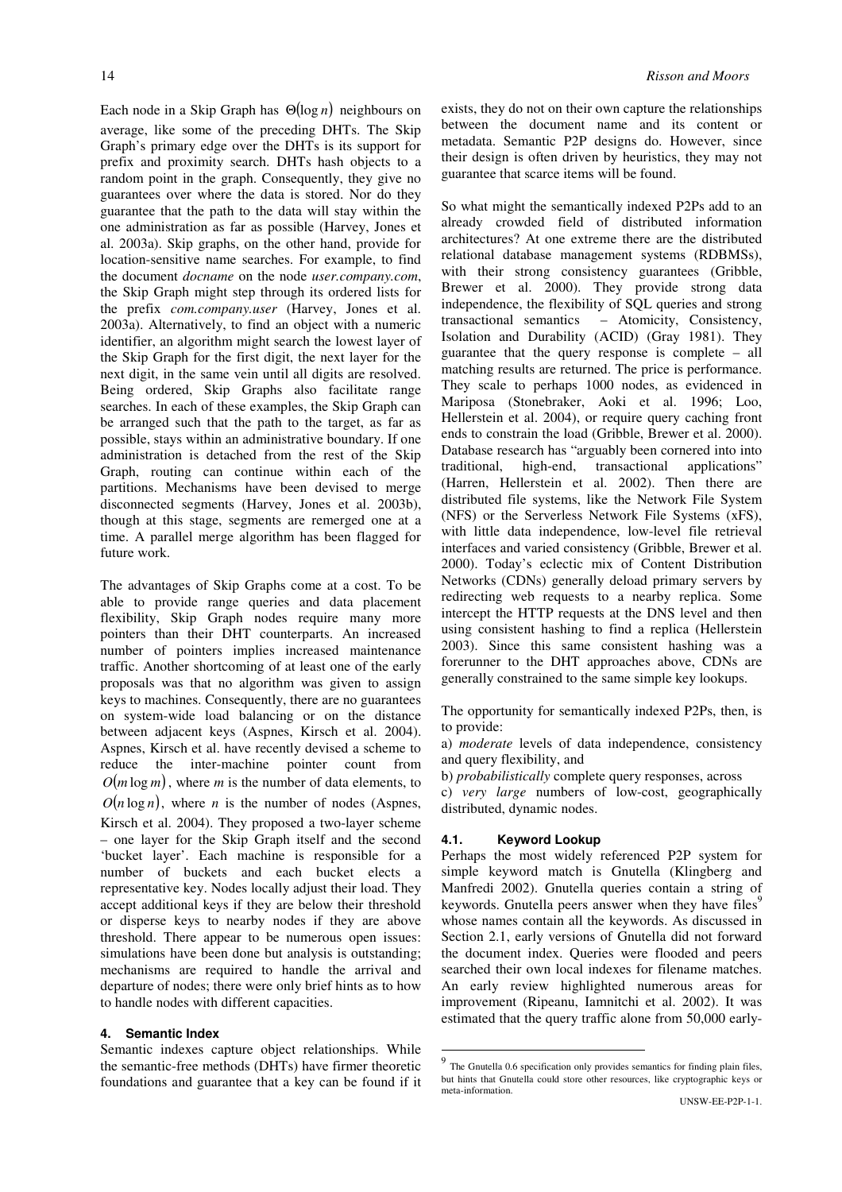Each node in a Skip Graph has $\Theta(\log n)$ neighbours on average, like some of the preceding DHTs. The Skip Graph's primary edge over the DHTs is its support for prefix and proximity search. DHTs hash objects to a random point in the graph. Consequently, they give no guarantees over where the data is stored. Nor do they guarantee that the path to the data will stay within the one administration as far as possible (Harvey, Jones et al. 2003a). Skip graphs, on the other hand, provide for location-sensitive name searches. For example, to find the document *docname* on the node *user.company.com*, the Skip Graph might step through its ordered lists for the prefix *com.company.user* (Harvey, Jones et al. 2003a). Alternatively, to find an object with a numeric identifier, an algorithm might search the lowest layer of the Skip Graph for the first digit, the next layer for the next digit, in the same vein until all digits are resolved. Being ordered, Skip Graphs also facilitate range searches. In each of these examples, the Skip Graph can be arranged such that the path to the target, as far as possible, stays within an administrative boundary. If one administration is detached from the rest of the Skip Graph, routing can continue within each of the partitions. Mechanisms have been devised to merge disconnected segments (Harvey, Jones et al. 2003b), though at this stage, segments are remerged one at a time. A parallel merge algorithm has been flagged for future work.

The advantages of Skip Graphs come at a cost. To be able to provide range queries and data placement flexibility, Skip Graph nodes require many more pointers than their DHT counterparts. An increased number of pointers implies increased maintenance traffic. Another shortcoming of at least one of the early proposals was that no algorithm was given to assign keys to machines. Consequently, there are no guarantees on system-wide load balancing or on the distance between adjacent keys (Aspnes, Kirsch et al. 2004). Aspnes, Kirsch et al. have recently devised a scheme to reduce the inter-machine pointer count from $O(m \log m)$, where *m* is the number of data elements, to $O(n \log n)$, where *n* is the number of nodes (Aspnes, Kirsch et al. 2004). They proposed a two-layer scheme – one layer for the Skip Graph itself and the second 'bucket layer'. Each machine is responsible for a number of buckets and each bucket elects a representative key. Nodes locally adjust their load. They accept additional keys if they are below their threshold or disperse keys to nearby nodes if they are above threshold. There appear to be numerous open issues: simulations have been done but analysis is outstanding; mechanisms are required to handle the arrival and departure of nodes; there were only brief hints as to how to handle nodes with different capacities.

## 4. Semantic Index

Semantic indexes capture object relationships. While the semantic-free methods (DHTs) have firmer theoretic foundations and guarantee that a key can be found if it exists, they do not on their own capture the relationships between the document name and its content or metadata. Semantic P2P designs do. However, since their design is often driven by heuristics, they may not guarantee that scarce items will be found.

So what might the semantically indexed P2Ps add to an already crowded field of distributed information architectures? At one extreme there are the distributed relational database management systems (RDBMSs), with their strong consistency guarantees (Gribble, Brewer et al. 2000). They provide strong data independence, the flexibility of SQL queries and strong transactional semantics – Atomicity, Consistency, Isolation and Durability (ACID) (Gray 1981). They guarantee that the query response is complete – all matching results are returned. The price is performance. They scale to perhaps 1000 nodes, as evidenced in Mariposa (Stonebraker, Aoki et al. 1996; Loo, Hellerstein et al. 2004), or require query caching front ends to constrain the load (Gribble, Brewer et al. 2000). Database research has "arguably been cornered into into traditional, high-end, transactional applications" (Harren, Hellerstein et al. 2002). Then there are distributed file systems, like the Network File System (NFS) or the Serverless Network File Systems (xFS), with little data independence, low-level file retrieval interfaces and varied consistency (Gribble, Brewer et al. 2000). Today's eclectic mix of Content Distribution Networks (CDNs) generally deload primary servers by redirecting web requests to a nearby replica. Some intercept the HTTP requests at the DNS level and then using consistent hashing to find a replica (Hellerstein 2003). Since this same consistent hashing was a forerunner to the DHT approaches above, CDNs are generally constrained to the same simple key lookups.

The opportunity for semantically indexed P2Ps, then, is to provide:

a) *moderate* levels of data independence, consistency and query flexibility, and

b) *probabilistically* complete query responses, across

c) *very large* numbers of low-cost, geographically distributed, dynamic nodes.

### 4.1. Keyword Lookup

Perhaps the most widely referenced P2P system for simple keyword match is Gnutella (Klingberg and Manfredi 2002). Gnutella queries contain a string of keywords. Gnutella peers answer when they have files[9] whose names contain all the keywords. As discussed in Section 2.1, early versions of Gnutella did not forward the document index. Queries were flooded and peers searched their own local indexes for filename matches. An early review highlighted numerous areas for improvement (Ripeanu, Iamnitchi et al. 2002). It was estimated that the query traffic alone from 50,000 early-

[9] The Gnutella 0.6 specification only provides semantics for finding plain files, but hints that Gnutella could store other resources, like cryptographic keys or meta-information.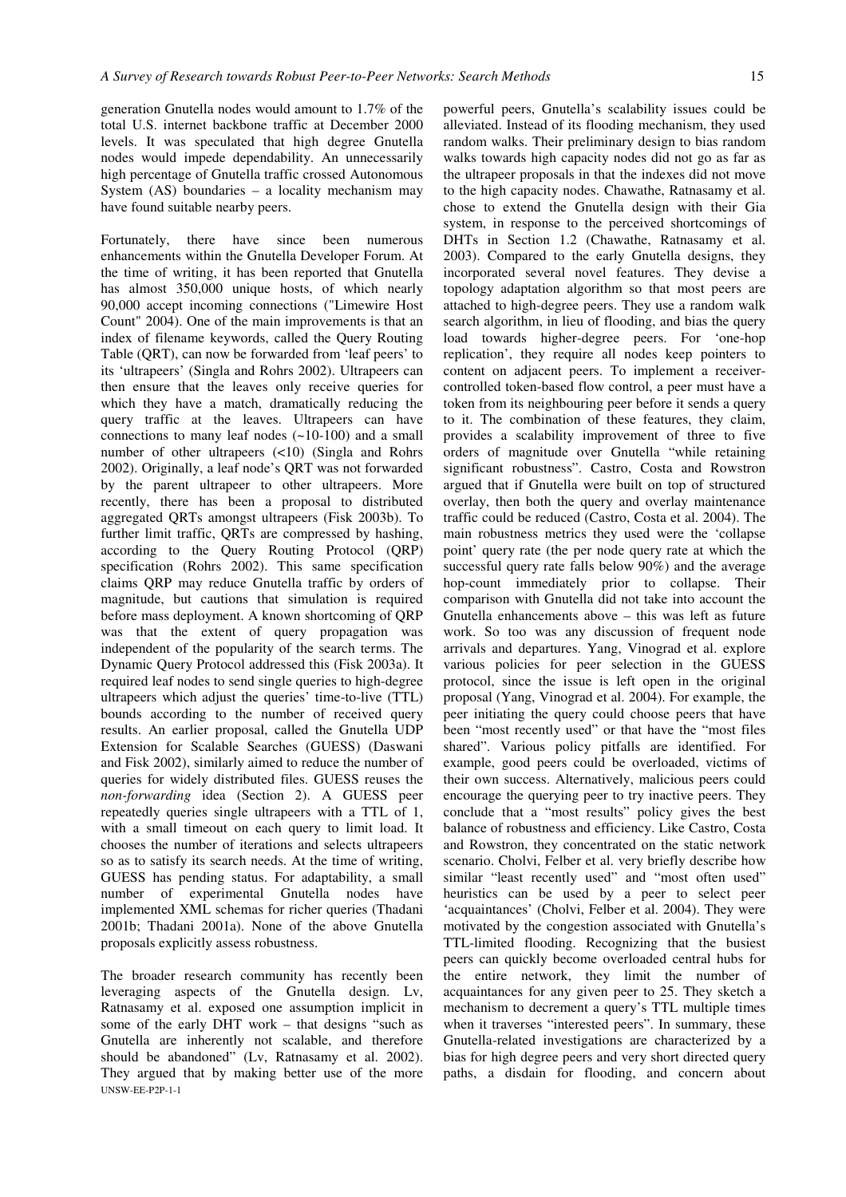generation Gnutella nodes would amount to 1.7% of the total U.S. internet backbone traffic at December 2000 levels. It was speculated that high degree Gnutella nodes would impede dependability. An unnecessarily high percentage of Gnutella traffic crossed Autonomous System (AS) boundaries – a locality mechanism may have found suitable nearby peers.

Fortunately, there have since been numerous enhancements within the Gnutella Developer Forum. At the time of writing, it has been reported that Gnutella has almost 350,000 unique hosts, of which nearly 90,000 accept incoming connections ("Limewire Host Count" 2004). One of the main improvements is that an index of filename keywords, called the Query Routing Table (QRT), can now be forwarded from 'leaf peers' to its 'ultrapeers' (Singla and Rohrs 2002). Ultrapeers can then ensure that the leaves only receive queries for which they have a match, dramatically reducing the query traffic at the leaves. Ultrapeers can have connections to many leaf nodes (~10-100) and a small number of other ultrapeers (<10) (Singla and Rohrs 2002). Originally, a leaf node's QRT was not forwarded by the parent ultrapeer to other ultrapeers. More recently, there has been a proposal to distributed aggregated QRTs amongst ultrapeers (Fisk 2003b). To further limit traffic, QRTs are compressed by hashing, according to the Query Routing Protocol (QRP) specification (Rohrs 2002). This same specification claims QRP may reduce Gnutella traffic by orders of magnitude, but cautions that simulation is required before mass deployment. A known shortcoming of QRP was that the extent of query propagation was independent of the popularity of the search terms. The Dynamic Query Protocol addressed this (Fisk 2003a). It required leaf nodes to send single queries to high-degree ultrapeers which adjust the queries' time-to-live (TTL) bounds according to the number of received query results. An earlier proposal, called the Gnutella UDP Extension for Scalable Searches (GUESS) (Daswani and Fisk 2002), similarly aimed to reduce the number of queries for widely distributed files. GUESS reuses the *non-forwarding* idea (Section 2). A GUESS peer repeatedly queries single ultrapeers with a TTL of 1, with a small timeout on each query to limit load. It chooses the number of iterations and selects ultrapeers so as to satisfy its search needs. At the time of writing, GUESS has pending status. For adaptability, a small number of experimental Gnutella nodes have implemented XML schemas for richer queries (Thadani 2001b; Thadani 2001a). None of the above Gnutella proposals explicitly assess robustness.

The broader research community has recently been leveraging aspects of the Gnutella design. Lv, Ratnasamy et al. exposed one assumption implicit in some of the early DHT work – that designs "such as Gnutella are inherently not scalable, and therefore should be abandoned" (Lv, Ratnasamy et al. 2002). They argued that by making better use of the more powerful peers, Gnutella's scalability issues could be alleviated. Instead of its flooding mechanism, they used random walks. Their preliminary design to bias random walks towards high capacity nodes did not go as far as the ultrapeer proposals in that the indexes did not move to the high capacity nodes. Chawathe, Ratnasamy et al. chose to extend the Gnutella design with their Gia system, in response to the perceived shortcomings of DHTs in Section 1.2 (Chawathe, Ratnasamy et al. 2003). Compared to the early Gnutella designs, they incorporated several novel features. They devise a topology adaptation algorithm so that most peers are attached to high-degree peers. They use a random walk search algorithm, in lieu of flooding, and bias the query load towards higher-degree peers. For 'one-hop replication', they require all nodes keep pointers to content on adjacent peers. To implement a receiver-controlled token-based flow control, a peer must have a token from its neighbouring peer before it sends a query to it. The combination of these features, they claim, provides a scalability improvement of three to five orders of magnitude over Gnutella "while retaining significant robustness". Castro, Costa and Rowstron argued that if Gnutella were built on top of structured overlay, then both the query and overlay maintenance traffic could be reduced (Castro, Costa et al. 2004). The main robustness metrics they used were the 'collapse point' query rate (the per node query rate at which the successful query rate falls below 90%) and the average hop-count immediately prior to collapse. Their comparison with Gnutella did not take into account the Gnutella enhancements above – this was left as future work. So too was any discussion of frequent node arrivals and departures. Yang, Vinograd et al. explore various policies for peer selection in the GUESS protocol, since the issue is left open in the original proposal (Yang, Vinograd et al. 2004). For example, the peer initiating the query could choose peers that have been "most recently used" or that have the "most files shared". Various policy pitfalls are identified. For example, good peers could be overloaded, victims of their own success. Alternatively, malicious peers could encourage the querying peer to try inactive peers. They conclude that a "most results" policy gives the best balance of robustness and efficiency. Like Castro, Costa and Rowstron, they concentrated on the static network scenario. Cholvi, Felber et al. very briefly describe how similar "least recently used" and "most often used" heuristics can be used by a peer to select peer 'acquaintances' (Cholvi, Felber et al. 2004). They were motivated by the congestion associated with Gnutella's TTL-limited flooding. Recognizing that the busiest peers can quickly become overloaded central hubs for the entire network, they limit the number of acquaintances for any given peer to 25. They sketch a mechanism to decrement a query's TTL multiple times when it traverses "interested peers". In summary, these Gnutella-related investigations are characterized by a bias for high degree peers and very short directed query paths, a disdain for flooding, and concern about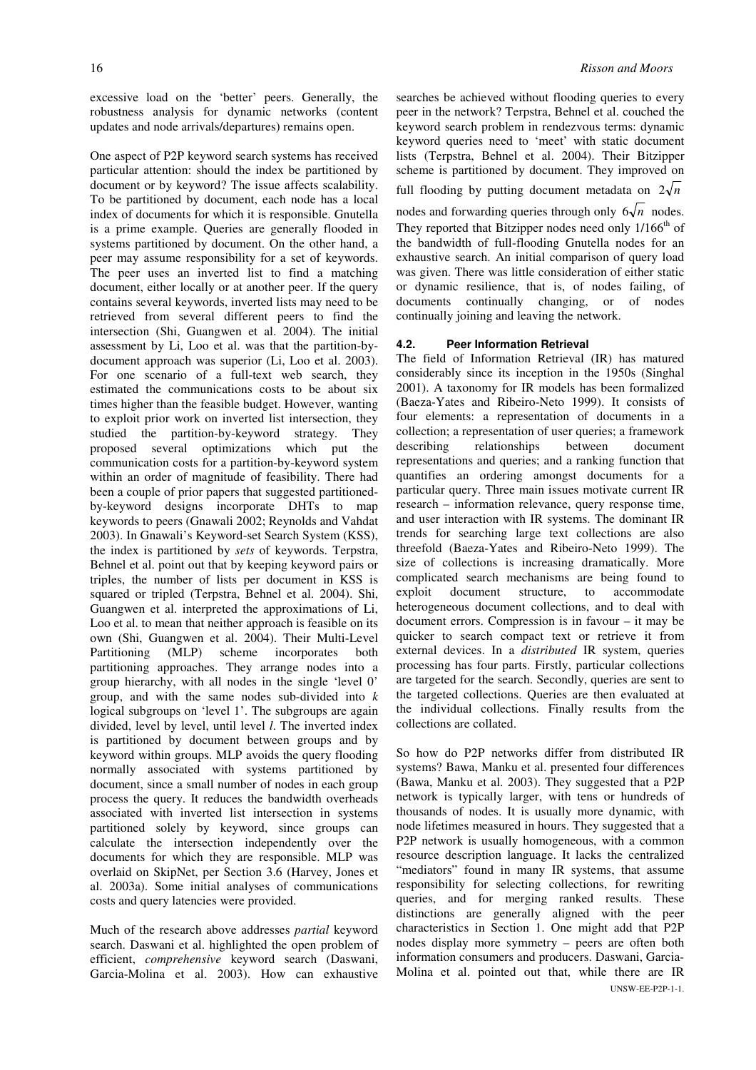excessive load on the 'better' peers. Generally, the robustness analysis for dynamic networks (content updates and node arrivals/departures) remains open.

One aspect of P2P keyword search systems has received particular attention: should the index be partitioned by document or by keyword? The issue affects scalability. To be partitioned by document, each node has a local index of documents for which it is responsible. Gnutella is a prime example. Queries are generally flooded in systems partitioned by document. On the other hand, a peer may assume responsibility for a set of keywords. The peer uses an inverted list to find a matching document, either locally or at another peer. If the query contains several keywords, inverted lists may need to be retrieved from several different peers to find the intersection (Shi, Guangwen et al. 2004). The initial assessment by Li, Loo et al. was that the partition-by-document approach was superior (Li, Loo et al. 2003). For one scenario of a full-text web search, they estimated the communications costs to be about six times higher than the feasible budget. However, wanting to exploit prior work on inverted list intersection, they studied the partition-by-keyword strategy. They proposed several optimizations which put the communication costs for a partition-by-keyword system within an order of magnitude of feasibility. There had been a couple of prior papers that suggested partitioned-by-keyword designs incorporate DHTs to map keywords to peers (Gnawali 2002; Reynolds and Vahdat 2003). In Gnawali's Keyword-set Search System (KSS), the index is partitioned by *sets* of keywords. Terpstra, Behnel et al. point out that by keeping keyword pairs or triples, the number of lists per document in KSS is squared or tripled (Terpstra, Behnel et al. 2004). Shi, Guangwen et al. interpreted the approximations of Li, Loo et al. to mean that neither approach is feasible on its own (Shi, Guangwen et al. 2004). Their Multi-Level Partitioning (MLP) scheme incorporates both partitioning approaches. They arrange nodes into a group hierarchy, with all nodes in the single 'level 0' group, and with the same nodes sub-divided into $k$ logical subgroups on 'level 1'. The subgroups are again divided, level by level, until level $l$. The inverted index is partitioned by document between groups and by keyword within groups. MLP avoids the query flooding normally associated with systems partitioned by document, since a small number of nodes in each group process the query. It reduces the bandwidth overheads associated with inverted list intersection in systems partitioned solely by keyword, since groups can calculate the intersection independently over the documents for which they are responsible. MLP was overlaid on SkipNet, per Section 3.6 (Harvey, Jones et al. 2003a). Some initial analyses of communications costs and query latencies were provided.

Much of the research above addresses *partial* keyword search. Daswani et al. highlighted the open problem of efficient, *comprehensive* keyword search (Daswani, Garcia-Molina et al. 2003). How can exhaustive searches be achieved without flooding queries to every peer in the network? Terpstra, Behnel et al. couched the keyword search problem in rendezvous terms: dynamic keyword queries need to 'meet' with static document lists (Terpstra, Behnel et al. 2004). Their Bitzipper scheme is partitioned by document. They improved on full flooding by putting document metadata on $2\sqrt{n}$ nodes and forwarding queries through only $6\sqrt{n}$ nodes. They reported that Bitzipper nodes need only 1/166[th] of the bandwidth of full-flooding Gnutella nodes for an exhaustive search. An initial comparison of query load was given. There was little consideration of either static or dynamic resilience, that is, of nodes failing, of documents continually changing, or of nodes continually joining and leaving the network.

### 4.2. Peer Information Retrieval

The field of Information Retrieval (IR) has matured considerably since its inception in the 1950s (Singhal 2001). A taxonomy for IR models has been formalized (Baeza-Yates and Ribeiro-Neto 1999). It consists of four elements: a representation of documents in a collection; a representation of user queries; a framework describing relationships between document representations and queries; and a ranking function that quantifies an ordering amongst documents for a particular query. Three main issues motivate current IR research – information relevance, query response time, and user interaction with IR systems. The dominant IR trends for searching large text collections are also threefold (Baeza-Yates and Ribeiro-Neto 1999). The size of collections is increasing dramatically. More complicated search mechanisms are being found to exploit document structure, to accommodate heterogeneous document collections, and to deal with document errors. Compression is in favour – it may be quicker to search compact text or retrieve it from external devices. In a *distributed* IR system, queries processing has four parts. Firstly, particular collections are targeted for the search. Secondly, queries are sent to the targeted collections. Queries are then evaluated at the individual collections. Finally results from the collections are collated.

So how do P2P networks differ from distributed IR systems? Bawa, Manku et al. presented four differences (Bawa, Manku et al. 2003). They suggested that a P2P network is typically larger, with tens or hundreds of thousands of nodes. It is usually more dynamic, with node lifetimes measured in hours. They suggested that a P2P network is usually homogeneous, with a common resource description language. It lacks the centralized "mediators" found in many IR systems, that assume responsibility for selecting collections, for rewriting queries, and for merging ranked results. These distinctions are generally aligned with the peer characteristics in Section 1. One might add that P2P nodes display more symmetry – peers are often both information consumers and producers. Daswani, Garcia-Molina et al. pointed out that, while there are IR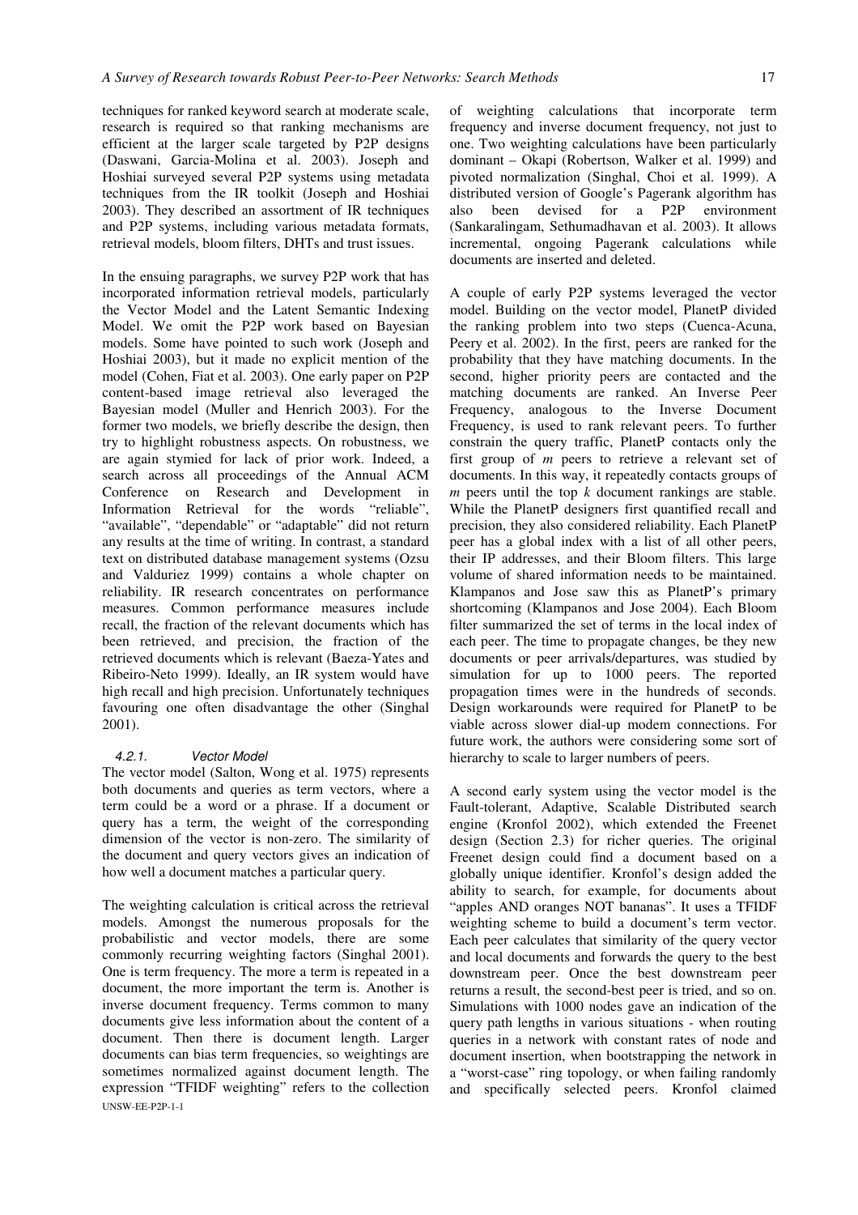techniques for ranked keyword search at moderate scale, research is required so that ranking mechanisms are efficient at the larger scale targeted by P2P designs (Daswani, Garcia-Molina et al. 2003). Joseph and Hoshiai surveyed several P2P systems using metadata techniques from the IR toolkit (Joseph and Hoshiai 2003). They described an assortment of IR techniques and P2P systems, including various metadata formats, retrieval models, bloom filters, DHTs and trust issues.

In the ensuing paragraphs, we survey P2P work that has incorporated information retrieval models, particularly the Vector Model and the Latent Semantic Indexing Model. We omit the P2P work based on Bayesian models. Some have pointed to such work (Joseph and Hoshiai 2003), but it made no explicit mention of the model (Cohen, Fiat et al. 2003). One early paper on P2P content-based image retrieval also leveraged the Bayesian model (Muller and Henrich 2003). For the former two models, we briefly describe the design, then try to highlight robustness aspects. On robustness, we are again stymied for lack of prior work. Indeed, a search across all proceedings of the Annual ACM Conference on Research and Development in Information Retrieval for the words "reliable", "available", "dependable" or "adaptable" did not return any results at the time of writing. In contrast, a standard text on distributed database management systems (Ozsu and Valduriez 1999) contains a whole chapter on reliability. IR research concentrates on performance measures. Common performance measures include recall, the fraction of the relevant documents which has been retrieved, and precision, the fraction of the retrieved documents which is relevant (Baeza-Yates and Ribeiro-Neto 1999). Ideally, an IR system would have high recall and high precision. Unfortunately techniques favouring one often disadvantage the other (Singhal 2001).

#### 4.2.1. Vector Model

The vector model (Salton, Wong et al. 1975) represents both documents and queries as term vectors, where a term could be a word or a phrase. If a document or query has a term, the weight of the corresponding dimension of the vector is non-zero. The similarity of the document and query vectors gives an indication of how well a document matches a particular query.

The weighting calculation is critical across the retrieval models. Amongst the numerous proposals for the probabilistic and vector models, there are some commonly recurring weighting factors (Singhal 2001). One is term frequency. The more a term is repeated in a document, the more important the term is. Another is inverse document frequency. Terms common to many documents give less information about the content of a document. Then there is document length. Larger documents can bias term frequencies, so weightings are sometimes normalized against document length. The expression "TFIDF weighting" refers to the collection of weighting calculations that incorporate term frequency and inverse document frequency, not just to one. Two weighting calculations have been particularly dominant – Okapi (Robertson, Walker et al. 1999) and pivoted normalization (Singhal, Choi et al. 1999). A distributed version of Google's Pagerank algorithm has also been devised for a P2P environment (Sankaralingam, Sethumadhavan et al. 2003). It allows incremental, ongoing Pagerank calculations while documents are inserted and deleted.

A couple of early P2P systems leveraged the vector model. Building on the vector model, PlanetP divided the ranking problem into two steps (Cuenca-Acuna, Peery et al. 2002). In the first, peers are ranked for the probability that they have matching documents. In the second, higher priority peers are contacted and the matching documents are ranked. An Inverse Peer Frequency, analogous to the Inverse Document Frequency, is used to rank relevant peers. To further constrain the query traffic, PlanetP contacts only the first group of $m$ peers to retrieve a relevant set of documents. In this way, it repeatedly contacts groups of $m$ peers until the top $k$ document rankings are stable. While the PlanetP designers first quantified recall and precision, they also considered reliability. Each PlanetP peer has a global index with a list of all other peers, their IP addresses, and their Bloom filters. This large volume of shared information needs to be maintained. Klampanos and Jose saw this as PlanetP's primary shortcoming (Klampanos and Jose 2004). Each Bloom filter summarized the set of terms in the local index of each peer. The time to propagate changes, be they new documents or peer arrivals/departures, was studied by simulation for up to 1000 peers. The reported propagation times were in the hundreds of seconds. Design workarounds were required for PlanetP to be viable across slower dial-up modem connections. For future work, the authors were considering some sort of hierarchy to scale to larger numbers of peers.

A second early system using the vector model is the Fault-tolerant, Adaptive, Scalable Distributed search engine (Kronfol 2002), which extended the Freenet design (Section 2.3) for richer queries. The original Freenet design could find a document based on a globally unique identifier. Kronfol's design added the ability to search, for example, for documents about "apples AND oranges NOT bananas". It uses a TFIDF weighting scheme to build a document's term vector. Each peer calculates that similarity of the query vector and local documents and forwards the query to the best downstream peer. Once the best downstream peer returns a result, the second-best peer is tried, and so on. Simulations with 1000 nodes gave an indication of the query path lengths in various situations - when routing queries in a network with constant rates of node and document insertion, when bootstrapping the network in a "worst-case" ring topology, or when failing randomly and specifically selected peers. Kronfol claimed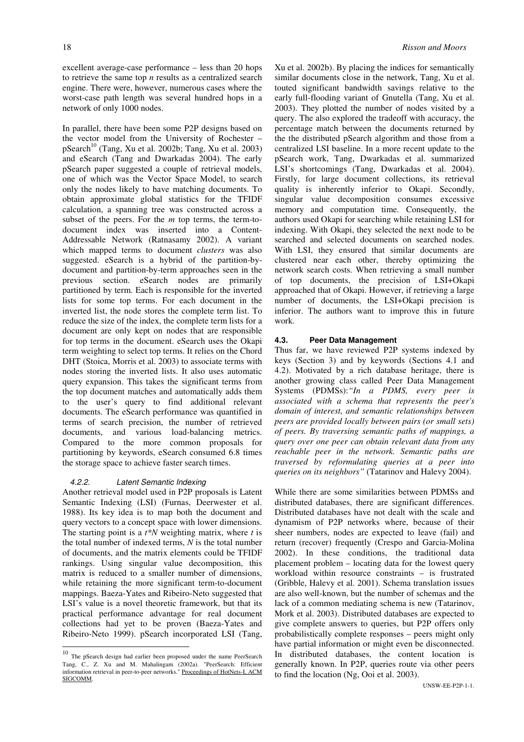excellent average-case performance – less than 20 hops to retrieve the same top *n* results as a centralized search engine. There were, however, numerous cases where the worst-case path length was several hundred hops in a network of only 1000 nodes.

In parallel, there have been some P2P designs based on the vector model from the University of Rochester – pSearch[10] (Tang, Xu et al. 2002b; Tang, Xu et al. 2003) and eSearch (Tang and Dwarkadas 2004). The early pSearch paper suggested a couple of retrieval models, one of which was the Vector Space Model, to search only the nodes likely to have matching documents. To obtain approximate global statistics for the TFIDF calculation, a spanning tree was constructed across a subset of the peers. For the *m* top terms, the term-to-document index was inserted into a Content-Addressable Network (Ratnasamy 2002). A variant which mapped terms to document *clusters* was also suggested. eSearch is a hybrid of the partition-by-document and partition-by-term approaches seen in the previous section. eSearch nodes are primarily partitioned by term. Each is responsible for the inverted lists for some top terms. For each document in the inverted list, the node stores the complete term list. To reduce the size of the index, the complete term lists for a document are only kept on nodes that are responsible for top terms in the document. eSearch uses the Okapi term weighting to select top terms. It relies on the Chord DHT (Stoica, Morris et al. 2003) to associate terms with nodes storing the inverted lists. It also uses automatic query expansion. This takes the significant terms from the top document matches and automatically adds them to the user's query to find additional relevant documents. The eSearch performance was quantified in terms of search precision, the number of retrieved documents, and various load-balancing metrics. Compared to the more common proposals for partitioning by keywords, eSearch consumed 6.8 times the storage space to achieve faster search times.

#### 4.2.2. Latent Semantic Indexing

Another retrieval model used in P2P proposals is Latent Semantic Indexing (LSI) (Furnas, Deerwester et al. 1988). Its key idea is to map both the document and query vectors to a concept space with lower dimensions. The starting point is a $t*N$ weighting matrix, where $t$ is the total number of indexed terms, $N$ is the total number of documents, and the matrix elements could be TFIDF rankings. Using singular value decomposition, this matrix is reduced to a smaller number of dimensions, while retaining the more significant term-to-document mappings. Baeza-Yates and Ribeiro-Neto suggested that LSI's value is a novel theoretic framework, but that its practical performance advantage for real document collections had yet to be proven (Baeza-Yates and Ribeiro-Neto 1999). pSearch incorporated LSI (Tang, Xu et al. 2002b). By placing the indices for semantically similar documents close in the network, Tang, Xu et al. touted significant bandwidth savings relative to the early full-flooding variant of Gnutella (Tang, Xu et al. 2003). They plotted the number of nodes visited by a query. The also explored the tradeoff with accuracy, the percentage match between the documents returned by the the distributed pSearch algorithm and those from a centralized LSI baseline. In a more recent update to the pSearch work, Tang, Dwarkadas et al. summarized LSI's shortcomings (Tang, Dwarkadas et al. 2004). Firstly, for large document collections, its retrieval quality is inherently inferior to Okapi. Secondly, singular value decomposition consumes excessive memory and computation time. Consequently, the authors used Okapi for searching while retaining LSI for indexing. With Okapi, they selected the next node to be searched and selected documents on searched nodes. With LSI, they ensured that similar documents are clustered near each other, thereby optimizing the network search costs. When retrieving a small number of top documents, the precision of LSI+Okapi approached that of Okapi. However, if retrieving a large number of documents, the LSI+Okapi precision is inferior. The authors want to improve this in future work.

### 4.3. Peer Data Management

Thus far, we have reviewed P2P systems indexed by keys (Section 3) and by keywords (Sections 4.1 and 4.2). Motivated by a rich database heritage, there is another growing class called Peer Data Management Systems (PDMSs): *"In a PDMS, every peer is associated with a schema that represents the peer's domain of interest, and semantic relationships between peers are provided locally between pairs (or small sets) of peers. By traversing semantic paths of mappings, a query over one peer can obtain relevant data from any reachable peer in the network. Semantic paths are traversed by reformulating queries at a peer into queries on its neighbors"* (Tatarinov and Halevy 2004).

While there are some similarities between PDMSs and distributed databases, there are significant differences. Distributed databases have not dealt with the scale and dynamism of P2P networks where, because of their sheer numbers, nodes are expected to leave (fail) and return (recover) frequently (Crespo and Garcia-Molina 2002). In these conditions, the traditional data placement problem – locating data for the lowest query workload within resource constraints – is frustrated (Gribble, Halevy et al. 2001). Schema translation issues are also well-known, but the number of schemas and the lack of a common mediating schema is new (Tatarinov, Mork et al. 2003). Distributed databases are expected to give complete answers to queries, but P2P offers only probabilistically complete responses – peers might only have partial information or might even be disconnected. In distributed databases, the content location is generally known. In P2P, queries route via other peers to find the location (Ng, Ooi et al. 2003).

---

[10] The pSearch design had earlier been proposed under the name PeerSearch Tang, C., Z. Xu and M. Mahalingam (2002a). "PeerSearch: Efficient information retrieval in peer-to-peer networks." Proceedings of HotNets-I, ACM SIGCOMM.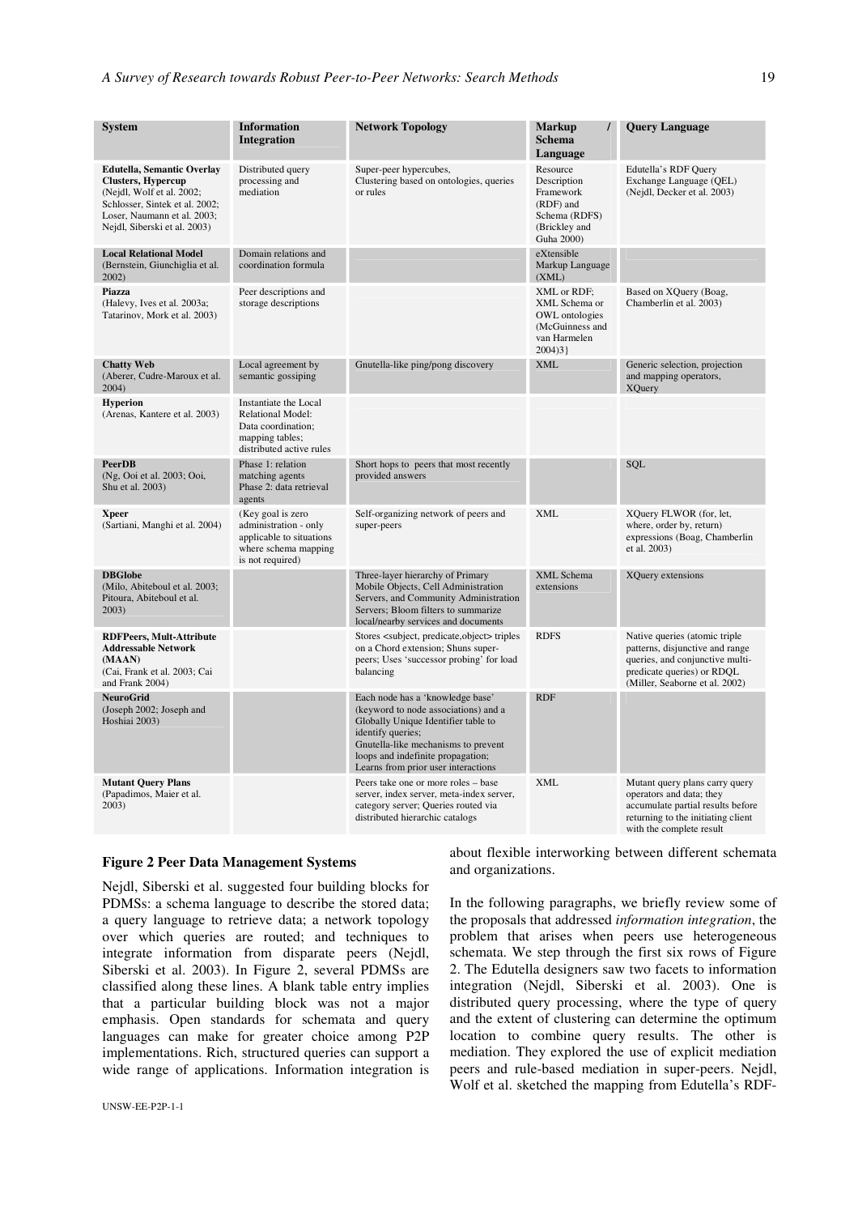| System | Information Integration | Network Topology | Markup / Schema Language | Query Language |
|---|---|---|---|---|
| **Edutella, Semantic Overlay Clusters, Hypercup** (Nejdl, Wolf et al. 2002; Schlosser, Sintek et al. 2002; Loser, Naumann et al. 2003; Nejdl, Siberski et al. 2003) | Distributed query processing and mediation | Super-peer hypercubes, Clustering based on ontologies, queries or rules | Resource Description Framework (RDF) and Schema (RDFS) (Brickley and Guha 2000) | Edutella's RDF Query Exchange Language (QEL) (Nejdl, Decker et al. 2003) |
| **Local Relational Model** (Bernstein, Giunchiglia et al. 2002) | Domain relations and coordination formula | | eXtensible Markup Language (XML) | |
| **Piazza** (Halevy, Ives et al. 2003a; Tatarinov, Mork et al. 2003) | Peer descriptions and storage descriptions | | XML or RDF; XML Schema or OWL ontologies (McGuinness and van Harmelen 2004)3} | Based on XQuery (Boag, Chamberlin et al. 2003) |
| **Chatty Web** (Aberer, Cudre-Maroux et al. 2004) | Local agreement by semantic gossiping | Gnutella-like ping/pong discovery | XML | Generic selection, projection and mapping operators, XQuery |
| **Hyperion** (Arenas, Kantere et al. 2003) | Instantiate the Local Relational Model: Data coordination; mapping tables; distributed active rules | | | |
| **PeerDB** (Ng, Ooi et al. 2003; Ooi, Shu et al. 2003) | Phase 1: relation matching agents Phase 2: data retrieval agents | Short hops to peers that most recently provided answers | | SQL |
| **Xpeer** (Sartiani, Manghi et al. 2004) | (Key goal is zero administration - only applicable to situations where schema mapping is not required) | Self-organizing network of peers and super-peers | XML | XQuery FLWOR (for, let, where, order by, return) expressions (Boag, Chamberlin et al. 2003) |
| **DBGlobe** (Milo, Abiteboul et al. 2003; Pitoura, Abiteboul et al. 2003) | | Three-layer hierarchy of Primary Mobile Objects, Cell Administration Servers, and Community Administration Servers; Bloom filters to summarize local/nearby services and documents | XML Schema extensions | XQuery extensions |
| **RDFPeers, Mult-Attribute Addressable Network (MAAN)** (Cai, Frank et al. 2003; Cai and Frank 2004) | | Stores <subject, predicate,object> triples on a Chord extension; Shuns super-peers; Uses 'successor probing' for load balancing | RDFS | Native queries (atomic triple patterns, disjunctive and range queries, and conjunctive multi-predicate queries) or RDQL (Miller, Seaborne et al. 2002) |
| **NeuroGrid** (Joseph 2002; Joseph and Hoshiai 2003) | | Each node has a 'knowledge base' (keyword to node associations) and a Globally Unique Identifier table to identify queries; Gnutella-like mechanisms to prevent loops and indefinite propagation; Learns from prior user interactions | RDF | |
| **Mutant Query Plans** (Papadimos, Maier et al. 2003) | | Peers take one or more roles – base server, index server, meta-index server, category server; Queries routed via distributed hierarchic catalogs | XML | Mutant query plans carry query operators and data; they accumulate partial results before returning to the initiating client with the complete result |

**Figure 2 Peer Data Management Systems**

Nejdl, Siberski et al. suggested four building blocks for PDMSs: a schema language to describe the stored data; a query language to retrieve data; a network topology over which queries are routed; and techniques to integrate information from disparate peers (Nejdl, Siberski et al. 2003). In Figure 2, several PDMSs are classified along these lines. A blank table entry implies that a particular building block was not a major emphasis. Open standards for schemata and query languages can make for greater choice among P2P implementations. Rich, structured queries can support a wide range of applications. Information integration is about flexible interworking between different schemata and organizations.

In the following paragraphs, we briefly review some of the proposals that addressed *information integration*, the problem that arises when peers use heterogeneous schemata. We step through the first six rows of Figure 2. The Edutella designers saw two facets to information integration (Nejdl, Siberski et al. 2003). One is distributed query processing, where the type of query and the extent of clustering can determine the optimum location to combine query results. The other is mediation. They explored the use of explicit mediation peers and rule-based mediation in super-peers. Nejdl, Wolf et al. sketched the mapping from Edutella's RDF-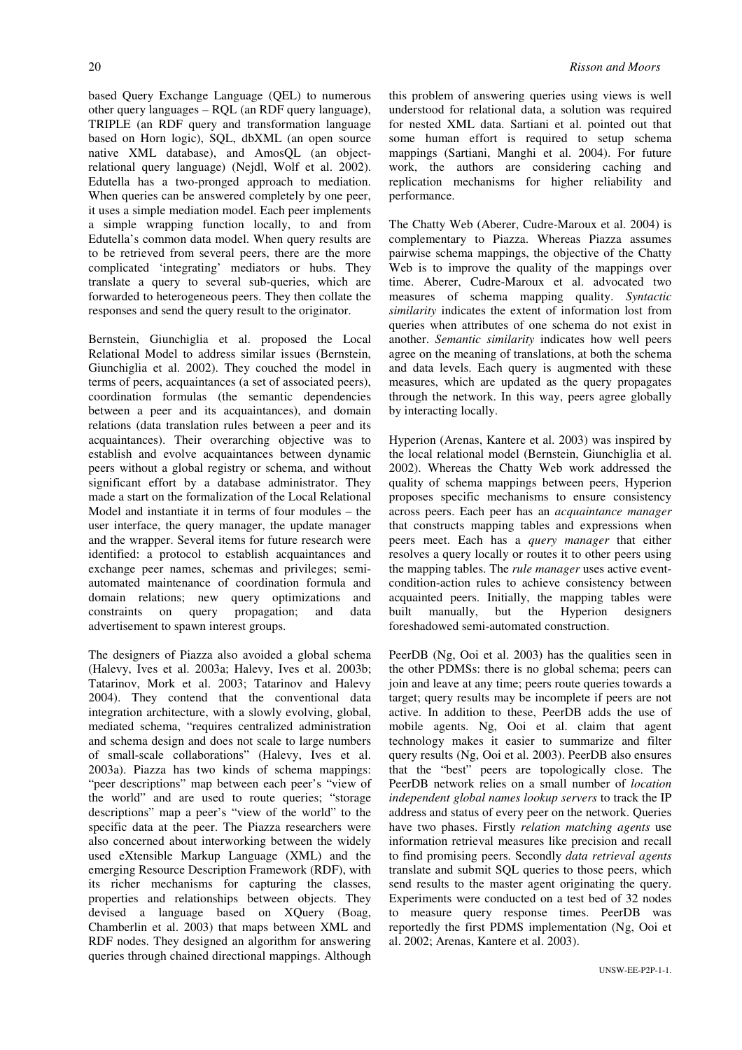based Query Exchange Language (QEL) to numerous other query languages – RQL (an RDF query language), TRIPLE (an RDF query and transformation language based on Horn logic), SQL, dbXML (an open source native XML database), and AmosQL (an object-relational query language) (Nejdl, Wolf et al. 2002). Edutella has a two-pronged approach to mediation. When queries can be answered completely by one peer, it uses a simple mediation model. Each peer implements a simple wrapping function locally, to and from Edutella's common data model. When query results are to be retrieved from several peers, there are the more complicated 'integrating' mediators or hubs. They translate a query to several sub-queries, which are forwarded to heterogeneous peers. They then collate the responses and send the query result to the originator.

Bernstein, Giunchiglia et al. proposed the Local Relational Model to address similar issues (Bernstein, Giunchiglia et al. 2002). They couched the model in terms of peers, acquaintances (a set of associated peers), coordination formulas (the semantic dependencies between a peer and its acquaintances), and domain relations (data translation rules between a peer and its acquaintances). Their overarching objective was to establish and evolve acquaintances between dynamic peers without a global registry or schema, and without significant effort by a database administrator. They made a start on the formalization of the Local Relational Model and instantiate it in terms of four modules – the user interface, the query manager, the update manager and the wrapper. Several items for future research were identified: a protocol to establish acquaintances and exchange peer names, schemas and privileges; semi-automated maintenance of coordination formula and domain relations; new query optimizations and constraints on query propagation; and data advertisement to spawn interest groups.

The designers of Piazza also avoided a global schema (Halevy, Ives et al. 2003a; Halevy, Ives et al. 2003b; Tatarinov, Mork et al. 2003; Tatarinov and Halevy 2004). They contend that the conventional data integration architecture, with a slowly evolving, global, mediated schema, "requires centralized administration and schema design and does not scale to large numbers of small-scale collaborations" (Halevy, Ives et al. 2003a). Piazza has two kinds of schema mappings: "peer descriptions" map between each peer's "view of the world" and are used to route queries; "storage descriptions" map a peer's "view of the world" to the specific data at the peer. The Piazza researchers were also concerned about interworking between the widely used eXtensible Markup Language (XML) and the emerging Resource Description Framework (RDF), with its richer mechanisms for capturing the classes, properties and relationships between objects. They devised a language based on XQuery (Boag, Chamberlin et al. 2003) that maps between XML and RDF nodes. They designed an algorithm for answering queries through chained directional mappings. Although this problem of answering queries using views is well understood for relational data, a solution was required for nested XML data. Sartiani et al. pointed out that some human effort is required to setup schema mappings (Sartiani, Manghi et al. 2004). For future work, the authors are considering caching and replication mechanisms for higher reliability and performance.

The Chatty Web (Aberer, Cudre-Maroux et al. 2004) is complementary to Piazza. Whereas Piazza assumes pairwise schema mappings, the objective of the Chatty Web is to improve the quality of the mappings over time. Aberer, Cudre-Maroux et al. advocated two measures of schema mapping quality. *Syntactic similarity* indicates the extent of information lost from queries when attributes of one schema do not exist in another. *Semantic similarity* indicates how well peers agree on the meaning of translations, at both the schema and data levels. Each query is augmented with these measures, which are updated as the query propagates through the network. In this way, peers agree globally by interacting locally.

Hyperion (Arenas, Kantere et al. 2003) was inspired by the local relational model (Bernstein, Giunchiglia et al. 2002). Whereas the Chatty Web work addressed the quality of schema mappings between peers, Hyperion proposes specific mechanisms to ensure consistency across peers. Each peer has an *acquaintance manager* that constructs mapping tables and expressions when peers meet. Each has a *query manager* that either resolves a query locally or routes it to other peers using the mapping tables. The *rule manager* uses active event-condition-action rules to achieve consistency between acquainted peers. Initially, the mapping tables were built manually, but the Hyperion designers foreshadowed semi-automated construction.

PeerDB (Ng, Ooi et al. 2003) has the qualities seen in the other PDMSs: there is no global schema; peers can join and leave at any time; peers route queries towards a target; query results may be incomplete if peers are not active. In addition to these, PeerDB adds the use of mobile agents. Ng, Ooi et al. claim that agent technology makes it easier to summarize and filter query results (Ng, Ooi et al. 2003). PeerDB also ensures that the "best" peers are topologically close. The PeerDB network relies on a small number of *location independent global names lookup servers* to track the IP address and status of every peer on the network. Queries have two phases. Firstly *relation matching agents* use information retrieval measures like precision and recall to find promising peers. Secondly *data retrieval agents* translate and submit SQL queries to those peers, which send results to the master agent originating the query. Experiments were conducted on a test bed of 32 nodes to measure query response times. PeerDB was reportedly the first PDMS implementation (Ng, Ooi et al. 2002; Arenas, Kantere et al. 2003).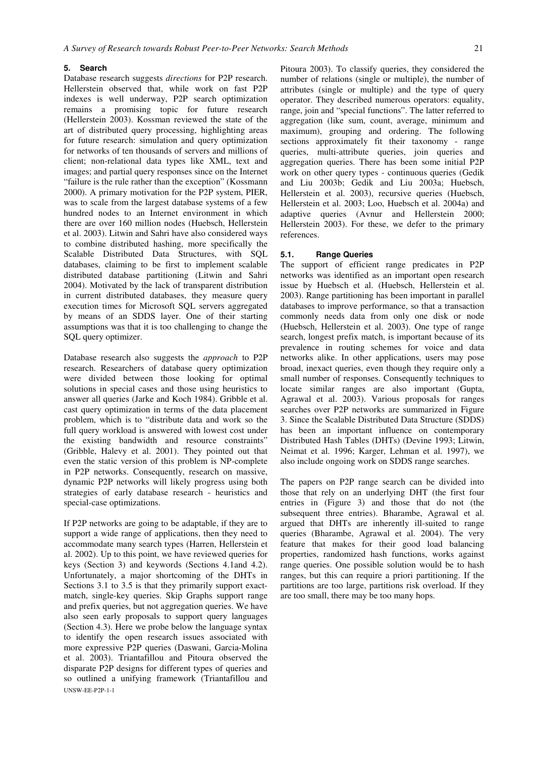## 5. Search

Database research suggests *directions* for P2P research. Hellerstein observed that, while work on fast P2P indexes is well underway, P2P search optimization remains a promising topic for future research (Hellerstein 2003). Kossman reviewed the state of the art of distributed query processing, highlighting areas for future research: simulation and query optimization for networks of ten thousands of servers and millions of client; non-relational data types like XML, text and images; and partial query responses since on the Internet "failure is the rule rather than the exception" (Kossmann 2000). A primary motivation for the P2P system, PIER, was to scale from the largest database systems of a few hundred nodes to an Internet environment in which there are over 160 million nodes (Huebsch, Hellerstein et al. 2003). Litwin and Sahri have also considered ways to combine distributed hashing, more specifically the Scalable Distributed Data Structures, with SQL databases, claiming to be first to implement scalable distributed database partitioning (Litwin and Sahri 2004). Motivated by the lack of transparent distribution in current distributed databases, they measure query execution times for Microsoft SQL servers aggregated by means of an SDDS layer. One of their starting assumptions was that it is too challenging to change the SQL query optimizer.

Database research also suggests the *approach* to P2P research. Researchers of database query optimization were divided between those looking for optimal solutions in special cases and those using heuristics to answer all queries (Jarke and Koch 1984). Gribble et al. cast query optimization in terms of the data placement problem, which is to "distribute data and work so the full query workload is answered with lowest cost under the existing bandwidth and resource constraints" (Gribble, Halevy et al. 2001). They pointed out that even the static version of this problem is NP-complete in P2P networks. Consequently, research on massive, dynamic P2P networks will likely progress using both strategies of early database research - heuristics and special-case optimizations.

If P2P networks are going to be adaptable, if they are to support a wide range of applications, then they need to accommodate many search types (Harren, Hellerstein et al. 2002). Up to this point, we have reviewed queries for keys (Section 3) and keywords (Sections 4.1and 4.2). Unfortunately, a major shortcoming of the DHTs in Sections 3.1 to 3.5 is that they primarily support exact-match, single-key queries. Skip Graphs support range and prefix queries, but not aggregation queries. We have also seen early proposals to support query languages (Section 4.3). Here we probe below the language syntax to identify the open research issues associated with more expressive P2P queries (Daswani, Garcia-Molina et al. 2003). Triantafillou and Pitoura observed the disparate P2P designs for different types of queries and so outlined a unifying framework (Triantafillou and Pitoura 2003). To classify queries, they considered the number of relations (single or multiple), the number of attributes (single or multiple) and the type of query operator. They described numerous operators: equality, range, join and "special functions". The latter referred to aggregation (like sum, count, average, minimum and maximum), grouping and ordering. The following sections approximately fit their taxonomy - range queries, multi-attribute queries, join queries and aggregation queries. There has been some initial P2P work on other query types - continuous queries (Gedik and Liu 2003b; Gedik and Liu 2003a; Huebsch, Hellerstein et al. 2003), recursive queries (Huebsch, Hellerstein et al. 2003; Loo, Huebsch et al. 2004a) and adaptive queries (Avnur and Hellerstein 2000; Hellerstein 2003). For these, we defer to the primary references.

### 5.1. Range Queries

The support of efficient range predicates in P2P networks was identified as an important open research issue by Huebsch et al. (Huebsch, Hellerstein et al. 2003). Range partitioning has been important in parallel databases to improve performance, so that a transaction commonly needs data from only one disk or node (Huebsch, Hellerstein et al. 2003). One type of range search, longest prefix match, is important because of its prevalence in routing schemes for voice and data networks alike. In other applications, users may pose broad, inexact queries, even though they require only a small number of responses. Consequently techniques to locate similar ranges are also important (Gupta, Agrawal et al. 2003). Various proposals for ranges searches over P2P networks are summarized in Figure 3. Since the Scalable Distributed Data Structure (SDDS) has been an important influence on contemporary Distributed Hash Tables (DHTs) (Devine 1993; Litwin, Neimat et al. 1996; Karger, Lehman et al. 1997), we also include ongoing work on SDDS range searches.

The papers on P2P range search can be divided into those that rely on an underlying DHT (the first four entries in (Figure 3) and those that do not (the subsequent three entries). Bharambe, Agrawal et al. argued that DHTs are inherently ill-suited to range queries (Bharambe, Agrawal et al. 2004). The very feature that makes for their good load balancing properties, randomized hash functions, works against range queries. One possible solution would be to hash ranges, but this can require a priori partitioning. If the partitions are too large, partitions risk overload. If they are too small, there may be too many hops.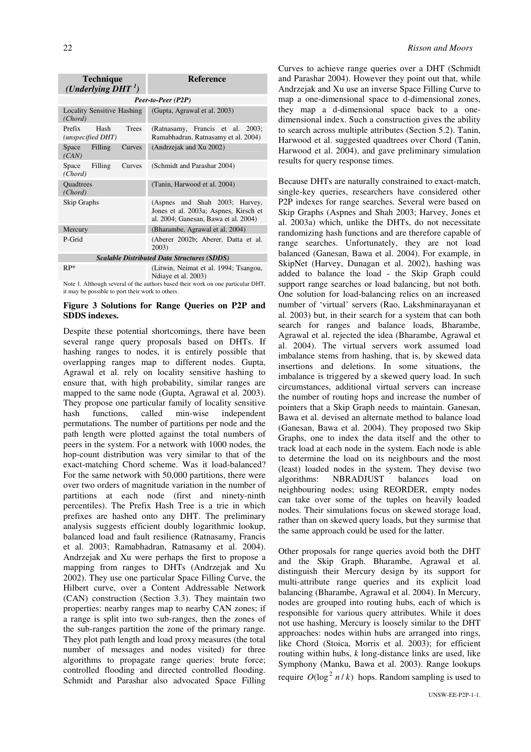| Technique (*Underlying DHT* [1]) | Reference |
|---|---|
| ***Peer-to-Peer (P2P)*** | |
| Locality Sensitive Hashing *(Chord)* | (Gupta, Agrawal et al. 2003) |
| Prefix Hash Trees *(unspecified DHT)* | (Ratnasamy, Francis et al. 2003; Ramabhadran, Ratnasamy et al. 2004) |
| Space Filling Curves *(CAN)* | (Andrzejak and Xu 2002) |
| Space Filling Curves *(Chord)* | (Schmidt and Parashar 2004) |
| Quadtrees *(Chord)* | (Tanin, Harwood et al. 2004) |
| Skip Graphs | (Aspnes and Shah 2003; Harvey, Jones et al. 2003a; Aspnes, Kirsch et al. 2004; Ganesan, Bawa et al. 2004) |
| Mercury | (Bharambe, Agrawal et al. 2004) |
| P-Grid | (Aberer 2002b; Aberer, Datta et al. 2003) |
| ***Scalable Distributed Data Structures (SDDS)*** | |
| RP* | (Litwin, Neimat et al. 1994; Tsangou, Ndiaye et al. 2003) |

Note 1. Although several of the authors based their work on one particular DHT, it may be possible to port their work to others.

**Figure 3 Solutions for Range Queries on P2P and SDDS indexes.**

Despite these potential shortcomings, there have been several range query proposals based on DHTs. If hashing ranges to nodes, it is entirely possible that overlapping ranges map to different nodes. Gupta, Agrawal et al. rely on locality sensitive hashing to ensure that, with high probability, similar ranges are mapped to the same node (Gupta, Agrawal et al. 2003). They propose one particular family of locality sensitive hash functions, called min-wise independent permutations. The number of partitions per node and the path length were plotted against the total numbers of peers in the system. For a network with 1000 nodes, the hop-count distribution was very similar to that of the exact-matching Chord scheme. Was it load-balanced? For the same network with 50,000 partitions, there were over two orders of magnitude variation in the number of partitions at each node (first and ninety-ninth percentiles). The Prefix Hash Tree is a trie in which prefixes are hashed onto any DHT. The preliminary analysis suggests efficient doubly logarithmic lookup, balanced load and fault resilience (Ratnasamy, Francis et al. 2003; Ramabhadran, Ratnasamy et al. 2004). Andrzejak and Xu were perhaps the first to propose a mapping from ranges to DHTs (Andrzejak and Xu 2002). They use one particular Space Filling Curve, the Hilbert curve, over a Content Addressable Network (CAN) construction (Section 3.3). They maintain two properties: nearby ranges map to nearby CAN zones; if a range is split into two sub-ranges, then the zones of the sub-ranges partition the zone of the primary range. They plot path length and load proxy measures (the total number of messages and nodes visited) for three algorithms to propagate range queries: brute force; controlled flooding and directed controlled flooding. Schmidt and Parashar also advocated Space Filling Curves to achieve range queries over a DHT (Schmidt and Parashar 2004). However they point out that, while Andrzejak and Xu use an inverse Space Filling Curve to map a one-dimensional space to d-dimensional zones, they map a d-dimensional space back to a one-dimensional index. Such a construction gives the ability to search across multiple attributes (Section 5.2). Tanin, Harwood et al. suggested quadtrees over Chord (Tanin, Harwood et al. 2004), and gave preliminary simulation results for query response times.

Because DHTs are naturally constrained to exact-match, single-key queries, researchers have considered other P2P indexes for range searches. Several were based on Skip Graphs (Aspnes and Shah 2003; Harvey, Jones et al. 2003a) which, unlike the DHTs, do not necessitate randomizing hash functions and are therefore capable of range searches. Unfortunately, they are not load balanced (Ganesan, Bawa et al. 2004). For example, in SkipNet (Harvey, Dunagan et al. 2002), hashing was added to balance the load - the Skip Graph could support range searches or load balancing, but not both. One solution for load-balancing relies on an increased number of 'virtual' servers (Rao, Lakshminarayanan et al. 2003) but, in their search for a system that can both search for ranges and balance loads, Bharambe, Agrawal et al. rejected the idea (Bharambe, Agrawal et al. 2004). The virtual servers work assumed load imbalance stems from hashing, that is, by skewed data insertions and deletions. In some situations, the imbalance is triggered by a skewed query load. In such circumstances, additional virtual servers can increase the number of routing hops and increase the number of pointers that a Skip Graph needs to maintain. Ganesan, Bawa et al. devised an alternate method to balance load (Ganesan, Bawa et al. 2004). They proposed two Skip Graphs, one to index the data itself and the other to track load at each node in the system. Each node is able to determine the load on its neighbours and the most (least) loaded nodes in the system. They devise two algorithms: NBRADJUST balances load on neighbouring nodes; using REORDER, empty nodes can take over some of the tuples on heavily loaded nodes. Their simulations focus on skewed storage load, rather than on skewed query loads, but they surmise that the same approach could be used for the latter.

Other proposals for range queries avoid both the DHT and the Skip Graph. Bharambe, Agrawal et al. distinguish their Mercury design by its support for multi-attribute range queries and its explicit load balancing (Bharambe, Agrawal et al. 2004). In Mercury, nodes are grouped into routing hubs, each of which is responsible for various query attributes. While it does not use hashing, Mercury is loosely similar to the DHT approaches: nodes within hubs are arranged into rings, like Chord (Stoica, Morris et al. 2003); for efficient routing within hubs, $k$ long-distance links are used, like Symphony (Manku, Bawa et al. 2003). Range lookups require $O(\log^2 n / k)$ hops. Random sampling is used to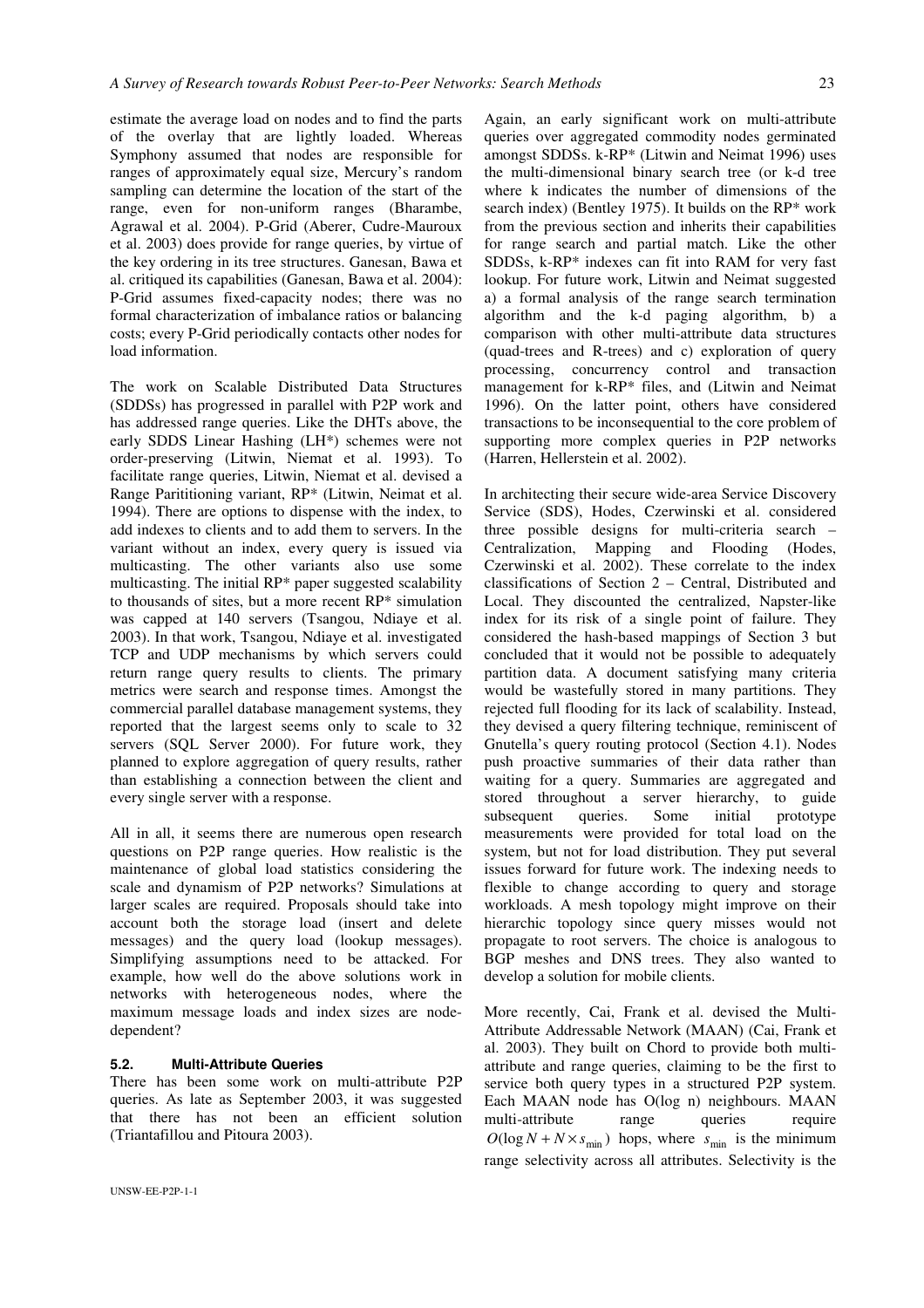estimate the average load on nodes and to find the parts of the overlay that are lightly loaded. Whereas Symphony assumed that nodes are responsible for ranges of approximately equal size, Mercury's random sampling can determine the location of the start of the range, even for non-uniform ranges (Bharambe, Agrawal et al. 2004). P-Grid (Aberer, Cudre-Mauroux et al. 2003) does provide for range queries, by virtue of the key ordering in its tree structures. Ganesan, Bawa et al. critiqued its capabilities (Ganesan, Bawa et al. 2004): P-Grid assumes fixed-capacity nodes; there was no formal characterization of imbalance ratios or balancing costs; every P-Grid periodically contacts other nodes for load information.

The work on Scalable Distributed Data Structures (SDDSs) has progressed in parallel with P2P work and has addressed range queries. Like the DHTs above, the early SDDS Linear Hashing (LH*) schemes were not order-preserving (Litwin, Niemat et al. 1993). To facilitate range queries, Litwin, Niemat et al. devised a Range Parititioning variant, RP* (Litwin, Neimat et al. 1994). There are options to dispense with the index, to add indexes to clients and to add them to servers. In the variant without an index, every query is issued via multicasting. The other variants also use some multicasting. The initial RP* paper suggested scalability to thousands of sites, but a more recent RP* simulation was capped at 140 servers (Tsangou, Ndiaye et al. 2003). In that work, Tsangou, Ndiaye et al. investigated TCP and UDP mechanisms by which servers could return range query results to clients. The primary metrics were search and response times. Amongst the commercial parallel database management systems, they reported that the largest seems only to scale to 32 servers (SQL Server 2000). For future work, they planned to explore aggregation of query results, rather than establishing a connection between the client and every single server with a response.

All in all, it seems there are numerous open research questions on P2P range queries. How realistic is the maintenance of global load statistics considering the scale and dynamism of P2P networks? Simulations at larger scales are required. Proposals should take into account both the storage load (insert and delete messages) and the query load (lookup messages). Simplifying assumptions need to be attacked. For example, how well do the above solutions work in networks with heterogeneous nodes, where the maximum message loads and index sizes are node-dependent?

### 5.2. Multi-Attribute Queries

There has been some work on multi-attribute P2P queries. As late as September 2003, it was suggested that there has not been an efficient solution (Triantafillou and Pitoura 2003).

Again, an early significant work on multi-attribute queries over aggregated commodity nodes germinated amongst SDDSs. k-RP* (Litwin and Neimat 1996) uses the multi-dimensional binary search tree (or k-d tree where k indicates the number of dimensions of the search index) (Bentley 1975). It builds on the RP* work from the previous section and inherits their capabilities for range search and partial match. Like the other SDDSs, k-RP* indexes can fit into RAM for very fast lookup. For future work, Litwin and Neimat suggested a) a formal analysis of the range search termination algorithm and the k-d paging algorithm, b) a comparison with other multi-attribute data structures (quad-trees and R-trees) and c) exploration of query processing, concurrency control and transaction management for k-RP* files, and (Litwin and Neimat 1996). On the latter point, others have considered transactions to be inconsequential to the core problem of supporting more complex queries in P2P networks (Harren, Hellerstein et al. 2002).

In architecting their secure wide-area Service Discovery Service (SDS), Hodes, Czerwinski et al. considered three possible designs for multi-criteria search – Centralization, Mapping and Flooding (Hodes, Czerwinski et al. 2002). These correlate to the index classifications of Section 2 – Central, Distributed and Local. They discounted the centralized, Napster-like index for its risk of a single point of failure. They considered the hash-based mappings of Section 3 but concluded that it would not be possible to adequately partition data. A document satisfying many criteria would be wastefully stored in many partitions. They rejected full flooding for its lack of scalability. Instead, they devised a query filtering technique, reminiscent of Gnutella's query routing protocol (Section 4.1). Nodes push proactive summaries of their data rather than waiting for a query. Summaries are aggregated and stored throughout a server hierarchy, to guide subsequent queries. Some initial prototype measurements were provided for total load on the system, but not for load distribution. They put several issues forward for future work. The indexing needs to flexible to change according to query and storage workloads. A mesh topology might improve on their hierarchic topology since query misses would not propagate to root servers. The choice is analogous to BGP meshes and DNS trees. They also wanted to develop a solution for mobile clients.

More recently, Cai, Frank et al. devised the Multi-Attribute Addressable Network (MAAN) (Cai, Frank et al. 2003). They built on Chord to provide both multi-attribute and range queries, claiming to be the first to service both query types in a structured P2P system. Each MAAN node has O(log n) neighbours. MAAN multi-attribute range queries require $O(\log N + N \times s_{\min})$ hops, where $s_{\min}$ is the minimum range selectivity across all attributes. Selectivity is the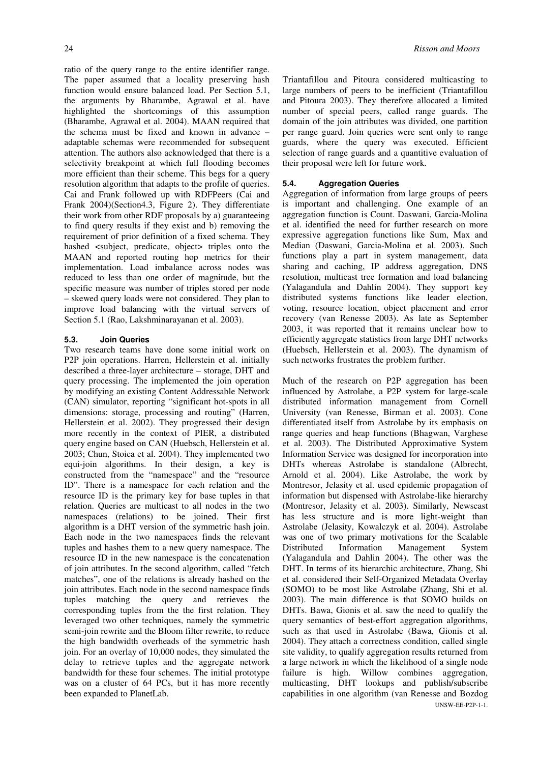ratio of the query range to the entire identifier range. The paper assumed that a locality preserving hash function would ensure balanced load. Per Section 5.1, the arguments by Bharambe, Agrawal et al. have highlighted the shortcomings of this assumption (Bharambe, Agrawal et al. 2004). MAAN required that the schema must be fixed and known in advance – adaptable schemas were recommended for subsequent attention. The authors also acknowledged that there is a selectivity breakpoint at which full flooding becomes more efficient than their scheme. This begs for a query resolution algorithm that adapts to the profile of queries. Cai and Frank followed up with RDFPeers (Cai and Frank 2004)(Section4.3, Figure 2). They differentiate their work from other RDF proposals by a) guaranteeing to find query results if they exist and b) removing the requirement of prior definition of a fixed schema. They hashed <subject, predicate, object> triples onto the MAAN and reported routing hop metrics for their implementation. Load imbalance across nodes was reduced to less than one order of magnitude, but the specific measure was number of triples stored per node – skewed query loads were not considered. They plan to improve load balancing with the virtual servers of Section 5.1 (Rao, Lakshminarayanan et al. 2003).

### 5.3. Join Queries

Two research teams have done some initial work on P2P join operations. Harren, Hellerstein et al. initially described a three-layer architecture – storage, DHT and query processing. The implemented the join operation by modifying an existing Content Addressable Network (CAN) simulator, reporting "significant hot-spots in all dimensions: storage, processing and routing" (Harren, Hellerstein et al. 2002). They progressed their design more recently in the context of PIER, a distributed query engine based on CAN (Huebsch, Hellerstein et al. 2003; Chun, Stoica et al. 2004). They implemented two equi-join algorithms. In their design, a key is constructed from the "namespace" and the "resource ID". There is a namespace for each relation and the resource ID is the primary key for base tuples in that relation. Queries are multicast to all nodes in the two namespaces (relations) to be joined. Their first algorithm is a DHT version of the symmetric hash join. Each node in the two namespaces finds the relevant tuples and hashes them to a new query namespace. The resource ID in the new namespace is the concatenation of join attributes. In the second algorithm, called "fetch matches", one of the relations is already hashed on the join attributes. Each node in the second namespace finds tuples matching the query and retrieves the corresponding tuples from the the first relation. They leveraged two other techniques, namely the symmetric semi-join rewrite and the Bloom filter rewrite, to reduce the high bandwidth overheads of the symmetric hash join. For an overlay of 10,000 nodes, they simulated the delay to retrieve tuples and the aggregate network bandwidth for these four schemes. The initial prototype was on a cluster of 64 PCs, but it has more recently been expanded to PlanetLab.

Triantafillou and Pitoura considered multicasting to large numbers of peers to be inefficient (Triantafillou and Pitoura 2003). They therefore allocated a limited number of special peers, called range guards. The domain of the join attributes was divided, one partition per range guard. Join queries were sent only to range guards, where the query was executed. Efficient selection of range guards and a quantitive evaluation of their proposal were left for future work.

### 5.4. Aggregation Queries

Aggregation of information from large groups of peers is important and challenging. One example of an aggregation function is Count. Daswani, Garcia-Molina et al. identified the need for further research on more expressive aggregation functions like Sum, Max and Median (Daswani, Garcia-Molina et al. 2003). Such functions play a part in system management, data sharing and caching, IP address aggregation, DNS resolution, multicast tree formation and load balancing (Yalagandula and Dahlin 2004). They support key distributed systems functions like leader election, voting, resource location, object placement and error recovery (van Renesse 2003). As late as September 2003, it was reported that it remains unclear how to efficiently aggregate statistics from large DHT networks (Huebsch, Hellerstein et al. 2003). The dynamism of such networks frustrates the problem further.

Much of the research on P2P aggregation has been influenced by Astrolabe, a P2P system for large-scale distributed information management from Cornell University (van Renesse, Birman et al. 2003). Cone differentiated itself from Astrolabe by its emphasis on range queries and heap functions (Bhagwan, Varghese et al. 2003). The Distributed Approximative System Information Service was designed for incorporation into DHTs whereas Astrolabe is standalone (Albrecht, Arnold et al. 2004). Like Astrolabe, the work by Montresor, Jelasity et al. used epidemic propagation of information but dispensed with Astrolabe-like hierarchy (Montresor, Jelasity et al. 2003). Similarly, Newscast has less structure and is more light-weight than Astrolabe (Jelasity, Kowalczyk et al. 2004). Astrolabe was one of two primary motivations for the Scalable Distributed Information Management System (Yalagandula and Dahlin 2004). The other was the DHT. In terms of its hierarchic architecture, Zhang, Shi et al. considered their Self-Organized Metadata Overlay (SOMO) to be most like Astrolabe (Zhang, Shi et al. 2003). The main difference is that SOMO builds on DHTs. Bawa, Gionis et al. saw the need to qualify the query semantics of best-effort aggregation algorithms, such as that used in Astrolabe (Bawa, Gionis et al. 2004). They attach a correctness condition, called single site validity, to qualify aggregation results returned from a large network in which the likelihood of a single node failure is high. Willow combines aggregation, multicasting, DHT lookups and publish/subscribe capabilities in one algorithm (van Renesse and Bozdog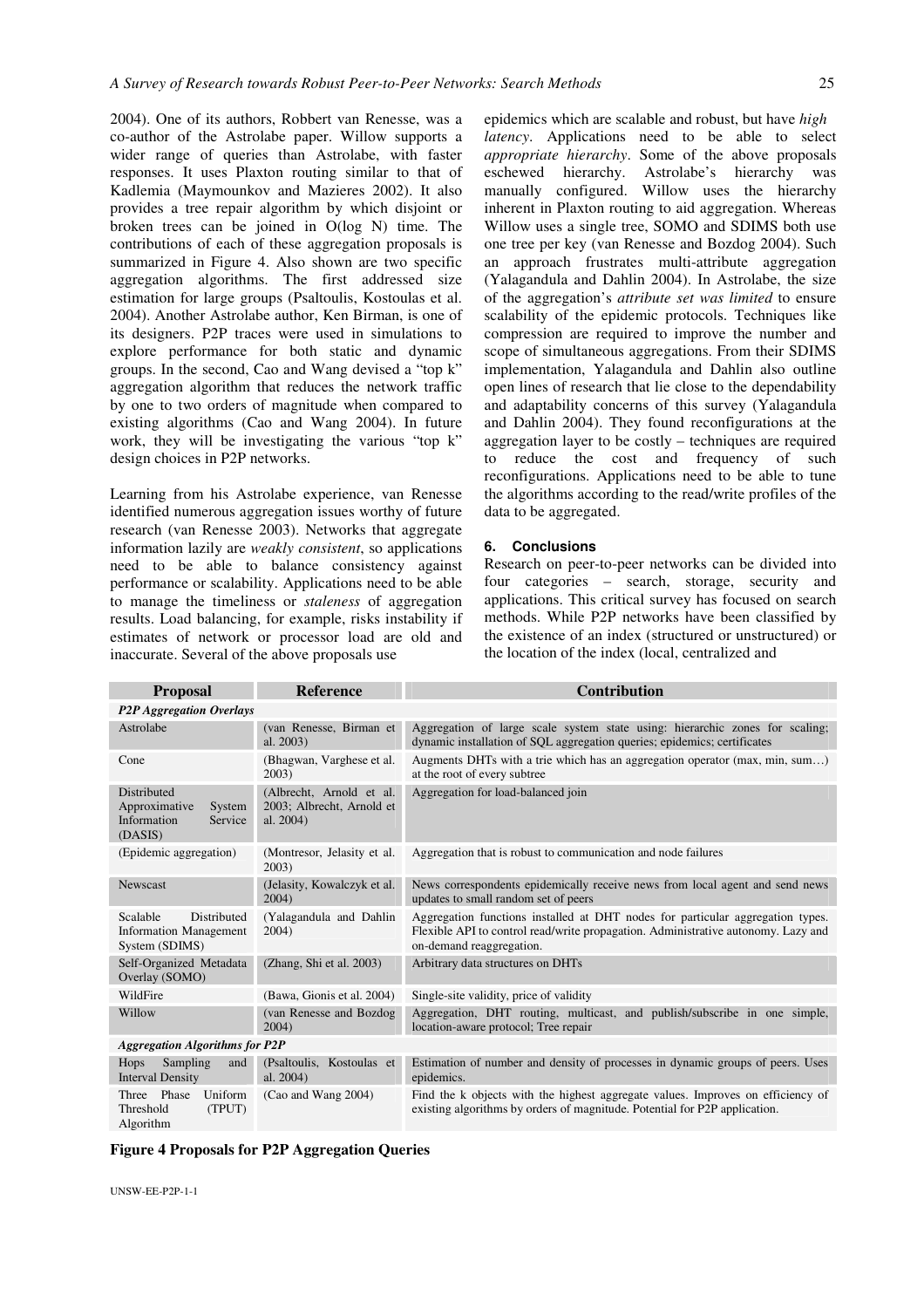2004). One of its authors, Robbert van Renesse, was a co-author of the Astrolabe paper. Willow supports a wider range of queries than Astrolabe, with faster responses. It uses Plaxton routing similar to that of Kadlemia (Maymounkov and Mazieres 2002). It also provides a tree repair algorithm by which disjoint or broken trees can be joined in O(log N) time. The contributions of each of these aggregation proposals is summarized in Figure 4. Also shown are two specific aggregation algorithms. The first addressed size estimation for large groups (Psaltoulis, Kostoulas et al. 2004). Another Astrolabe author, Ken Birman, is one of its designers. P2P traces were used in simulations to explore performance for both static and dynamic groups. In the second, Cao and Wang devised a "top k" aggregation algorithm that reduces the network traffic by one to two orders of magnitude when compared to existing algorithms (Cao and Wang 2004). In future work, they will be investigating the various "top k" design choices in P2P networks.

Learning from his Astrolabe experience, van Renesse identified numerous aggregation issues worthy of future research (van Renesse 2003). Networks that aggregate information lazily are *weakly consistent*, so applications need to be able to balance consistency against performance or scalability. Applications need to be able to manage the timeliness or *staleness* of aggregation results. Load balancing, for example, risks instability if estimates of network or processor load are old and inaccurate. Several of the above proposals use epidemics which are scalable and robust, but have *high latency*. Applications need to be able to select *appropriate hierarchy*. Some of the above proposals eschewed hierarchy. Astrolabe's hierarchy was manually configured. Willow uses the hierarchy inherent in Plaxton routing to aid aggregation. Whereas Willow uses a single tree, SOMO and SDIMS both use one tree per key (van Renesse and Bozdog 2004). Such an approach frustrates multi-attribute aggregation (Yalagandula and Dahlin 2004). In Astrolabe, the size of the aggregation's *attribute set was limited* to ensure scalability of the epidemic protocols. Techniques like compression are required to improve the number and scope of simultaneous aggregations. From their SDIMS implementation, Yalagandula and Dahlin also outline open lines of research that lie close to the dependability and adaptability concerns of this survey (Yalagandula and Dahlin 2004). They found reconfigurations at the aggregation layer to be costly – techniques are required to reduce the cost and frequency of such reconfigurations. Applications need to be able to tune the algorithms according to the read/write profiles of the data to be aggregated.

## 6. Conclusions

Research on peer-to-peer networks can be divided into four categories – search, storage, security and applications. This critical survey has focused on search methods. While P2P networks have been classified by the existence of an index (structured or unstructured) or the location of the index (local, centralized and

| Proposal | Reference | Contribution |
|---|---|---|
| ***P2P Aggregation Overlays*** | | |
| Astrolabe | (van Renesse, Birman et al. 2003) | Aggregation of large scale system state using: hierarchic zones for scaling; dynamic installation of SQL aggregation queries; epidemics; certificates |
| Cone | (Bhagwan, Varghese et al. 2003) | Augments DHTs with a trie which has an aggregation operator (max, min, sum…) at the root of every subtree |
| Distributed Approximative System Information Service (DASIS) | (Albrecht, Arnold et al. 2003; Albrecht, Arnold et al. 2004) | Aggregation for load-balanced join |
| (Epidemic aggregation) | (Montresor, Jelasity et al. 2003) | Aggregation that is robust to communication and node failures |
| Newscast | (Jelasity, Kowalczyk et al. 2004) | News correspondents epidemically receive news from local agent and send news updates to small random set of peers |
| Scalable Distributed Information Management System (SDIMS) | (Yalagandula and Dahlin 2004) | Aggregation functions installed at DHT nodes for particular aggregation types. Flexible API to control read/write propagation. Administrative autonomy. Lazy and on-demand reaggregation. |
| Self-Organized Metadata Overlay (SOMO) | (Zhang, Shi et al. 2003) | Arbitrary data structures on DHTs |
| WildFire | (Bawa, Gionis et al. 2004) | Single-site validity, price of validity |
| Willow | (van Renesse and Bozdog 2004) | Aggregation, DHT routing, multicast, and publish/subscribe in one simple, location-aware protocol; Tree repair |
| ***Aggregation Algorithms for P2P*** | | |
| Hops Sampling and Interval Density | (Psaltoulis, Kostoulas et al. 2004) | Estimation of number and density of processes in dynamic groups of peers. Uses epidemics. |
| Three Phase Uniform Threshold (TPUT) Algorithm | (Cao and Wang 2004) | Find the k objects with the highest aggregate values. Improves on efficiency of existing algorithms by orders of magnitude. Potential for P2P application. |

**Figure 4 Proposals for P2P Aggregation Queries**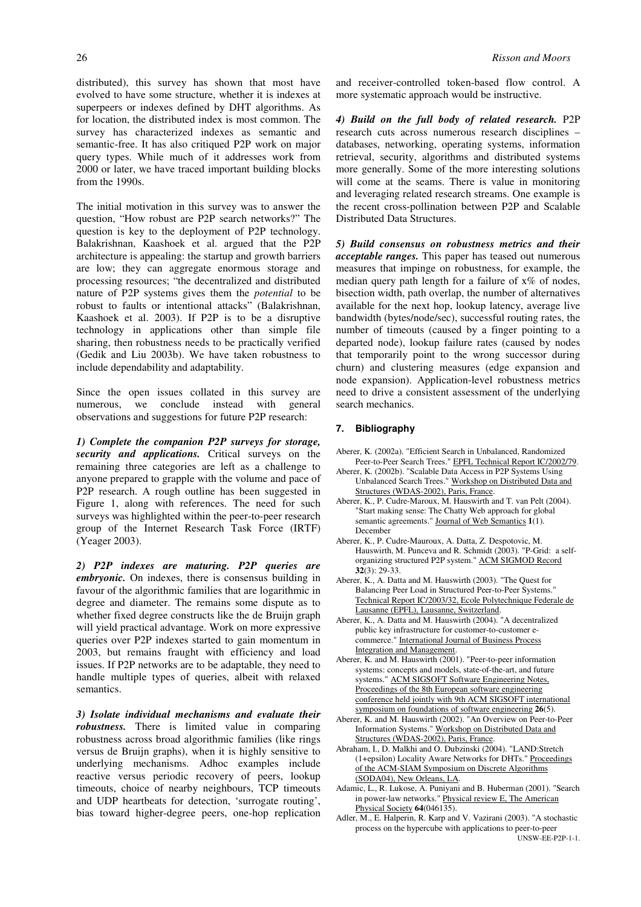distributed), this survey has shown that most have evolved to have some structure, whether it is indexes at superpeers or indexes defined by DHT algorithms. As for location, the distributed index is most common. The survey has characterized indexes as semantic and semantic-free. It has also critiqued P2P work on major query types. While much of it addresses work from 2000 or later, we have traced important building blocks from the 1990s.

The initial motivation in this survey was to answer the question, "How robust are P2P search networks?" The question is key to the deployment of P2P technology. Balakrishnan, Kaashoek et al. argued that the P2P architecture is appealing: the startup and growth barriers are low; they can aggregate enormous storage and processing resources; "the decentralized and distributed nature of P2P systems gives them the *potential* to be robust to faults or intentional attacks" (Balakrishnan, Kaashoek et al. 2003). If P2P is to be a disruptive technology in applications other than simple file sharing, then robustness needs to be practically verified (Gedik and Liu 2003b). We have taken robustness to include dependability and adaptability.

Since the open issues collated in this survey are numerous, we conclude instead with general observations and suggestions for future P2P research:

***1) Complete the companion P2P surveys for storage, security and applications.*** Critical surveys on the remaining three categories are left as a challenge to anyone prepared to grapple with the volume and pace of P2P research. A rough outline has been suggested in Figure 1, along with references. The need for such surveys was highlighted within the peer-to-peer research group of the Internet Research Task Force (IRTF) (Yeager 2003).

***2) P2P indexes are maturing. P2P queries are embryonic.*** On indexes, there is consensus building in favour of the algorithmic families that are logarithmic in degree and diameter. The remains some dispute as to whether fixed degree constructs like the de Bruijn graph will yield practical advantage. Work on more expressive queries over P2P indexes started to gain momentum in 2003, but remains fraught with efficiency and load issues. If P2P networks are to be adaptable, they need to handle multiple types of queries, albeit with relaxed semantics.

***3) Isolate individual mechanisms and evaluate their robustness.*** There is limited value in comparing robustness across broad algorithmic families (like rings versus de Bruijn graphs), when it is highly sensitive to underlying mechanisms. Adhoc examples include reactive versus periodic recovery of peers, lookup timeouts, choice of nearby neighbours, TCP timeouts and UDP heartbeats for detection, 'surrogate routing', bias toward higher-degree peers, one-hop replication and receiver-controlled token-based flow control. A more systematic approach would be instructive.

***4) Build on the full body of related research.*** P2P research cuts across numerous research disciplines – databases, networking, operating systems, information retrieval, security, algorithms and distributed systems more generally. Some of the more interesting solutions will come at the seams. There is value in monitoring and leveraging related research streams. One example is the recent cross-pollination between P2P and Scalable Distributed Data Structures.

***5) Build consensus on robustness metrics and their acceptable ranges.*** This paper has teased out numerous measures that impinge on robustness, for example, the median query path length for a failure of x% of nodes, bisection width, path overlap, the number of alternatives available for the next hop, lookup latency, average live bandwidth (bytes/node/sec), successful routing rates, the number of timeouts (caused by a finger pointing to a departed node), lookup failure rates (caused by nodes that temporarily point to the wrong successor during churn) and clustering measures (edge expansion and node expansion). Application-level robustness metrics need to drive a consistent assessment of the underlying search mechanics.

## 7. Bibliography

Aberer, K. (2002a). "Efficient Search in Unbalanced, Randomized Peer-to-Peer Search Trees." EPFL Technical Report IC/2002/79.

Aberer, K. (2002b). "Scalable Data Access in P2P Systems Using Unbalanced Search Trees." Workshop on Distributed Data and Structures (WDAS-2002), Paris, France.

Aberer, K., P. Cudre-Maroux, M. Hauswirth and T. van Pelt (2004). "Start making sense: The Chatty Web approach for global semantic agreements." Journal of Web Semantics **1**(1). December

Aberer, K., P. Cudre-Mauroux, A. Datta, Z. Despotovic, M. Hauswirth, M. Punceva and R. Schmidt (2003). "P-Grid: a self-organizing structured P2P system." ACM SIGMOD Record **32**(3): 29-33.

Aberer, K., A. Datta and M. Hauswirth (2003). "The Quest for Balancing Peer Load in Structured Peer-to-Peer Systems." Technical Report IC/2003/32, Ecole Polytechnique Federale de Lausanne (EPFL), Lausanne, Switzerland.

Aberer, K., A. Datta and M. Hauswirth (2004). "A decentralized public key infrastructure for customer-to-customer e-commerce." International Journal of Business Process Integration and Management.

Aberer, K. and M. Hauswirth (2001). "Peer-to-peer information systems: concepts and models, state-of-the-art, and future systems." ACM SIGSOFT Software Engineering Notes, Proceedings of the 8th European software engineering conference held jointly with 9th ACM SIGSOFT international symposium on foundations of software engineering **26**(5).

Aberer, K. and M. Hauswirth (2002). "An Overview on Peer-to-Peer Information Systems." Workshop on Distributed Data and Structures (WDAS-2002), Paris, France.

Abraham, I., D. Malkhi and O. Dubzinski (2004). "LAND:Stretch (1+epsilon) Locality Aware Networks for DHTs." Proceedings of the ACM-SIAM Symposium on Discrete Algorithms (SODA04), New Orleans, LA.

Adamic, L., R. Lukose, A. Puniyani and B. Huberman (2001). "Search in power-law networks." Physical review E, The American Physical Society **64**(046135).

Adler, M., E. Halperin, R. Karp and V. Vazirani (2003). "A stochastic process on the hypercube with applications to peer-to-peer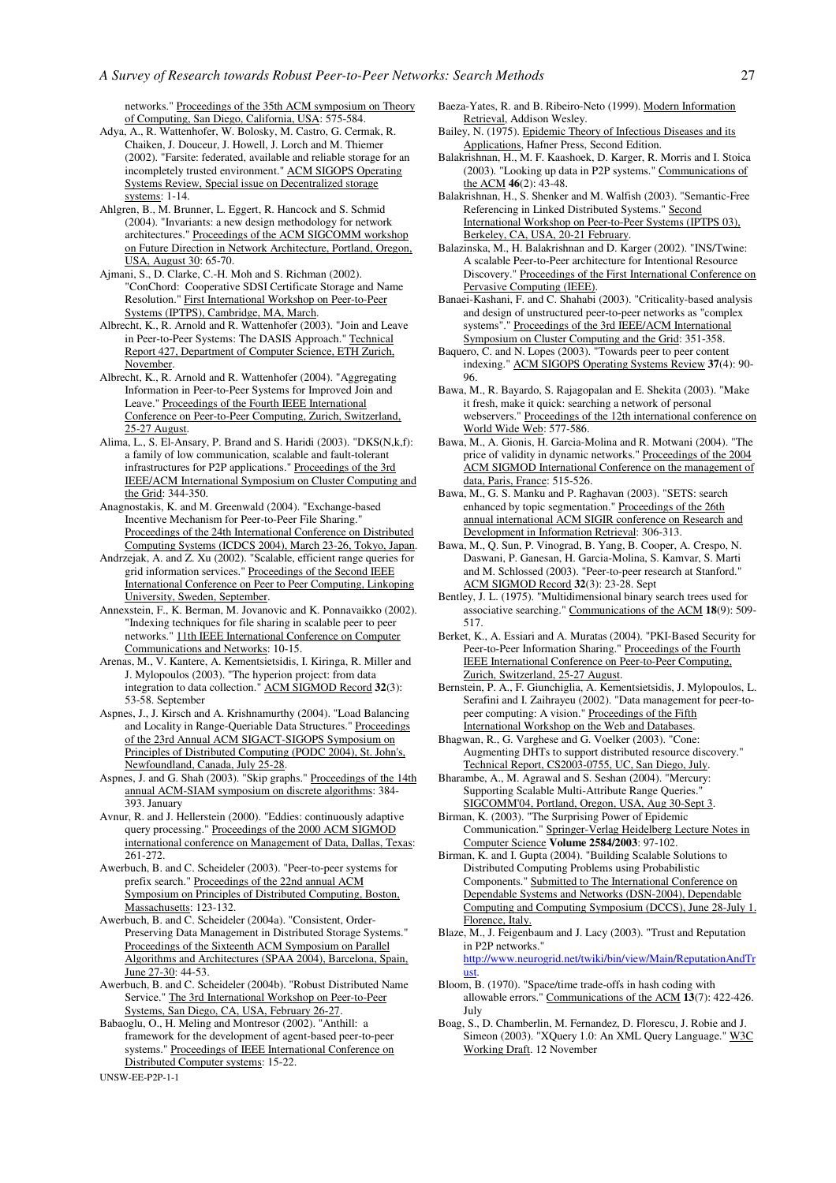networks." Proceedings of the 35th ACM symposium on Theory of Computing, San Diego, California, USA: 575-584.

Adya, A., R. Wattenhofer, W. Bolosky, M. Castro, G. Cermak, R. Chaiken, J. Douceur, J. Howell, J. Lorch and M. Thiemer (2002). "Farsite: federated, available and reliable storage for an incompletely trusted environment." ACM SIGOPS Operating Systems Review, Special issue on Decentralized storage systems: 1-14.

Ahlgren, B., M. Brunner, L. Eggert, R. Hancock and S. Schmid (2004). "Invariants: a new design methodology for network architectures." Proceedings of the ACM SIGCOMM workshop on Future Direction in Network Architecture, Portland, Oregon, USA, August 30: 65-70.

Ajmani, S., D. Clarke, C.-H. Moh and S. Richman (2002). "ConChord: Cooperative SDSI Certificate Storage and Name Resolution." First International Workshop on Peer-to-Peer Systems (IPTPS), Cambridge, MA, March.

Albrecht, K., R. Arnold and R. Wattenhofer (2003). "Join and Leave in Peer-to-Peer Systems: The DASIS Approach." Technical Report 427, Department of Computer Science, ETH Zurich, November.

Albrecht, K., R. Arnold and R. Wattenhofer (2004). "Aggregating Information in Peer-to-Peer Systems for Improved Join and Leave." Proceedings of the Fourth IEEE International Conference on Peer-to-Peer Computing, Zurich, Switzerland, 25-27 August.

Alima, L., S. El-Ansary, P. Brand and S. Haridi (2003). "DKS(N,k,f): a family of low communication, scalable and fault-tolerant infrastructures for P2P applications." Proceedings of the 3rd IEEE/ACM International Symposium on Cluster Computing and the Grid: 344-350.

Anagnostakis, K. and M. Greenwald (2004). "Exchange-based Incentive Mechanism for Peer-to-Peer File Sharing." Proceedings of the 24th International Conference on Distributed Computing Systems (ICDCS 2004), March 23-26, Tokyo, Japan.

Andrzejak, A. and Z. Xu (2002). "Scalable, efficient range queries for grid information services." Proceedings of the Second IEEE International Conference on Peer to Peer Computing, Linkoping University, Sweden, September.

Annexstein, F., K. Berman, M. Jovanovic and K. Ponnavaikko (2002). "Indexing techniques for file sharing in scalable peer to peer networks." 11th IEEE International Conference on Computer Communications and Networks: 10-15.

Arenas, M., V. Kantere, A. Kementsietsidis, I. Kiringa, R. Miller and J. Mylopoulos (2003). "The hyperion project: from data integration to data collection." ACM SIGMOD Record **32**(3): 53-58. September

Aspnes, J., J. Kirsch and A. Krishnamurthy (2004). "Load Balancing and Locality in Range-Queriable Data Structures." Proceedings of the 23rd Annual ACM SIGACT-SIGOPS Symposium on Principles of Distributed Computing (PODC 2004), St. John's, Newfoundland, Canada, July 25-28.

Aspnes, J. and G. Shah (2003). "Skip graphs." Proceedings of the 14th annual ACM-SIAM symposium on discrete algorithms: 384-393. January

Avnur, R. and J. Hellerstein (2000). "Eddies: continuously adaptive query processing." Proceedings of the 2000 ACM SIGMOD international conference on Management of Data, Dallas, Texas: 261-272.

Awerbuch, B. and C. Scheideler (2003). "Peer-to-peer systems for prefix search." Proceedings of the 22nd annual ACM Symposium on Principles of Distributed Computing, Boston, Massachusetts: 123-132.

Awerbuch, B. and C. Scheideler (2004a). "Consistent, Order-Preserving Data Management in Distributed Storage Systems." Proceedings of the Sixteenth ACM Symposium on Parallel Algorithms and Architectures (SPAA 2004), Barcelona, Spain, June 27-30: 44-53.

Awerbuch, B. and C. Scheideler (2004b). "Robust Distributed Name Service." The 3rd International Workshop on Peer-to-Peer Systems, San Diego, CA, USA, February 26-27.

Babaoglu, O., H. Meling and Montresor (2002). "Anthill: a framework for the development of agent-based peer-to-peer systems." Proceedings of IEEE International Conference on Distributed Computer systems: 15-22.

Baeza-Yates, R. and B. Ribeiro-Neto (1999). Modern Information Retrieval, Addison Wesley.

Bailey, N. (1975). Epidemic Theory of Infectious Diseases and its Applications, Hafner Press, Second Edition.

Balakrishnan, H., M. F. Kaashoek, D. Karger, R. Morris and I. Stoica (2003). "Looking up data in P2P systems." Communications of the ACM **46**(2): 43-48.

Balakrishnan, H., S. Shenker and M. Walfish (2003). "Semantic-Free Referencing in Linked Distributed Systems." Second International Workshop on Peer-to-Peer Systems (IPTPS 03), Berkeley, CA, USA, 20-21 February.

Balazinska, M., H. Balakrishnan and D. Karger (2002). "INS/Twine: A scalable Peer-to-Peer architecture for Intentional Resource Discovery." Proceedings of the First International Conference on Pervasive Computing (IEEE).

Banaei-Kashani, F. and C. Shahabi (2003). "Criticality-based analysis and design of unstructured peer-to-peer networks as "complex systems"." Proceedings of the 3rd IEEE/ACM International Symposium on Cluster Computing and the Grid: 351-358.

Baquero, C. and N. Lopes (2003). "Towards peer to peer content indexing." ACM SIGOPS Operating Systems Review **37**(4): 90-96.

Bawa, M., R. Bayardo, S. Rajagopalan and E. Shekita (2003). "Make it fresh, make it quick: searching a network of personal webservers." Proceedings of the 12th international conference on World Wide Web: 577-586.

Bawa, M., A. Gionis, H. Garcia-Molina and R. Motwani (2004). "The price of validity in dynamic networks." Proceedings of the 2004 ACM SIGMOD International Conference on the management of data, Paris, France: 515-526.

Bawa, M., G. S. Manku and P. Raghavan (2003). "SETS: search enhanced by topic segmentation." Proceedings of the 26th annual international ACM SIGIR conference on Research and Development in Information Retrieval: 306-313.

Bawa, M., Q. Sun, P. Vinograd, B. Yang, B. Cooper, A. Crespo, N. Daswani, P. Ganesan, H. Garcia-Molina, S. Kamvar, S. Marti and M. Schlossed (2003). "Peer-to-peer research at Stanford." ACM SIGMOD Record **32**(3): 23-28. Sept

Bentley, J. L. (1975). "Multidimensional binary search trees used for associative searching." Communications of the ACM **18**(9): 509-517.

Berket, K., A. Essiari and A. Muratas (2004). "PKI-Based Security for Peer-to-Peer Information Sharing." Proceedings of the Fourth IEEE International Conference on Peer-to-Peer Computing, Zurich, Switzerland, 25-27 August.

Bernstein, P. A., F. Giunchiglia, A. Kementsietsidis, J. Mylopoulos, L. Serafini and I. Zaihrayeu (2002). "Data management for peer-to-peer computing: A vision." Proceedings of the Fifth International Workshop on the Web and Databases.

Bhagwan, R., G. Varghese and G. Voelker (2003). "Cone: Augmenting DHTs to support distributed resource discovery." Technical Report, CS2003-0755, UC, San Diego, July.

Bharambe, A., M. Agrawal and S. Seshan (2004). "Mercury: Supporting Scalable Multi-Attribute Range Queries." SIGCOMM'04, Portland, Oregon, USA, Aug 30-Sept 3.

Birman, K. (2003). "The Surprising Power of Epidemic Communication." Springer-Verlag Heidelberg Lecture Notes in Computer Science **Volume 2584/2003**: 97-102.

Birman, K. and I. Gupta (2004). "Building Scalable Solutions to Distributed Computing Problems using Probabilistic Components." Submitted to The International Conference on Dependable Systems and Networks (DSN-2004), Dependable Computing and Computing Symposium (DCCS), June 28-July 1. Florence, Italy.

Blaze, M., J. Feigenbaum and J. Lacy (2003). "Trust and Reputation in P2P networks." http://www.neurogrid.net/twiki/bin/view/Main/ReputationAndTrust.

Bloom, B. (1970). "Space/time trade-offs in hash coding with allowable errors." Communications of the ACM **13**(7): 422-426. July

Boag, S., D. Chamberlin, M. Fernandez, D. Florescu, J. Robie and J. Simeon (2003). "XQuery 1.0: An XML Query Language." W3C Working Draft. 12 November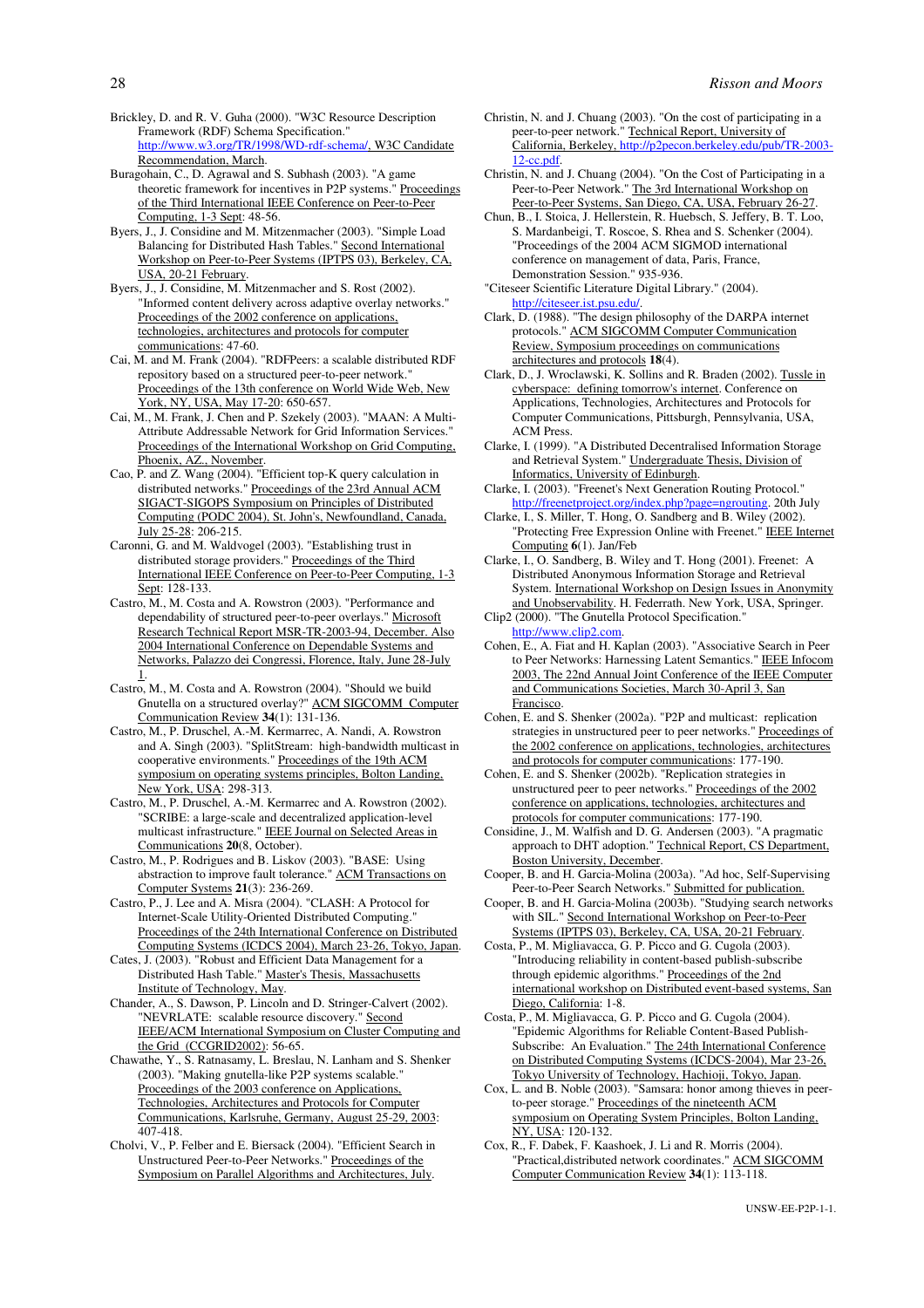Brickley, D. and R. V. Guha (2000). "W3C Resource Description Framework (RDF) Schema Specification." http://www.w3.org/TR/1998/WD-rdf-schema/, W3C Candidate Recommendation, March.

Buragohain, C., D. Agrawal and S. Subhash (2003). "A game theoretic framework for incentives in P2P systems." Proceedings of the Third International IEEE Conference on Peer-to-Peer Computing, 1-3 Sept: 48-56.

Byers, J., J. Considine and M. Mitzenmacher (2003). "Simple Load Balancing for Distributed Hash Tables." Second International Workshop on Peer-to-Peer Systems (IPTPS 03), Berkeley, CA, USA, 20-21 February.

Byers, J., J. Considine, M. Mitzenmacher and S. Rost (2002). "Informed content delivery across adaptive overlay networks." Proceedings of the 2002 conference on applications, technologies, architectures and protocols for computer communications: 47-60.

Cai, M. and M. Frank (2004). "RDFPeers: a scalable distributed RDF repository based on a structured peer-to-peer network." Proceedings of the 13th conference on World Wide Web, New York, NY, USA, May 17-20: 650-657.

Cai, M., M. Frank, J. Chen and P. Szekely (2003). "MAAN: A Multi-Attribute Addressable Network for Grid Information Services." Proceedings of the International Workshop on Grid Computing, Phoenix, AZ., November.

Cao, P. and Z. Wang (2004). "Efficient top-K query calculation in distributed networks." Proceedings of the 23rd Annual ACM SIGACT-SIGOPS Symposium on Principles of Distributed Computing (PODC 2004), St. John's, Newfoundland, Canada, July 25-28: 206-215.

Caronni, G. and M. Waldvogel (2003). "Establishing trust in distributed storage providers." Proceedings of the Third International IEEE Conference on Peer-to-Peer Computing, 1-3 Sept: 128-133.

Castro, M., M. Costa and A. Rowstron (2003). "Performance and dependability of structured peer-to-peer overlays." Microsoft Research Technical Report MSR-TR-2003-94, December. Also 2004 International Conference on Dependable Systems and Networks, Palazzo dei Congressi, Florence, Italy, June 28-July 1.

Castro, M., M. Costa and A. Rowstron (2004). "Should we build Gnutella on a structured overlay?" ACM SIGCOMM Computer Communication Review **34**(1): 131-136.

Castro, M., P. Druschel, A.-M. Kermarrec, A. Nandi, A. Rowstron and A. Singh (2003). "SplitStream: high-bandwidth multicast in cooperative environments." Proceedings of the 19th ACM symposium on operating systems principles, Bolton Landing, New York, USA: 298-313.

Castro, M., P. Druschel, A.-M. Kermarrec and A. Rowstron (2002). "SCRIBE: a large-scale and decentralized application-level multicast infrastructure." IEEE Journal on Selected Areas in Communications **20**(8, October).

Castro, M., P. Rodrigues and B. Liskov (2003). "BASE: Using abstraction to improve fault tolerance." ACM Transactions on Computer Systems **21**(3): 236-269.

Castro, P., J. Lee and A. Misra (2004). "CLASH: A Protocol for Internet-Scale Utility-Oriented Distributed Computing." Proceedings of the 24th International Conference on Distributed Computing Systems (ICDCS 2004), March 23-26, Tokyo, Japan.

Cates, J. (2003). "Robust and Efficient Data Management for a Distributed Hash Table." Master's Thesis, Massachusetts Institute of Technology, May.

Chander, A., S. Dawson, P. Lincoln and D. Stringer-Calvert (2002). "NEVRLATE: scalable resource discovery." Second IEEE/ACM International Symposium on Cluster Computing and the Grid (CCGRID2002): 56-65.

Chawathe, Y., S. Ratnasamy, L. Breslau, N. Lanham and S. Shenker (2003). "Making gnutella-like P2P systems scalable." Proceedings of the 2003 conference on Applications, Technologies, Architectures and Protocols for Computer Communications, Karlsruhe, Germany, August 25-29, 2003: 407-418.

Cholvi, V., P. Felber and E. Biersack (2004). "Efficient Search in Unstructured Peer-to-Peer Networks." Proceedings of the Symposium on Parallel Algorithms and Architectures, July.

Christin, N. and J. Chuang (2003). "On the cost of participating in a peer-to-peer network." Technical Report, University of California, Berkeley, http://p2pecon.berkeley.edu/pub/TR-2003-12-cc.pdf.

Christin, N. and J. Chuang (2004). "On the Cost of Participating in a Peer-to-Peer Network." The 3rd International Workshop on Peer-to-Peer Systems, San Diego, CA, USA, February 26-27.

Chun, B., I. Stoica, J. Hellerstein, R. Huebsch, S. Jeffery, B. T. Loo, S. Mardanbeigi, T. Roscoe, S. Rhea and S. Schenker (2004). "Proceedings of the 2004 ACM SIGMOD international conference on management of data, Paris, France, Demonstration Session." 935-936.

"Citeseer Scientific Literature Digital Library." (2004). http://citeseer.ist.psu.edu/.

Clark, D. (1988). "The design philosophy of the DARPA internet protocols." ACM SIGCOMM Computer Communication Review, Symposium proceedings on communications architectures and protocols **18**(4).

Clark, D., J. Wroclawski, K. Sollins and R. Braden (2002). Tussle in cyberspace: defining tomorrow's internet. Conference on Applications, Technologies, Architectures and Protocols for Computer Communications, Pittsburgh, Pennsylvania, USA, ACM Press.

Clarke, I. (1999). "A Distributed Decentralised Information Storage and Retrieval System." Undergraduate Thesis, Division of Informatics, University of Edinburgh.

Clarke, I. (2003). "Freenet's Next Generation Routing Protocol." http://freenetproject.org/index.php?page=ngrouting. 20th July

Clarke, I., S. Miller, T. Hong, O. Sandberg and B. Wiley (2002). "Protecting Free Expression Online with Freenet." IEEE Internet Computing **6**(1). Jan/Feb

Clarke, I., O. Sandberg, B. Wiley and T. Hong (2001). Freenet: A Distributed Anonymous Information Storage and Retrieval System. International Workshop on Design Issues in Anonymity and Unobservability. H. Federrath. New York, USA, Springer.

Clip2 (2000). "The Gnutella Protocol Specification." http://www.clip2.com.

Cohen, E., A. Fiat and H. Kaplan (2003). "Associative Search in Peer to Peer Networks: Harnessing Latent Semantics." IEEE Infocom 2003, The 22nd Annual Joint Conference of the IEEE Computer and Communications Societies, March 30-April 3, San Francisco.

Cohen, E. and S. Shenker (2002a). "P2P and multicast: replication strategies in unstructured peer to peer networks." Proceedings of the 2002 conference on applications, technologies, architectures and protocols for computer communications: 177-190.

Cohen, E. and S. Shenker (2002b). "Replication strategies in unstructured peer to peer networks." Proceedings of the 2002 conference on applications, technologies, architectures and protocols for computer communications: 177-190.

Considine, J., M. Walfish and D. G. Andersen (2003). "A pragmatic approach to DHT adoption." Technical Report, CS Department, Boston University, December.

Cooper, B. and H. Garcia-Molina (2003a). "Ad hoc, Self-Supervising Peer-to-Peer Search Networks." Submitted for publication.

Cooper, B. and H. Garcia-Molina (2003b). "Studying search networks with SIL." Second International Workshop on Peer-to-Peer Systems (IPTPS 03), Berkeley, CA, USA, 20-21 February.

Costa, P., M. Migliavacca, G. P. Picco and G. Cugola (2003). "Introducing reliability in content-based publish-subscribe through epidemic algorithms." Proceedings of the 2nd international workshop on Distributed event-based systems, San Diego, California: 1-8.

Costa, P., M. Migliavacca, G. P. Picco and G. Cugola (2004). "Epidemic Algorithms for Reliable Content-Based Publish-Subscribe: An Evaluation." The 24th International Conference on Distributed Computing Systems (ICDCS-2004), Mar 23-26, Tokyo University of Technology, Hachioji, Tokyo, Japan.

Cox, L. and B. Noble (2003). "Samsara: honor among thieves in peer-to-peer storage." Proceedings of the nineteenth ACM symposium on Operating System Principles, Bolton Landing, NY, USA: 120-132.

Cox, R., F. Dabek, F. Kaashoek, J. Li and R. Morris (2004). "Practical,distributed network coordinates." ACM SIGCOMM Computer Communication Review **34**(1): 113-118.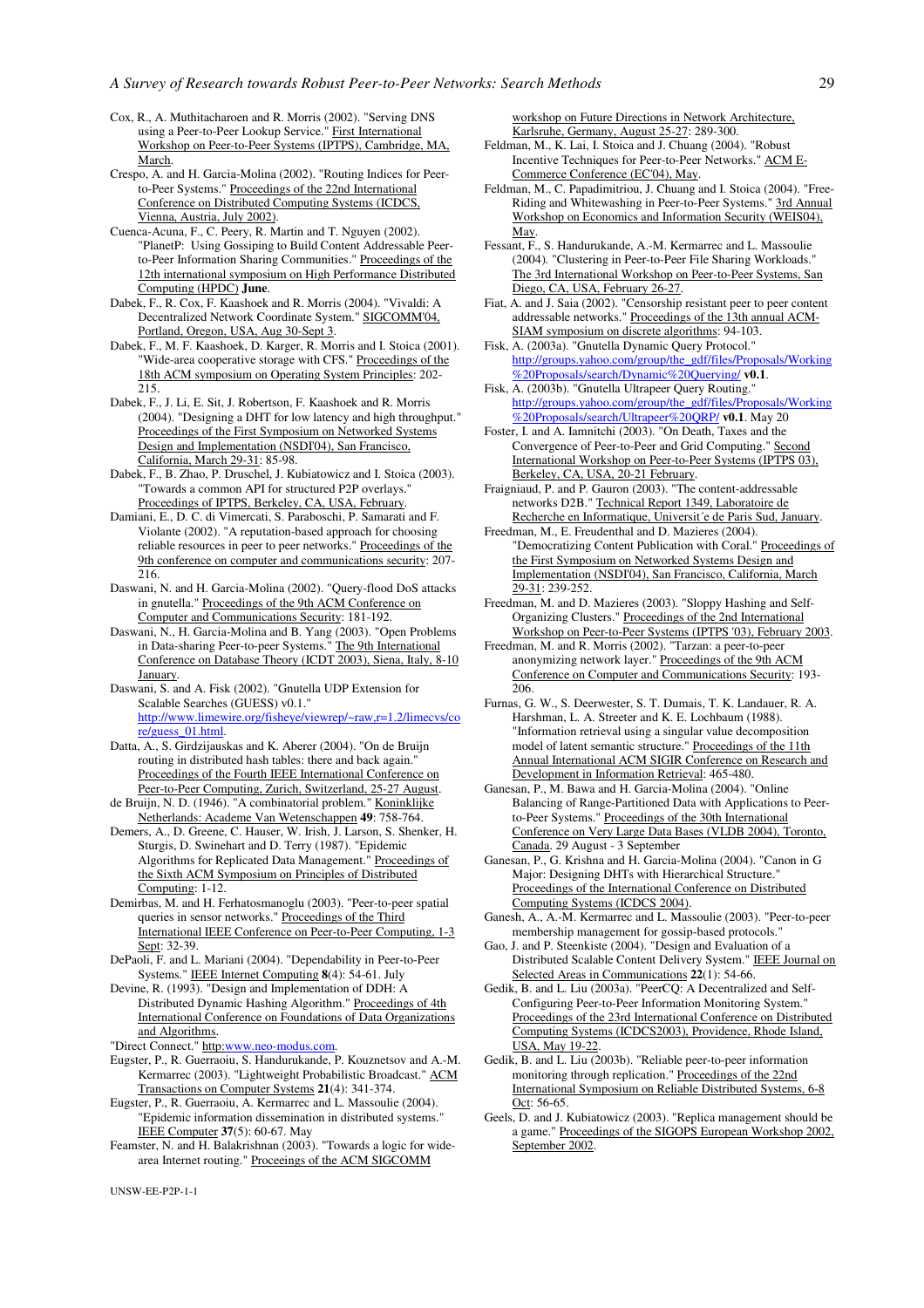Cox, R., A. Muthitacharoen and R. Morris (2002). "Serving DNS using a Peer-to-Peer Lookup Service." First International Workshop on Peer-to-Peer Systems (IPTPS), Cambridge, MA, March.

Crespo, A. and H. Garcia-Molina (2002). "Routing Indices for Peer-to-Peer Systems." Proceedings of the 22nd International Conference on Distributed Computing Systems (ICDCS, Vienna, Austria, July 2002).

Cuenca-Acuna, F., C. Peery, R. Martin and T. Nguyen (2002). "PlanetP: Using Gossiping to Build Content Addressable Peer-to-Peer Information Sharing Communities." Proceedings of the 12th international symposium on High Performance Distributed Computing (HPDC) **June**.

Dabek, F., R. Cox, F. Kaashoek and R. Morris (2004). "Vivaldi: A Decentralized Network Coordinate System." SIGCOMM'04, Portland, Oregon, USA, Aug 30-Sept 3.

Dabek, F., M. F. Kaashoek, D. Karger, R. Morris and I. Stoica (2001). "Wide-area cooperative storage with CFS." Proceedings of the 18th ACM Symposium on Operating System Principles: 202-215.

Dabek, F., J. Li, E. Sit, J. Robertson, F. Kaashoek and R. Morris (2004). "Designing a DHT for low latency and high throughput." Proceedings of the First Symposium on Networked Systems Design and Implementation (NSDI'04), San Francisco, California, March 29-31: 85-98.

Dabek, F., B. Zhao, P. Druschel, J. Kubiatowicz and I. Stoica (2003). "Towards a common API for structured P2P overlays." Proceedings of IPTPS, Berkeley, CA, USA, February.

Damiani, E., D. C. di Vimercati, S. Paraboschi, P. Samarati and F. Violante (2002). "A reputation-based approach for choosing reliable resources in peer to peer networks." Proceedings of the 9th conference on computer and communications security: 207-216.

Daswani, N. and H. Garcia-Molina (2002). "Query-flood DoS attacks in gnutella." Proceedings of the 9th ACM Conference on Computer and Communications Security: 181-192.

Daswani, N., H. Garcia-Molina and B. Yang (2003). "Open Problems in Data-sharing Peer-to-peer Systems." The 9th International Conference on Database Theory (ICDT 2003), Siena, Italy, 8-10 January.

Daswani, S. and A. Fisk (2002). "Gnutella UDP Extension for Scalable Searches (GUESS) v0.1." http://www.limewire.org/fisheye/viewrep/~raw,r=1.2/limecvs/core/guess_01.html.

Datta, A., S. Girdzijauskas and K. Aberer (2004). "On de Bruijn routing in distributed hash tables: there and back again." Proceedings of the Fourth IEEE International Conference on Peer-to-Peer Computing, Zurich, Switzerland, 25-27 August.

de Bruijn, N. D. (1946). "A combinatorial problem." Koninklijke Netherlands: Academe Van Wetenschappen **49**: 758-764.

Demers, A., D. Greene, C. Hauser, W. Irish, J. Larson, S. Shenker, H. Sturgis, D. Swinehart and D. Terry (1987). "Epidemic Algorithms for Replicated Data Management." Proceedings of the Sixth ACM Symposium on Principles of Distributed Computing: 1-12.

Demirbas, M. and H. Ferhatosmanoglu (2003). "Peer-to-peer spatial queries in sensor networks." Proceedings of the Third International IEEE Conference on Peer-to-Peer Computing, 1-3 Sept: 32-39.

DePaoli, F. and L. Mariani (2004). "Dependability in Peer-to-Peer Systems." IEEE Internet Computing **8**(4): 54-61. July

Devine, R. (1993). "Design and Implementation of DDH: A Distributed Dynamic Hashing Algorithm." Proceedings of 4th International Conference on Foundations of Data Organizations and Algorithms.

"Direct Connect." http:www.neo-modus.com.

Eugster, P., R. Guerraoiu, S. Handurukande, P. Kouznetsov and A.-M. Kermarrec (2003). "Lightweight Probabilistic Broadcast." ACM Transactions on Computer Systems **21**(4): 341-374.

Eugster, P., R. Guerraoiu, A. Kermarrec and L. Massoulie (2004). "Epidemic information dissemination in distributed systems." IEEE Computer **37**(5): 60-67. May

Feamster, N. and H. Balakrishnan (2003). "Towards a logic for wide-area Internet routing." Proceeings of the ACM SIGCOMM workshop on Future Directions in Network Architecture, Karlsruhe, Germany, August 25-27: 289-300.

Feldman, M., K. Lai, I. Stoica and J. Chuang (2004). "Robust Incentive Techniques for Peer-to-Peer Networks." ACM E-Commerce Conference (EC'04), May.

Feldman, M., C. Papadimitriou, J. Chuang and I. Stoica (2004). "Free-Riding and Whitewashing in Peer-to-Peer Systems." 3rd Annual Workshop on Economics and Information Security (WEIS04), May.

Fessant, F., S. Handurukande, A.-M. Kermarrec and L. Massoulie (2004). "Clustering in Peer-to-Peer File Sharing Workloads." The 3rd International Workshop on Peer-to-Peer Systems, San Diego, CA, USA, February 26-27.

Fiat, A. and J. Saia (2002). "Censorship resistant peer to peer content addressable networks." Proceedings of the 13th annual ACM-SIAM symposium on discrete algorithms: 94-103.

Fisk, A. (2003a). "Gnutella Dynamic Query Protocol." http://groups.yahoo.com/group/the_gdf/files/Proposals/Working%20Proposals/search/Dynamic%20Querying/ **v0.1**.

Fisk, A. (2003b). "Gnutella Ultrapeer Query Routing." http://groups.yahoo.com/group/the_gdf/files/Proposals/Working%20Proposals/search/Ultrapeer%20QRP/ **v0.1**. May 20

Foster, I. and A. Iamnitchi (2003). "On Death, Taxes and the Convergence of Peer-to-Peer and Grid Computing." Second International Workshop on Peer-to-Peer Systems (IPTPS 03), Berkeley, CA, USA, 20-21 February.

Fraigniaud, P. and P. Gauron (2003). "The content-addressable networks D2B." Technical Report 1349, Laboratoire de Recherche en Informatique, Universit´e de Paris Sud, January.

Freedman, M., E. Freudenthal and D. Mazieres (2004). "Democratizing Content Publication with Coral." Proceedings of the First Symposium on Networked Systems Design and Implementation (NSDI'04), San Francisco, California, March 29-31.

Freedman, M. and D. Mazieres (2003). "Sloppy Hashing and Self-Organizing Clusters." Proceedings of the 2nd International Workshop on Peer-to-Peer Systems (IPTPS '03), February 2003.

Freedman, M. and R. Morris (2002). "Tarzan: a peer-to-peer anonymizing network layer." Proceedings of the 9th ACM Conference on Computer and Communications Security: 193-206.

Furnas, G. W., S. Deerwester, S. T. Dumais, T. K. Landauer, R. A. Harshman, L. A. Streeter and K. E. Lochbaum (1988). "Information retrieval using a singular value decomposition model of latent semantic structure." Proceedings of the 11th Annual International ACM SIGIR Conference on Research and Development in Information Retrieval: 465-480.

Ganesan, P., M. Bawa and H. Garcia-Molina (2004). "Online Balancing of Range-Partitioned Data with Applications to Peer-to-Peer Systems." Proceedings of the 30th International Conference on Very Large Data Bases (VLDB 2004), Toronto, Canada. 29 August - 3 September

Ganesan, P., G. Krishna and H. Garcia-Molina (2004). "Canon in G Major: Designing DHTs with Hierarchical Structure." Proceedings of the International Conference on Distributed Computing Systems (ICDCS 2004).

Ganesh, A., A.-M. Kermarrec and L. Massoulie (2003). "Peer-to-peer membership management for gossip-based protocols."

Gao, J. and P. Steenkiste (2004). "Design and Evaluation of a Distributed Scalable Content Delivery System." IEEE Journal on Selected Areas in Communications **22**(1): 54-66.

Gedik, B. and L. Liu (2003a). "PeerCQ: A Decentralized and Self-Configuring Peer-to-Peer Information Monitoring System." Proceedings of the 23rd International Conference on Distributed Computing Systems (ICDCS2003), Providence, Rhode Island, USA, May 19-22.

Gedik, B. and L. Liu (2003b). "Reliable peer-to-peer information monitoring through replication." Proceedings of the 22nd International Symposium on Reliable Distributed Systems, 6-8 Oct: 56-65.

Geels, D. and J. Kubiatowicz (2003). "Replica management should be a game." Proceedings of the SIGOPS European Workshop 2002, September 2002.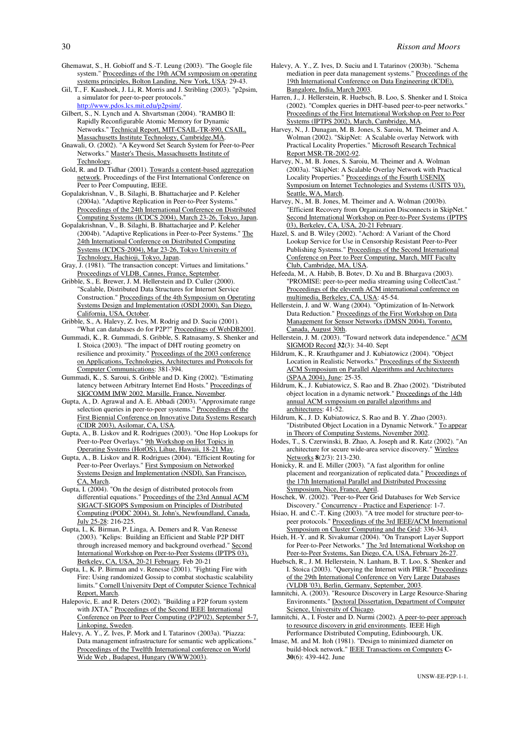Ghemawat, S., H. Gobioff and S.-T. Leung (2003). "The Google file system." Proceedings of the 19th ACM symposium on operating systems principles, Bolton Landing, New York, USA: 29-43.

Gil, T., F. Kaashoek, J. Li, R. Morris and J. Stribling (2003). "p2psim, a simulator for peer-to-peer protocols." http://www.pdos.lcs.mit.edu/p2psim/.

Gilbert, S., N. Lynch and A. Shvartsman (2004). "RAMBO II: Rapidly Reconfigurable Atomic Memory for Dynamic Networks." Technical Report, MIT-CSAIL-TR-890, CSAIL, Massachusetts Institute Technology, Cambridge,MA.

Gnawali, O. (2002). "A Keyword Set Search System for Peer-to-Peer Networks." Master's Thesis, Massachusetts Institute of Technology.

Gold, R. and D. Tidhar (2001). Towards a content-based aggregation network. Proceedings of the First International Conference on Peer to Peer Compuuting, IEEE.

Gopalakrishnan, V., B. Silaghi, B. Bhattacharjee and P. Keleher (2004a). "Adaptive Replication in Peer-to-Peer Systems." Proceedings of the 24th International Conference on Distributed Computing Systems (ICDCS 2004), March 23-26, Tokyo, Japan.

Gopalakrishnan, V., B. Silaghi, B. Bhattacharjee and P. Keleher (2004b). "Adaptive Replications in Peer-to-Peer Systems." The 24th International Conference on Distributed Computing Systems (ICDCS-2004), Mar 23-26, Tokyo University of Technology, Hachioji, Tokyo, Japan.

Gray, J. (1981). "The transaction concept: Virtues and limitations." Proceedings of VLDB, Cannes, France, September.

Gribble, S., E. Brewer, J. M. Hellerstein and D. Culler (2000). "Scalable, Distributed Data Structures for Internet Service Construction." Proceedings of the 4th Symposium on Operating Systems Design and Implementation (OSDI 2000), San Diego, California, USA, October.

Gribble, S., A. Halevy, Z. Ives, M. Rodrig and D. Suciu (2001). "What can databases do for P2P?" Proceedings of WebDB2001.

Gummadi, K., R. Gummadi, S. Gribble, S. Ratnasamy, S. Shenker and I. Stoica (2003). "The impact of DHT routing geometry on resilience and proximity." Proceedings of the 2003 conference on Applications, Technologies, Architectures and Protocols for Computer Communications: 381-394.

Gummadi, K., S. Saroui, S. Gribble and D. King (2002). "Estimating latency between Arbitrary Internet End Hosts." Proceedings of SIGCOMM IMW 2002, Marsille, France, November.

Gupta, A., D. Agrawal and A. E. Abbadi (2003). "Approximate range selection queries in peer-to-peer systems." Proceedings of the First Biennial Conference on Innovative Data Systems Research (CIDR 2003), Asilomar, CA, USA.

Gupta, A., B. Liskov and R. Rodrigues (2003). "One Hop Lookups for Peer-to-Peer Overlays." 9th Workshop on Hot Topics in Operating Systems (HotOS), Lihue, Hawaii, 18-21 May.

Gupta, A., B. Liskov and R. Rodrigues (2004). "Efficient Routing for Peer-to-Peer Overlays." First Symposium on Networked Systems Design and Implementation (NSDI), San Francisco, CA, March.

Gupta, I. (2004). "On the design of distributed protocols from differential equations." Proceedings of the 23rd Annual ACM SIGACT-SIGOPS Symposium on Principles of Distributed Computing (PODC 2004), St. John's, Newfoundland, Canada, July 25-28: 216-225.

Gupta, I., K. Birman, P. Linga, A. Demers and R. Van Renesse (2003). "Kelips: Building an Efficient and Stable P2P DHT through increased memory and background overhead." Second International Workshop on Peer-to-Peer Systems (IPTPS 03), Berkeley, CA, USA, 20-21 February. Feb 20-21

Gupta, I., K. P. Birman and v. Renesse (2001). "Fighting Fire with Fire: Using randomized Gossip to combat stochastic scalability limits." Cornell University Dept of Computer Science Technical Report, March.

Halepovic, E. and R. Deters (2002). "Building a P2P forum system with JXTA." Proceedings of the Second IEEE International Conference on Peer to Peer Computing (P2P'02), September 5-7, Linkoping, Sweden.

Halevy, A. Y., Z. Ives, P. Mork and I. Tatarinov (2003a). "Piazza: Data management infrastructure for semantic web applications." Proceedings of the Twelfth International conference on World Wide Web , Budapest, Hungary (WWW2003).

Halevy, A. Y., Z. Ives, D. Suciu and I. Tatarinov (2003b). "Schema mediation in peer data management systems." Proceedings of the 19th International Conference on Data Engineering (ICDE), Bangalore, India, March 2003.

Harren, J., J. Hellerstein, R. Huebsch, B. Loo, S. Shenker and I. Stoica (2002). "Complex queries in DHT-based peer-to-peer networks." Proceedings of the First International Workshop on Peer to Peer Systems (IPTPS 2002), March, Cambridge, MA.

Harvey, N., J. Dunagan, M. B. Jones, S. Saroiu, M. Theimer and A. Wolman (2002). "SkipNet: A Scalable overlay Network with Practical Locality Properties." Microsoft Research Technical Report MSR-TR-2002-92.

Harvey, N., M. B. Jones, S. Saroiu, M. Theimer and A. Wolman (2003a). "SkipNet: A Scalable Overlay Network with Practical Locality Properties." Proceedings of the Fourth USENIX Symposium on Internet Technologies and Systems (USITS '03), Seattle, WA, March.

Harvey, N., M. B. Jones, M. Theimer and A. Wolman (2003b). "Efficient Recovery from Organization Disconnects in SkipNet." Second International Workshop on Peer-to-Peer Systems (IPTPS 03), Berkeley, CA, USA, 20-21 February.

Hazel, S. and B. Wiley (2002). "Achord: A Variant of the Chord Lookup Service for Use in Censorship Resistant Peer-to-Peer Publishing Systems." Proceedings of the Second International Conference on Peer to Peer Computing, March, MIT Faculty Club, Cambridge, MA, USA.

Hefeeda, M., A. Habib, B. Botev, D. Xu and B. Bhargava (2003). "PROMISE: peer-to-peer media streaming using CollectCast." Proceedings of the eleventh ACM international conference on multimedia, Berkeley, CA, USA: 45-54.

Hellerstein, J. and W. Wang (2004). "Optimization of In-Network Data Reduction." Proceedings of the First Workshop on Data Management for Sensor Networks (DMSN 2004), Toronto, Canada, August 30th.

Hellerstein, J. M. (2003). "Toward network data independence." ACM SIGMOD Record **32**(3): 34-40. Sept

Hildrum, K., R. Krauthgamer and J. Kubiatowicz (2004). "Object Location in Realistic Networks." Proceedings of the Sixteenth ACM Symposium on Parallel Algorithms and Architectures (SPAA 2004), June: 25-35.

Hildrum, K., J. Kubiatowicz, S. Rao and B. Zhao (2002). "Distributed object location in a dynamic network." Proceedings of the 14th annual ACM symposium on parallel algorithms and architectures: 41-52.

Hildrum, K., J. D. Kubiatowicz, S. Rao and B. Y. Zhao (2003). "Distributed Object Location in a Dynamic Network." To appear in Theory of Computing Systems, November 2002.

Hodes, T., S. Czerwinski, B. Zhao, A. Joseph and R. Katz (2002). "An architecture for secure wide-area service discovery." Wireless Networks **8**(2/3): 213-230.

Honicky, R. and E. Miller (2003). "A fast algorithm for online placement and reorganization of replicated data." Proceedings of the 17th International Parallel and Distributed Processing Symposium, Nice, France, April.

Hoschek, W. (2002). "Peer-to-Peer Grid Databases for Web Service Discovery." Concurrency - Practice and Experience: 1-7.

Hsiao, H. and C.-T. King (2003). "A tree model for structure peer-to-peer protocols." Proceedings of the 3rd IEEE/ACM International Symposium on Cluster Computing and the Grid: 336-343.

Hsieh, H.-Y. and R. Sivakumar (2004). "On Transport Layer Support for Peer-to-Peer Networks." The 3rd International Workshop on Peer-to-Peer Systems, San Diego, CA, USA, February 26-27.

Huebsch, R., J. M. Hellerstein, N. Lanham, B. T. Loo, S. Shenker and I. Stoica (2003). "Querying the Internet with PIER." Proceedings of the 29th International Conference on Very Large Databases (VLDB '03), Berlin, Germany, September, 2003.

Iamnitchi, A. (2003). "Resource Discovery in Large Resource-Sharing Environments." Doctoral Dissertation, Department of Computer Science, University of Chicago.

Iamnitchi, A., I. Foster and D. Nurmi (2002). A peer-to-peer approach to resource discovery in grid environments. IEEE High Performance Distributed Computing, Edinboourgh, UK.

Imase, M. and M. Itoh (1981). "Design to minimized diameter on build-block network." IEEE Transactions on Computers **C-30**(6): 439-442. June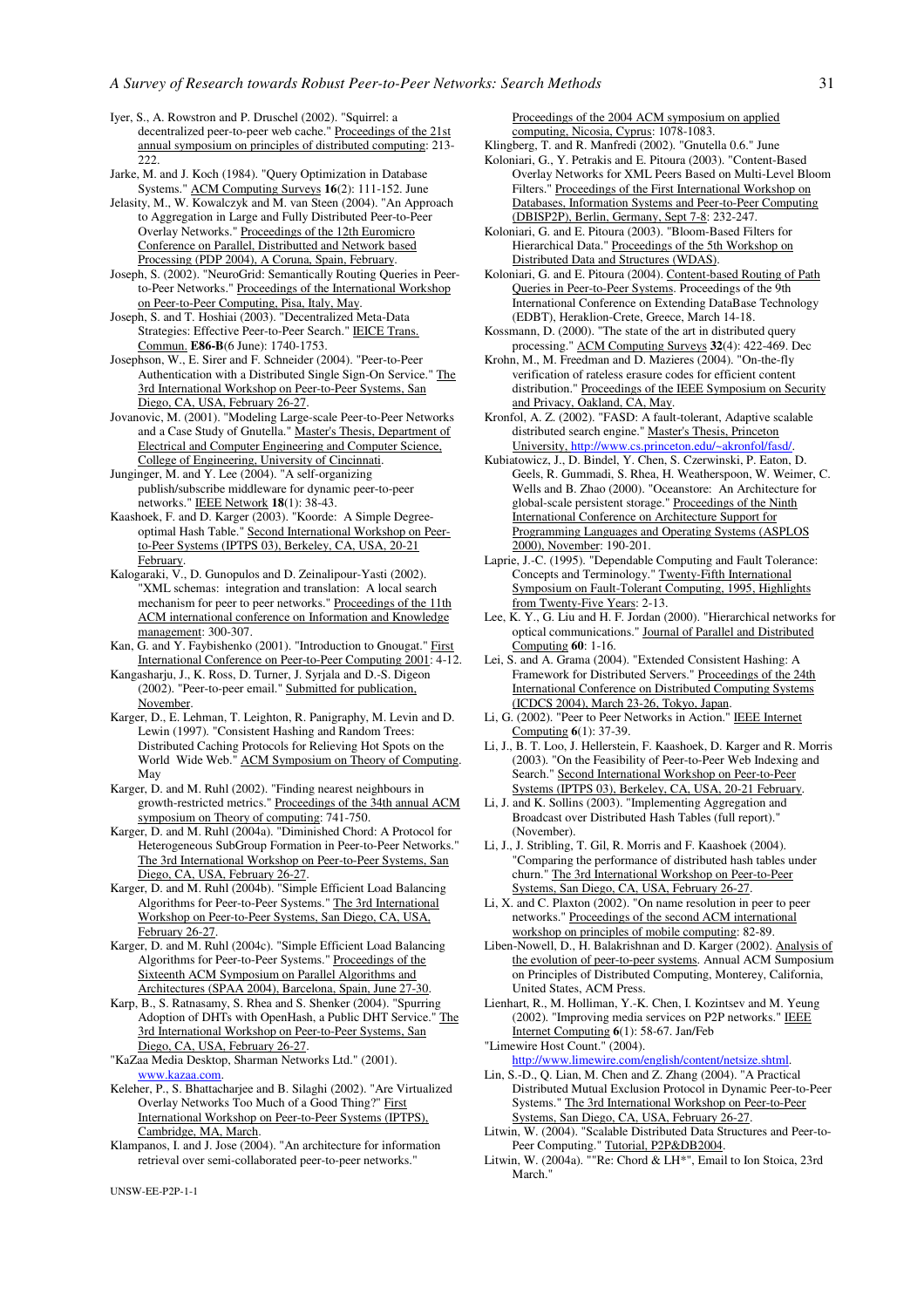Iyer, S., A. Rowstron and P. Druschel (2002). "Squirrel: a decentralized peer-to-peer web cache." Proceedings of the 21st annual symposium on principles of distributed computing: 213-222.

Jarke, M. and J. Koch (1984). "Query Optimization in Database Systems." ACM Computing Surveys **16**(2): 111-152. June

Jelasity, M., W. Kowalczyk and M. van Steen (2004). "An Approach to Aggregation in Large and Fully Distributed Peer-to-Peer Overlay Networks." Proceedings of the 12th Euromicro Conference on Parallel, Distributted and Network based Processing (PDP 2004), A Coruna, Spain, February.

Joseph, S. (2002). "NeuroGrid: Semantically Routing Queries in Peer-to-Peer Networks." Proceedings of the International Workshop on Peer-to-Peer Computing, Pisa, Italy, May.

Joseph, S. and T. Hoshiai (2003). "Decentralized Meta-Data Strategies: Effective Peer-to-Peer Search." IEICE Trans. Commun. **E86-B**(6 June): 1740-1753.

Josephson, W., E. Sirer and F. Schneider (2004). "Peer-to-Peer Authentication with a Distributed Single Sign-On Service." The 3rd International Workshop on Peer-to-Peer Systems, San Diego, CA, USA, February 26-27.

Jovanovic, M. (2001). "Modeling Large-scale Peer-to-Peer Networks and a Case Study of Gnutella." Master's Thesis, Department of Electrical and Computer Engineering and Computer Science, College of Engineering, University of Cincinnati.

Junginger, M. and Y. Lee (2004). "A self-organizing publish/subscribe middleware for dynamic peer-to-peer networks." IEEE Network **18**(1): 38-43.

Kaashoek, F. and D. Karger (2003). "Koorde: A Simple Degree-optimal Hash Table." Second International Workshop on Peer-to-Peer Systems (IPTPS 03), Berkeley, CA, USA, 20-21 February.

Kalogaraki, V., D. Gunopulos and D. Zeinalipour-Yasti (2002). "XML schemas: integration and translation: A local search mechanism for peer to peer networks." Proceedings of the 11th ACM international conference on Information and Knowledge management: 300-307.

Kan, G. and Y. Faybishenko (2001). "Introduction to Gnougat." First International Conference on Peer-to-Peer Computing 2001: 4-12.

Kangasharju, J., K. Ross, D. Turner, J. Syrjala and D.-S. Digeon (2002). "Peer-to-peer email." Submitted for publication, November.

Karger, D., E. Lehman, T. Leighton, R. Panigraphy, M. Levin and D. Lewin (1997). "Consistent Hashing and Random Trees: Distributed Caching Protocols for Relieving Hot Spots on the World Wide Web." ACM Symposium on Theory of Computing. May

Karger, D. and M. Ruhl (2002). "Finding nearest neighbours in growth-restricted metrics." Proceedings of the 34th annual ACM symposium on Theory of computing: 741-750.

Karger, D. and M. Ruhl (2004a). "Diminished Chord: A Protocol for Heterogeneous SubGroup Formation in Peer-to-Peer Networks." The 3rd International Workshop on Peer-to-Peer Systems, San Diego, CA, USA, February 26-27.

Karger, D. and M. Ruhl (2004b). "Simple Efficient Load Balancing Algorithms for Peer-to-Peer Systems." The 3rd International Workshop on Peer-to-Peer Systems, San Diego, CA, USA, February 26-27.

Karger, D. and M. Ruhl (2004c). "Simple Efficient Load Balancing Algorithms for Peer-to-Peer Systems." Proceedings of the Sixteenth ACM Symposium on Parallel Algorithms and Architectures (SPAA 2004), Barcelona, Spain, June 27-30.

Karp, B., S. Ratnasamy, S. Rhea and S. Shenker (2004). "Spurring Adoption of DHTs with OpenHash, a Public DHT Service." The 3rd International Workshop on Peer-to-Peer Systems, San Diego, CA, USA, February 26-27.

"KaZaa Media Desktop, Sharman Networks Ltd." (2001). www.kazaa.com.

Keleher, P., S. Bhattacharjee and B. Silaghi (2002). "Are Virtualized Overlay Networks Too Much of a Good Thing?" First International Workshop on Peer-to-Peer Systems (IPTPS), Cambridge, MA, March.

Klampanos, I. and J. Jose (2004). "An architecture for information retrieval over semi-collaborated peer-to-peer networks." Proceedings of the 2004 ACM symposium on applied computing, Nicosia, Cyprus: 1078-1083.

Klingberg, T. and R. Manfredi (2002). "Gnutella 0.6." June

Koloniari, G., Y. Petrakis and E. Pitoura (2003). "Content-Based Overlay Networks for XML Peers Based on Multi-Level Bloom Filters." Proceedings of the First International Workshop on Databases, Information Systems and Peer-to-Peer Computing (DBISP2P), Berlin, Germany, Sept 7-8: 232-247.

Koloniari, G. and E. Pitoura (2003). "Bloom-Based Filters for Hierarchical Data." Proceedings of the 5th Workshop on Distributed Data and Structures (WDAS).

Koloniari, G. and E. Pitoura (2004). Content-based Routing of Path Queries in Peer-to-Peer Systems. Proceedings of the 9th International Conference on Extending DataBase Technology (EDBT), Heraklion-Crete, Greece, March 14-18.

Kossmann, D. (2000). "The state of the art in distributed query processing." ACM Computing Surveys **32**(4): 422-469. Dec

Krohn, M., M. Freedman and D. Mazieres (2004). "On-the-fly verification of rateless erasure codes for efficient content distribution." Proceedings of the IEEE Symposium on Security and Privacy, Oakland, CA, May.

Kronfol, A. Z. (2002). "FASD: A fault-tolerant, Adaptive scalable distributed search engine." Master's Thesis, Princeton University, http://www.cs.princeton.edu/~akronfol/fasd/.

Kubiatowicz, J., D. Bindel, Y. Chen, S. Czerwinski, P. Eaton, D. Geels, R. Gummadi, S. Rhea, H. Weatherspoon, W. Weimer, C. Wells and B. Zhao (2000). "Oceanstore: An Architecture for global-scale persistent storage." Proceedings of the Ninth International Conference on Architecture Support for Programming Languages and Operating Systems (ASPLOS 2000), November: 190-201.

Laprie, J.-C. (1995). "Dependable Computing and Fault Tolerance: Concepts and Terminology." Twenty-Fifth International Symposium on Fault-Tolerant Computing, 1995, Highlights from Twenty-Five Years: 2-13.

Lee, K. Y., G. Liu and H. F. Jordan (2000). "Hierarchical networks for optical communications." Journal of Parallel and Distributed Computing **60**: 1-16.

Lei, S. and A. Grama (2004). "Extended Consistent Hashing: A Framework for Distributed Servers." Proceedings of the 24th International Conference on Distributed Computing Systems (ICDCS 2004), March 23-26, Tokyo, Japan.

Li, G. (2002). "Peer to Peer Networks in Action." IEEE Internet Computing **6**(1): 37-39.

Li, J., B. T. Loo, J. Hellerstein, F. Kaashoek, D. Karger and R. Morris (2003). "On the Feasibility of Peer-to-Peer Web Indexing and Search." Second International Workshop on Peer-to-Peer Systems (IPTPS 03), Berkeley, CA, USA, 20-21 February.

Li, J. and K. Sollins (2003). "Implementing Aggregation and Broadcast over Distributed Hash Tables (full report)." (November).

Li, J., J. Stribling, T. Gil, R. Morris and F. Kaashoek (2004). "Comparing the performance of distributed hash tables under churn." The 3rd International Workshop on Peer-to-Peer Systems, San Diego, CA, USA, February 26-27.

Li, X. and C. Plaxton (2002). "On name resolution in peer to peer networks." Proceedings of the second ACM international workshop on principles of mobile computing: 82-89.

Liben-Nowell, D., H. Balakrishnan and D. Karger (2002). Analysis of the evolution of peer-to-peer systems. Annual ACM Symposium on Principles of Distributed Computing, Monterey, California, United States, ACM Press.

Lienhart, R., M. Holliman, Y.-K. Chen, I. Kozintsev and M. Yeung (2002). "Improving media services on P2P networks." IEEE Internet Computing **6**(1): 58-67. Jan/Feb

"Limewire Host Count." (2004). http://www.limewire.com/english/content/netsize.shtml.

Lin, S.-D., Q. Lian, M. Chen and Z. Zhang (2004). "A Practical Distributed Mutual Exclusion Protocol in Dynamic Peer-to-Peer Systems." The 3rd International Workshop on Peer-to-Peer Systems, San Diego, CA, USA, February 26-27.

Litwin, W. (2004). "Scalable Distributed Data Structures and Peer-to-Peer Computing." Tutorial, P2P&DB2004.

Litwin, W. (2004a). ""Re: Chord & LH*", Email to Ion Stoica, 23rd March."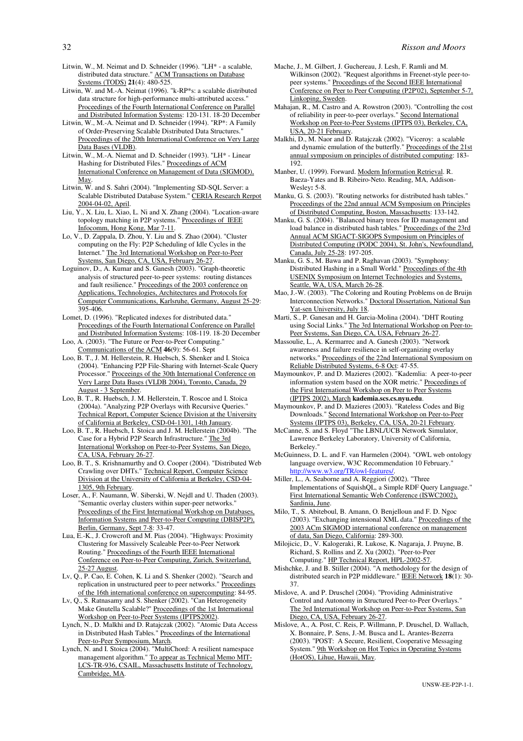Litwin, W., M. Neimat and D. Schneider (1996). "LH* - a scalable, distributed data structure." ACM Transactions on Database Systems (TODS) **21**(4): 480-525.

Litwin, W. and M.-A. Neimat (1996). "k-RP*s: a scalable distributed data structure for high-performance multi-attributed access." Proceedings of the Fourth International Conference on Parallel and Distributed Information Systems: 120-131. 18-20 December

Litwin, W., M.-A. Neimat and D. Schneider (1994). "RP*: A Family of Order-Preserving Scalable Distributed Data Structures." Proceedings of the 20th International Conference on Very Large Data Bases (VLDB).

Litwin, W., M.-A. Niemat and D. Schneider (1993). "LH* - Linear Hashing for Distributed Files." Proceedings of ACM International Conference on Management of Data (SIGMOD), May.

Litwin, W. and S. Sahri (2004). "Implementing SD-SQL Server: a Scalable Distributed Database System." CERIA Research Rerpot 2004-04-02, April.

Liu, Y., X. Liu, L. Xiao, L. Ni and X. Zhang (2004). "Location-aware topology matching in P2P systems." Proceedings of IEEE Infocomm, Hong Kong, Mar 7-11.

Lo, V., D. Zappala, D. Zhou, Y. Liu and S. Zhao (2004). "Cluster computing on the Fly: P2P Scheduling of Idle Cycles in the Internet." The 3rd International Workshop on Peer-to-Peer Systems, San Diego, CA, USA, February 26-27.

Loguinov, D., A. Kumar and S. Ganesh (2003). "Graph-theoretic analysis of structured peer-to-peer systems: routing distances and fault resilience." Proceedings of the 2003 conference on Applications, Technologies, Architectures and Protocols for Computer Communications, Karlsruhe, Germany, August 25-29: 395-406.

Lomet, D. (1996). "Replicated indexes for distributed data." Proceedings of the Fourth International Conference on Parallel and Distributed Information Systems: 108-119. 18-20 December

Loo, A. (2003). "The Future or Peer-to-Peer Computing." Communications of the ACM **46**(9): 56-61. Sept

Loo, B. T., J. M. Hellerstein, R. Huebsch, S. Shenker and I. Stoica (2004). "Enhancing P2P File-Sharing with Internet-Scale Query Processor." Proceeings of the 30th International Conference on Very Large Data Bases (VLDB 2004), Toronto, Canada, 29 August - 3 September.

Loo, B. T., R. Huebsch, J. M. Hellerstein, T. Roscoe and I. Stoica (2004a). "Analyzing P2P Overlays with Recursive Queries." Technical Report, Computer Science Division at the University of California at Berkeley, CSD-04-1301, 14th January.

Loo, B. T., R. Huebsch, I. Stoica and J. M. Hellerstein (2004b). "The Case for a Hybrid P2P Search Infrastructure." The 3rd International Workshop on Peer-to-Peer Systems, San Diego, CA, USA, February 26-27.

Loo, B. T., S. Krishnamurthy and O. Cooper (2004). "Distributed Web Crawling over DHTs." Technical Report, Computer Science Division at the University of California at Berkeley, CSD-04-1305, 9th February.

Loser, A., F. Naumann, W. Siberski, W. Nejdl and U. Thaden (2003). "Semantic overlay clusters within super-peer networks." Proceedings of the First International Workshop on Databases, Information Systems and Peer-to-Peer Computing (DBISP2P), Berlin, Germany, Sept 7-8: 33-47.

Lua, E.-K., J. Crowcroft and M. Pias (2004). "Highways: Proximity Clustering for Massively Scaleable Peer-to-Peer Network Routing." Proceedings of the Fourth IEEE International Conference on Peer-to-Peer Computing, Zurich, Switzerland, 25-27 August.

Lv, Q., P. Cao, E. Cohen, K. Li and S. Shenker (2002). "Search and replication in unstructured peer to peer networks." Proceedings of the 16th international conference on supercomputing: 84-95.

Lv, Q., S. Ratnasamy and S. Shenker (2002). "Can Heterogeneity Make Gnutella Scalable?" Proceedings of the 1st International Workshop on Peer-to-Peer Systems (IPTPS2002).

Lynch, N., D. Malkhi and D. Ratajczak (2002). "Atomic Data Access in Distributed Hash Tables." Proceedings of the International Peer-to-Peer Symposium, March.

Lynch, N. and I. Stoica (2004). "MultiChord: A resilient namespace management algorithm." To appear as Technical Memo MIT-LCS-TR-936, CSAIL, Massachusetts Institute of Technology, Cambridge, MA.

Mache, J., M. Gilbert, J. Guchereau, J. Lesh, F. Ramli and M. Wilkinson (2002). "Request algorithms in Freenet-style peer-to-peer systems." Proceedings of the Second IEEE International Conference on Peer to Peer Computing (P2P'02), September 5-7, Linkoping, Sweden.

Mahajan, R., M. Castro and A. Rowstron (2003). "Controlling the cost of reliability in peer-to-peer overlays." Second International Workshop on Peer-to-Peer Systems (IPTPS 03), Berkeley, CA, USA, 20-21 February.

Malkhi, D., M. Naor and D. Ratajczak (2002). "Viceroy: a scalable and dynamic emulation of the butterfly." Proceedings of the 21st annual symposium on principles of distributed computing: 183-192.

Manber, U. (1999). Forward. Modern Information Retrieval. R. Baeza-Yates and B. Ribeiro-Neto. Reading, MA, Addison-Wesley**:** 5-8.

Manku, G. S. (2003). "Routing networks for distributed hash tables." Proceedings of the 22nd annual ACM Symposium on Principles of Distributed Computing, Boston, Massachusetts: 133-142.

Manku, G. S. (2004). "Balanced binary trees for ID management and load balance in distributed hash tables." Proceedings of the 23rd Annual ACM SIGACT-SIGOPS Symposium on Principles of Distributed Computing (PODC 2004), St. John's, Newfoundland, Canada, July 25-28: 197-205.

Manku, G. S., M. Bawa and P. Raghavan (2003). "Symphony: Distributed Hashing in a Small World." Proceedings of the 4th USENIX Symposium on Internet Technologies and Systems, Seattle, WA, USA, March 26-28.

Mao, J.-W. (2003). "The Coloring and Routing Problems on de Bruijn Interconnection Networks." Doctoral Dissertation, National Sun Yat-sen University, July 18.

Marti, S., P. Ganesan and H. Garcia-Molina (2004). "DHT Routing using Social Links." The 3rd International Workshop on Peer-to-Peer Systems, San Diego, CA, USA, February 26-27.

Massoulie, L., A. Kermarrec and A. Ganesh (2003). "Network awareness and failure resilience in self-organizing overlay networks." Proceedings of the 22nd International Symposium on Reliable Distributed Systems, 6-8 Oct: 47-55.

Maymounkov, P. and D. Mazieres (2002). "Kademlia: A peer-to-peer information system based on the XOR metric." Proceedings of the First International Workshop on Peer to Peer Systems (IPTPS 2002), March **kademia.scs.cs.nyu.edu**.

Maymounkov, P. and D. Mazieres (2003). "Rateless Codes and Big Downloads." Second International Workshop on Peer-to-Peer Systems (IPTPS 03), Berkeley, CA, USA, 20-21 February.

McCanne, S. and S. Floyd "The LBNL/UCB Network Simulator, Lawrence Berkeley Laboratory, University of California, Berkeley."

McGuinness, D. L. and F. van Harmelen (2004). "OWL web ontology language overview, W3C Recommendation 10 February." http://www.w3.org/TR/owl-features/.

Miller, L., A. Seaborne and A. Reggiori (2002). "Three Implementations of SquishQL, a Simple RDF Query Language." First International Semantic Web Conference (ISWC2002), Sardinia, June.

Milo, T., S. Abiteboul, B. Amann, O. Benjelloun and F. D. Ngoc (2003). "Exchanging intensional XML data." Proceedings of the 2003 ACm SIGMOD international conference on management of data, San Diego, California: 289-300.

Milojicic, D., V. Kalogeraki, R. Lukose, K. Nagaraja, J. Pruyne, B. Richard, S. Rollins and Z. Xu (2002). "Peer-to-Peer Computing." HP Technical Report, HPL-2002-57.

Mishchke, J. and B. Stiller (2004). "A methodology for the design of distributed search in P2P middleware." IEEE Network **18**(1): 30-37.

Mislove, A. and P. Druschel (2004). "Providing Administrative Control and Autonomy in Structured Peer-to-Peer Overlays." The 3rd International Workshop on Peer-to-Peer Systems, San Diego, CA, USA, February 26-27.

Mislove, A., A. Post, C. Reis, P. Willmann, P. Druschel, D. Wallach, X. Bonnaire, P. Sens, J.-M. Busca and L. Arantes-Bezerra (2003). "POST: A Secure, Resilient, Cooperative Messaging System." 9th Workshop on Hot Topics in Operating Systems (HotOS), Lihue, Hawaii, May.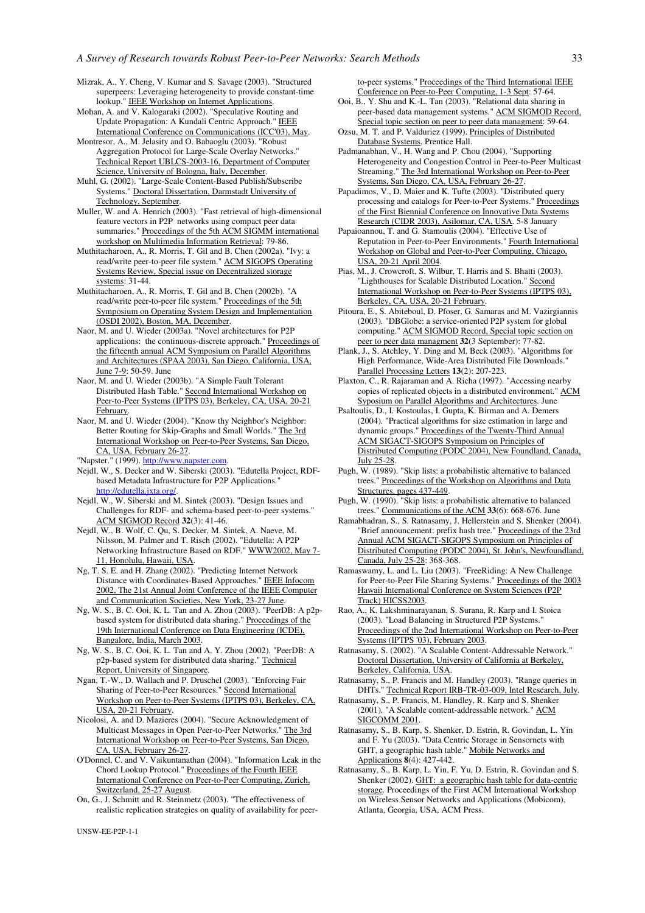Mizrak, A., Y. Cheng, V. Kumar and S. Savage (2003). "Structured superpeers: Leveraging heterogeneity to provide constant-time lookup." IEEE Workshop on Internet Applications.

Mohan, A. and V. Kalogaraki (2002). "Speculative Routing and Update Propagation: A Kundali Centric Approach." IEEE International Conference on Communications (ICC'03), May.

Montresor, A., M. Jelasity and O. Babaoglu (2003). "Robust Aggregation Protocol for Large-Scale Overlay Networks." Technical Report UBLCS-2003-16, Department of Computer Science, University of Bologna, Italy, December.

Muhl, G. (2002). "Large-Scale Content-Based Publish/Subscribe Systems." Doctoral Dissertation, Darmstadt University of Technology, September.

Muller, W. and A. Henrich (2003). "Fast retrieval of high-dimensional feature vectors in P2P networks using compact peer data summaries." Proceedings of the 5th ACM SIGMM international workshop on Multimedia Information Retrieval: 79-86.

Muthitacharoen, A., R. Morris, T. Gil and B. Chen (2002a). "Ivy: a read/write peer-to-peer file system." ACM SIGOPS Operating Systems Review, Special issue on Decentralized storage systems: 31-44.

Muthitacharoen, A., R. Morris, T. Gil and B. Chen (2002b). "A read/write peer-to-peer file system." Proceedings of the 5th Symposium on Operating System Design and Implementation (OSDI 2002), Boston, MA, December.

Naor, M. and U. Wieder (2003a). "Novel architectures for P2P applications: the continuous-discrete approach." Proceedings of the fifteenth annual ACM Symposium on Parallel Algorithms and Architectures (SPAA 2003), San Diego, California, USA, June 7-9: 50-59. June

Naor, M. and U. Wieder (2003b). "A Simple Fault Tolerant Distributed Hash Table." Second International Workshop on Peer-to-Peer Systems (IPTPS 03), Berkeley, CA, USA, 20-21 February.

Naor, M. and U. Wieder (2004). "Know thy Neighbor's Neighbor: Better Routing for Skip-Graphs and Small Worlds." The 3rd International Workshop on Peer-to-Peer Systems, San Diego, CA, USA, February 26-27.

"Napster." (1999). http://www.napster.com.

Nejdl, W., S. Decker and W. Siberski (2003). "Edutella Project, RDF-based Metadata Infrastructure for P2P Applications." http://edutella.jxta.org/.

Nejdl, W., W. Siberski and M. Sintek (2003). "Design Issues and Challenges for RDF- and schema-based peer-to-peer systems." ACM SIGMOD Record **32**(3): 41-46.

Nejdl, W., B. Wolf, C. Qu, S. Decker, M. Sintek, A. Naeve, M. Nilsson, M. Palmer and T. Risch (2002). "Edutella: A P2P Networking Infrastructure Based on RDF." WWW2002, May 7-11, Honolulu, Hawaii, USA.

Ng, T. S. E. and H. Zhang (2002). "Predicting Internet Network Distance with Coordinates-Based Approaches." IEEE Infocom 2002, The 21st Annual Joint Conference of the IEEE Computer and Communication Societies, New York, 23-27 June.

Ng, W. S., B. C. Ooi, K. L. Tan and A. Zhou (2003). "PeerDB: A p2p-based system for distributed data sharing." Proceedings of the 19th International Conference on Data Engineering (ICDE), Bangalore, India, March 2003.

Ng, W. S., B. C. Ooi, K. L. Tan and A. Y. Zhou (2002). "PeerDB: A p2p-based system for distributed data sharing." Technical Report, University of Singapore.

Ngan, T.-W., D. Wallach and P. Druschel (2003). "Enforcing Fair Sharing of Peer-to-Peer Resources." Second International Workshop on Peer-to-Peer Systems (IPTPS 03), Berkeley, CA, USA, 20-21 February.

Nicolosi, A. and D. Mazieres (2004). "Secure Acknowledgment of Multicast Messages in Open Peer-to-Peer Networks." The 3rd International Workshop on Peer-to-Peer Systems, San Diego, CA, USA, February 26-27.

O'Donnel, C. and V. Vaikuntanathan (2004). "Information Leak in the Chord Lookup Protocol." Proceedings of the Fourth IEEE International Conference on Peer-to-Peer Computing, Zurich, Switzerland, 25-27 August.

On, G., J. Schmitt and R. Steinmetz (2003). "The effectiveness of realistic replication strategies on quality of availability for peer-to-peer systems." Proceedings of the Third International IEEE Conference on Peer-to-Peer Computing, 1-3 Sept: 57-64.

Ooi, B., Y. Shu and K.-L. Tan (2003). "Relational data sharing in peer-based data management systems." ACM SIGMOD Record, Special topic section on peer to peer data managment: 59-64.

Ozsu, M. T. and P. Valduriez (1999). Principles of Distributed Database Systems, Prentice Hall.

Padmanabhan, V., H. Wang and P. Chou (2004). "Supporting Heterogeneity and Congestion Control in Peer-to-Peer Multicast Streaming." The 3rd International Workshop on Peer-to-Peer Systems, San Diego, CA, USA, February 26-27.

Papadimos, V., D. Maier and K. Tufte (2003). "Distributed query processing and catalogs for Peer-to-Peer Systems." Proceedings of the First Biennial Conference on Innovative Data Systems Research (CIDR 2003), Asilomar, CA, USA. 5-8 January

Papaioannou, T. and G. Stamoulis (2004). "Effective Use of Reputation in Peer-to-Peer Environments." Fourth International Workshop on Global and Peer-to-Peer Computing, Chicago, USA, 20-21 April 2004.

Pias, M., J. Crowcroft, S. Wilbur, T. Harris and S. Bhatti (2003). "Lighthouses for Scalable Distributed Location." Second International Workshop on Peer-to-Peer Systems (IPTPS 03), Berkeley, CA, USA, 20-21 February.

Pitoura, E., S. Abiteboul, D. Pfoser, G. Samaras and M. Vazirgiannis (2003). "DBGlobe: a service-oriented P2P system for global computing." ACM SIGMOD Record, Special topic section on peer to peer data managment **32**(3 September): 77-82.

Plank, J., S. Atchley, Y. Ding and M. Beck (2003). "Algorithms for High Performance, Wide-Area Distributed File Downloads." Parallel Processing Letters **13**(2): 207-223.

Plaxton, C., R. Rajaraman and A. Richa (1997). "Accessing nearby copies of replicated objects in a distributed environment." ACM Syposium on Parallel Algorithms and Architectures. June

Psaltoulis, D., I. Kostoulas, I. Gupta, K. Birman and A. Demers (2004). "Practical algorithms for size estimation in large and dynamic groups." Proceedings of the Twenty-Third Annual ACM SIGACT-SIGOPS Symposium on Principles of Distributed Computing (PODC 2004), New Foundland, Canada, July 25-28.

Pugh, W. (1989). "Skip lists: a probabilistic alternative to balanced trees." Proceedings of the Workshop on Algorithms and Data Structures, pages 437-449.

Pugh, W. (1990). "Skip lists: a probabilistic alternative to balanced trees." Communications of the ACM **33**(6): 668-676. June

Ramabhadran, S., S. Ratnasamy, J. Hellerstein and S. Shenker (2004). "Brief announcement: prefix hash tree." Proceedings of the 23rd Annual ACM SIGACT-SIGOPS Symposium on Principles of Distributed Computing (PODC 2004), St. John's, Newfoundland, Canada, July 25-28: 368-368.

Ramaswamy, L. and L. Liu (2003). "FreeRiding: A New Challenge for Peer-to-Peer File Sharing Systems." Proceedings of the 2003 Hawaii International Conference on System Sciences (P2P Track) HICSS2003.

Rao, A., K. Lakshminarayanan, S. Surana, R. Karp and I. Stoica (2003). "Load Balancing in Structured P2P Systems." Proceedings of the 2nd International Workshop on Peer-to-Peer Systems (IPTPS '03), February 2003.

Ratnasamy, S. (2002). "A Scalable Content-Addressable Network." Doctoral Dissertation, University of California at Berkeley, Berkeley, California, USA.

Ratnasamy, S., P. Francis and M. Handley (2003). "Range queries in DHTs." Technical Report IRB-TR-03-009, Intel Research, July.

Ratnasamy, S., P. Francis, M. Handley, R. Karp and S. Shenker (2001). "A Scalable content-addressable network." ACM SIGCOMM 2001.

Ratnasamy, S., B. Karp, S. Shenker, D. Estrin, R. Govindan, L. Yin and F. Yu (2003). "Data Centric Storage in Sensornets with GHT, a geographic hash table." Mobile Networks and Applications **8**(4): 427-442.

Ratnasamy, S., B. Karp, L. Yin, F. Yu, D. Estrin, R. Govindan and S. Shenker (2002). GHT: a geographic hash table for data-centric storage. Proceedings of the First ACM International Workshop on Wireless Sensor Networks and Applications (Mobicom), Atlanta, Georgia, USA, ACM Press.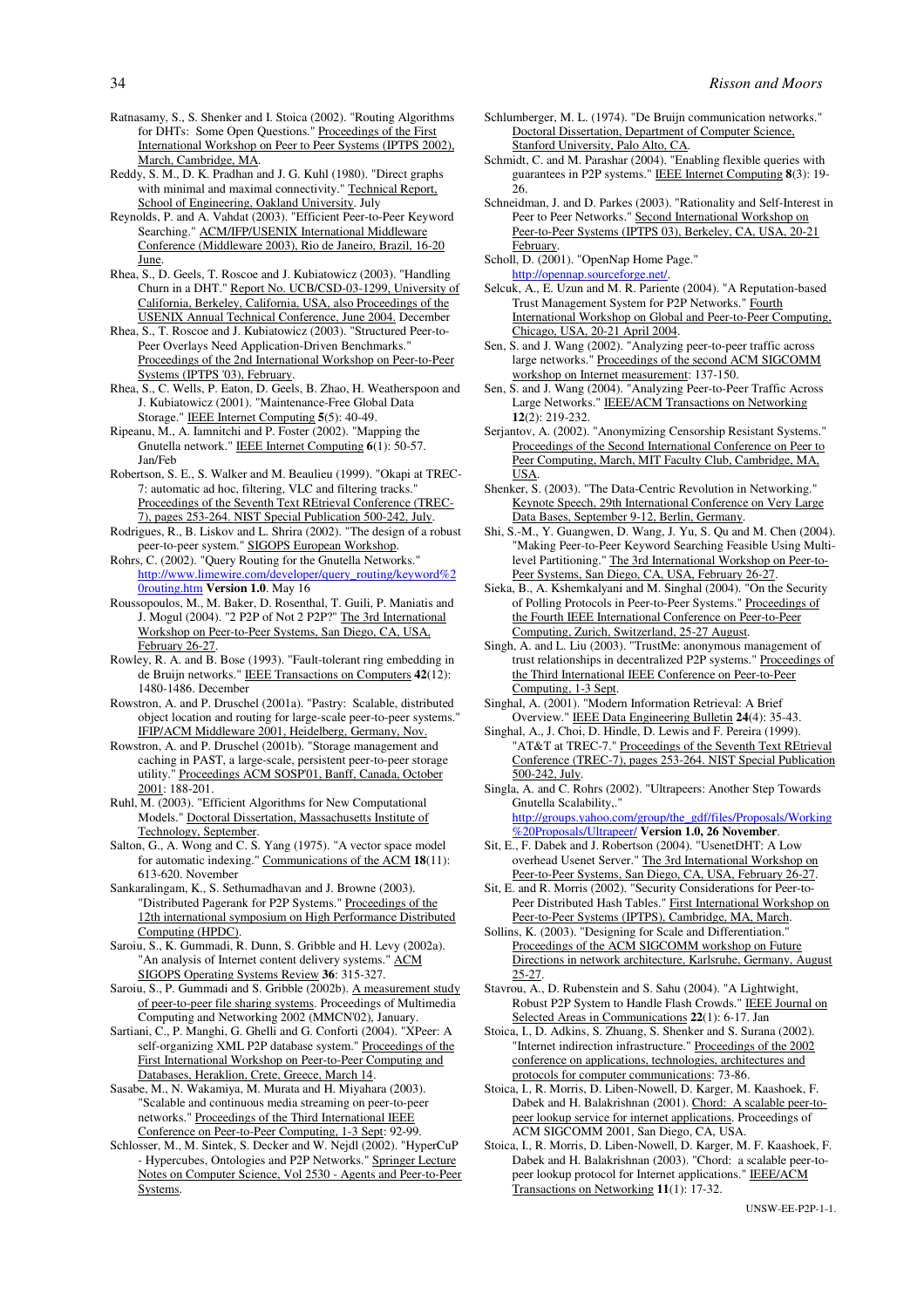Ratnasamy, S., S. Shenker and I. Stoica (2002). "Routing Algorithms for DHTs: Some Open Questions." Proceedings of the First International Workshop on Peer to Peer Systems (IPTPS 2002), March, Cambridge, MA.

Reddy, S. M., D. K. Pradhan and J. G. Kuhl (1980). "Direct graphs with minimal and maximal connectivity." Technical Report, School of Engineering, Oakland University. July

Reynolds, P. and A. Vahdat (2003). "Efficient Peer-to-Peer Keyword Searching." ACM/IFP/USENIX International Middleware Conference (Middleware 2003), Rio de Janeiro, Brazil, 16-20 June.

Rhea, S., D. Geels, T. Roscoe and J. Kubiatowicz (2003). "Handling Churn in a DHT." Report No. UCB/CSD-03-1299, University of California, Berkeley, California, USA, also Proceedings of the USENIX Annual Technical Conference, June 2004. December

Rhea, S., T. Roscoe and J. Kubiatowicz (2003). "Structured Peer-to-Peer Overlays Need Application-Driven Benchmarks." Proceedings of the 2nd International Workshop on Peer-to-Peer Systems (IPTPS '03), February.

Rhea, S., C. Wells, P. Eaton, D. Geels, B. Zhao, H. Weatherspoon and J. Kubiatowicz (2001). "Maintenance-Free Global Data Storage." IEEE Internet Computing **5**(5): 40-49.

Ripeanu, M., A. Iamnitchi and P. Foster (2002). "Mapping the Gnutella network." IEEE Internet Computing **6**(1): 50-57. Jan/Feb

Robertson, S. E., S. Walker and M. Beaulieu (1999). "Okapi at TREC-7: automatic ad hoc, filtering, VLC and filtering tracks." Proceedings of the Seventh Text REtrieval Conference (TREC-7), pages 253-264. NIST Special Publication 500-242, July.

Rodrigues, R., B. Liskov and L. Shrira (2002). "The design of a robust peer-to-peer system." SIGOPS European Workshop.

Rohrs, C. (2002). "Query Routing for the Gnutella Networks." http://www.limewire.com/developer/query_routing/keyword%20routing.htm **Version 1.0**. May 16

Roussopoulos, M., M. Baker, D. Rosenthal, T. Guili, P. Maniatis and J. Mogul (2004). "2 P2P of Not 2 P2P?" The 3rd International Workshop on Peer-to-Peer Systems, San Diego, CA, USA, February 26-27.

Rowley, R. A. and B. Bose (1993). "Fault-tolerant ring embedding in de Bruijn networks." IEEE Transactions on Computers **42**(12): 1480-1486. December

Rowstron, A. and P. Druschel (2001a). "Pastry: Scalable, distributed object location and routing for large-scale peer-to-peer systems." IFIP/ACM Middleware 2001, Heidelberg, Germany, Nov.

Rowstron, A. and P. Druschel (2001b). "Storage management and caching in PAST, a large-scale, persistent peer-to-peer storage utility." Proceedings ACM SOSP'01, Banff, Canada, October 2001: 188-201.

Ruhl, M. (2003). "Efficient Algorithms for New Computational Models." Doctoral Dissertation, Massachusetts Institute of Technology, September.

Salton, G., A. Wong and C. S. Yang (1975). "A vector space model for automatic indexing." Communications of the ACM **18**(11): 613-620. November

Sankaralingam, K., S. Sethumadhavan and J. Browne (2003). "Distributed Pagerank for P2P Systems." Proceedings of the 12th international symposium on High Performance Distributed Computing (HPDC).

Saroiu, S., K. Gummadi, R. Dunn, S. Gribble and H. Levy (2002a). "An analysis of Internet content delivery systems." ACM SIGOPS Operating Systems Review **36**: 315-327.

Saroiu, S., P. Gummadi and S. Gribble (2002b). A measurement study of peer-to-peer file sharing systems. Proceedings of Multimedia Computing and Networking 2002 (MMCN'02), January.

Sartiani, C., P. Manghi, G. Ghelli and G. Conforti (2004). "XPeer: A self-organizing XML P2P database system." Proceedings of the First International Workshop on Peer-to-Peer Computing and Databases, Heraklion, Crete, Greece, March 14.

Sasabe, M., N. Wakamiya, M. Murata and H. Miyahara (2003). "Scalable and continuous media streaming on peer-to-peer networks." Proceedings of the Third International IEEE Conference on Peer-to-Peer Computing, 1-3 Sept: 92-99.

Schlosser, M., M. Sintek, S. Decker and W. Nejdl (2002). "HyperCuP - Hypercubes, Ontologies and P2P Networks." Springer Lecture Notes on Computer Science, Vol 2530 - Agents and Peer-to-Peer Systems.

Schlumberger, M. L. (1974). "De Bruijn communication networks." Doctoral Dissertation, Department of Computer Science, Stanford University, Palo Alto, CA.

Schmidt, C. and M. Parashar (2004). "Enabling flexible queries with guarantees in P2P systems." IEEE Internet Computing **8**(3): 19-26.

Schneidman, J. and D. Parkes (2003). "Rationality and Self-Interest in Peer to Peer Networks." Second International Workshop on Peer-to-Peer Systems (IPTPS 03), Berkeley, CA, USA, 20-21 February.

Scholl, D. (2001). "OpenNap Home Page." http://opennap.sourceforge.net/.

Selcuk, A., E. Uzun and M. R. Pariente (2004). "A Reputation-based Trust Management System for P2P Networks." Fourth International Workshop on Global and Peer-to-Peer Computing, Chicago, USA, 20-21 April 2004.

Sen, S. and J. Wang (2002). "Analyzing peer-to-peer traffic across large networks." Proceedings of the second ACM SIGCOMM workshop on Internet measurement: 137-150.

Sen, S. and J. Wang (2004). "Analyzing Peer-to-Peer Traffic Across Large Networks." IEEE/ACM Transactions on Networking **12**(2): 219-232.

Serjantov, A. (2002). "Anonymizing Censorship Resistant Systems." Proceedings of the Second International Conference on Peer to Peer Computing, March, MIT Faculty Club, Cambridge, MA, USA.

Shenker, S. (2003). "The Data-Centric Revolution in Networking." Keynote Speech, 29th International Conference on Very Large Data Bases, September 9-12, Berlin, Germany.

Shi, S.-M., Y. Guangwen, D. Wang, J. Yu, S. Qu and M. Chen (2004). "Making Peer-to-Peer Keyword Searching Feasible Using Multi-level Partitioning." The 3rd International Workshop on Peer-to-Peer Systems, San Diego, CA, USA, February 26-27.

Sieka, B., A. Kshemkalyani and M. Singhal (2004). "On the Security of Polling Protocols in Peer-to-Peer Systems." Proceedings of the Fourth IEEE International Conference on Peer-to-Peer Computing, Zurich, Switzerland, 25-27 August.

Singh, A. and L. Liu (2003). "TrustMe: anonymous management of trust relationships in decentralized P2P systems." Proceedings of the Third International IEEE Conference on Peer-to-Peer Computing, 1-3 Sept.

Singhal, A. (2001). "Modern Information Retrieval: A Brief Overview." IEEE Data Engineering Bulletin **24**(4): 35-43.

Singhal, A., J. Choi, D. Hindle, D. Lewis and F. Pereira (1999). "AT&T at TREC-7." Proceedings of the Seventh Text REtrieval Conference (TREC-7), pages 253-264. NIST Special Publication 500-242, July.

Singla, A. and C. Rohrs (2002). "Ultrapeers: Another Step Towards Gnutella Scalability,." http://groups.yahoo.com/group/the_gdf/files/Proposals/Working%20Proposals/Ultrapeer/ **Version 1.0, 26 November**.

Sit, E., F. Dabek and J. Robertson (2004). "UsenetDHT: A Low overhead Usenet Server." The 3rd International Workshop on Peer-to-Peer Systems, San Diego, CA, USA, February 26-27.

Sit, E. and R. Morris (2002). "Security Considerations for Peer-to-Peer Distributed Hash Tables." First International Workshop on Peer-to-Peer Systems (IPTPS), Cambridge, MA, March.

Sollins, K. (2003). "Designing for Scale and Differentiation." Proceedings of the ACM SIGCOMM workshop on Future Directions in network architecture, Karlsruhe, Germany, August 25-27.

Stavrou, A., D. Rubenstein and S. Sahu (2004). "A Lightwight, Robust P2P System to Handle Flash Crowds." IEEE Journal on Selected Areas in Communications **22**(1): 6-17. Jan

Stoica, I., D. Adkins, S. Zhuang, S. Shenker and S. Surana (2002). "Internet indirection infrastructure." Proceedings of the 2002 conference on applications, technologies, architectures and protocols for computer communications: 73-86.

Stoica, I., R. Morris, D. Liben-Nowell, D. Karger, M. Kaashoek, F. Dabek and H. Balakrishnan (2001). Chord: A scalable peer-to-peer lookup service for internet applications. Proceedings of ACM SIGCOMM 2001, San Diego, CA, USA.

Stoica, I., R. Morris, D. Liben-Nowell, D. Karger, M. F. Kaashoek, F. Dabek and H. Balakrishnan (2003). "Chord: a scalable peer-to-peer lookup protocol for Internet applications." IEEE/ACM Transactions on Networking **11**(1): 17-32.

UNSW-EE-P2P-1-1.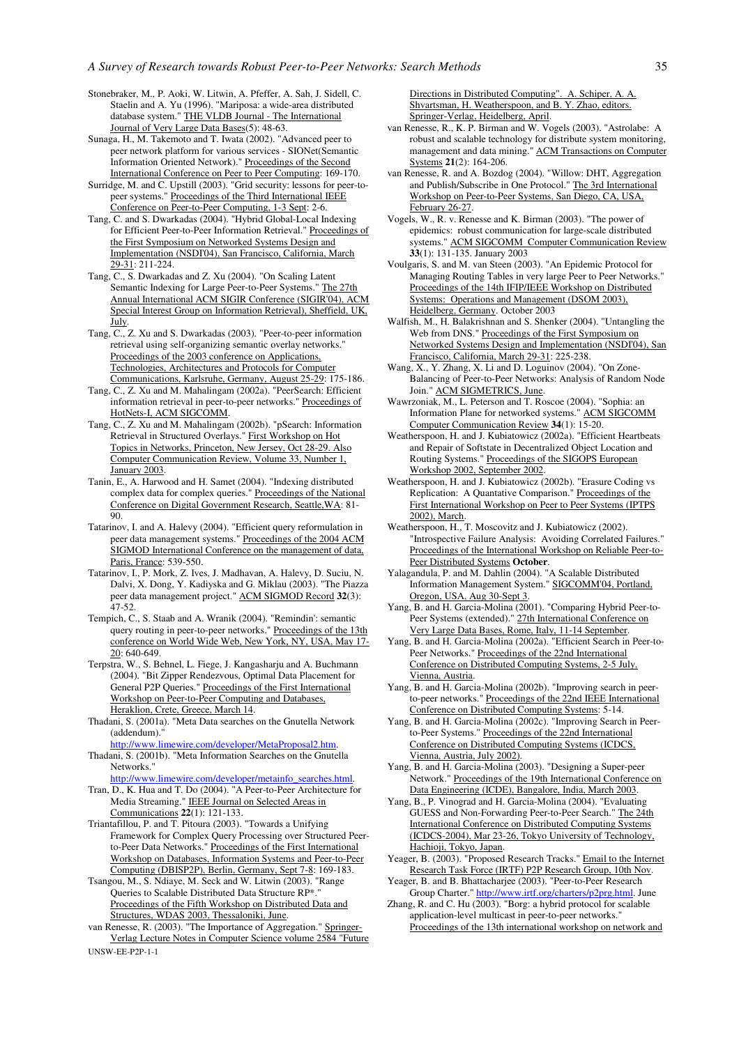Stonebraker, M., P. Aoki, W. Litwin, A. Pfeffer, A. Sah, J. Sidell, C. Staelin and A. Yu (1996). "Mariposa: a wide-area distributed database system." THE VLDB Journal - The International Journal of Very Large Data Bases(5): 48-63.

Sunaga, H., M. Takemoto and T. Iwata (2002). "Advanced peer to peer network platform for various services - SIONet(Semantic Information Oriented Network)." Proceedings of the Second International Conference on Peer to Peer Computing: 169-170.

Surridge, M. and C. Upstill (2003). "Grid security: lessons for peer-to-peer systems." Proceedings of the Third International IEEE Conference on Peer-to-Peer Computing, 1-3 Sept: 2-6.

Tang, C. and S. Dwarkadas (2004). "Hybrid Global-Local Indexing for Efficient Peer-to-Peer Information Retrieval." Proceedings of the First Symposium on Networked Systems Design and Implementation (NSDI'04), San Francisco, California, March 29-31: 211-224.

Tang, C., S. Dwarkadas and Z. Xu (2004). "On Scaling Latent Semantic Indexing for Large Peer-to-Peer Systems." The 27th Annual International ACM SIGIR Conference (SIGIR'04), ACM Special Interest Group on Information Retrieval), Sheffield, UK, July.

Tang, C., Z. Xu and S. Dwarkadas (2003). "Peer-to-peer information retrieval using self-organizing semantic overlay networks." Proceedings of the 2003 conference on Applications, Technologies, Architectures and Protocols for Computer Communications, Karlsruhe, Germany, August 25-29: 175-186.

Tang, C., Z. Xu and M. Mahalingam (2002a). "PeerSearch: Efficient information retrieval in peer-to-peer networks." Proceedings of HotNets-I, ACM SIGCOMM.

Tang, C., Z. Xu and M. Mahalingam (2002b). "pSearch: Information Retrieval in Structured Overlays." First Workshop on Hot Topics in Networks, Princeton, New Jersey, Oct 28-29. Also Computer Communication Review, Volume 33, Number 1, January 2003.

Tanin, E., A. Harwood and H. Samet (2004). "Indexing distributed complex data for complex queries." Proceedings of the National Conference on Digital Government Research, Seattle,WA: 81-90.

Tatarinov, I. and A. Halevy (2004). "Efficient query reformulation in peer data management systems." Proceedings of the 2004 ACM SIGMOD International Conference on the management of data, Paris, France: 539-550.

Tatarinov, I., P. Mork, Z. Ives, J. Madhavan, A. Halevy, D. Suciu, N. Dalvi, X. Dong, Y. Kadiyska and G. Miklau (2003). "The Piazza peer data management project." ACM SIGMOD Record **32**(3): 47-52.

Tempich, C., S. Staab and A. Wranik (2004). "Remindin': semantic query routing in peer-to-peer networks." Proceedings of the 13th conference on World Wide Web, New York, NY, USA, May 17-20: 640-649.

Terpstra, W., S. Behnel, L. Fiege, J. Kangasharju and A. Buchmann (2004). "Bit Zipper Rendezvous, Optimal Data Placement for General P2P Queries." Proceedings of the First International Workshop on Peer-to-Peer Computing and Databases, Heraklion, Crete, Greece, March 14.

Thadani, S. (2001a). "Meta Data searches on the Gnutella Network (addendum)." http://www.limewire.com/developer/MetaProposal2.htm.

Thadani, S. (2001b). "Meta Information Searches on the Gnutella Networks." http://www.limewire.com/developer/metainfo_searches.html.

Tran, D., K. Hua and T. Do (2004). "A Peer-to-Peer Architecture for Media Streaming." IEEE Journal on Selected Areas in Communications **22**(1): 121-133.

Triantafillou, P. and T. Pitoura (2003). "Towards a Unifying Framework for Complex Query Processing over Structured Peer-to-Peer Data Networks." Proceedings of the First International Workshop on Databases, Information Systems and Peer-to-Peer Computing (DBISP2P), Berlin, Germany, Sept 7-8: 169-183.

Tsangou, M., S. Ndiaye, M. Seck and W. Litwin (2003). "Range Queries to Scalable Distributed Data Structure RP*." Proceedings of the Fifth Workshop on Distributed Data and Structures, WDAS 2003, Thessaloniki, June.

van Renesse, R. (2003). "The Importance of Aggregation." Springer-Verlag Lecture Notes in Computer Science volume 2584 "Future Directions in Distributed Computing". A. Schiper, A. A. Shvartsman, H. Weatherspoon, and B. Y. Zhao, editors. Springer-Verlag, Heidelberg, April.

van Renesse, R., K. P. Birman and W. Vogels (2003). "Astrolabe: A robust and scalable technology for distribute system monitoring, management and data mining." ACM Transactions on Computer Systems **21**(2): 164-206.

van Renesse, R. and A. Bozdog (2004). "Willow: DHT, Aggregation and Publish/Subscribe in One Protocol." The 3rd International Workshop on Peer-to-Peer Systems, San Diego, CA, USA, February 26-27.

Vogels, W., R. v. Renesse and K. Birman (2003). "The power of epidemics: robust communication for large-scale distributed systems." ACM SIGCOMM Computer Communication Review **33**(1): 131-135. January 2003

Voulgaris, S. and M. van Steen (2003). "An Epidemic Protocol for Managing Routing Tables in very large Peer to Peer Networks." Proceedings of the 14th IFIP/IEEE Workshop on Distributed Systems: Operations and Management (DSOM 2003), Heidelberg, Germany. October 2003

Walfish, M., H. Balakrishnan and S. Shenker (2004). "Untangling the Web from DNS." Proceedings of the First Symposium on Networked Systems Design and Implementation (NSDI'04), San Francisco, California, March 29-31: 225-238.

Wang, X., Y. Zhang, X. Li and D. Loguinov (2004). "On Zone-Balancing of Peer-to-Peer Networks: Analysis of Random Node Join." ACM SIGMETRICS, June.

Wawrzoniak, M., L. Peterson and T. Roscoe (2004). "Sophia: an Information Plane for networked systems." ACM SIGCOMM Computer Communication Review **34**(1): 15-20.

Weatherspoon, H. and J. Kubiatowicz (2002a). "Efficient Heartbeats and Repair of Softstate in Decentralized Object Location and Routing Systems." Proceedings of the SIGOPS European Workshop 2002, September 2002.

Weatherspoon, H. and J. Kubiatowicz (2002b). "Erasure Coding vs Replication: A Quantative Comparison." Proceedings of the First International Workshop on Peer to Peer Systems (IPTPS 2002), March.

Weatherspoon, H., T. Moscovitz and J. Kubiatowicz (2002). "Introspective Failure Analysis: Avoiding Correlated Failures." Proceedings of the International Workshop on Reliable Peer-to-Peer Distributed Systems **October**.

Yalagandula, P. and M. Dahlin (2004). "A Scalable Distributed Information Management System." SIGCOMM'04, Portland, Oregon, USA, Aug 30-Sept 3.

Yang, B. and H. Garcia-Molina (2001). "Comparing Hybrid Peer-to-Peer Systems (extended)." 27th International Conference on Very Large Data Bases, Rome, Italy, 11-14 September.

Yang, B. and H. Garcia-Molina (2002a). "Efficient Search in Peer-to-Peer Networks." Proceedings of the 22nd International Conference on Distributed Computing Systems, 2-5 July, Vienna, Austria.

Yang, B. and H. Garcia-Molina (2002b). "Improving search in peer-to-peer networks." Proceedings of the 22nd IEEE International Conference on Distributed Computing Systems: 5-14.

Yang, B. and H. Garcia-Molina (2002c). "Improving Search in Peer-to-Peer Systems." Proceedings of the 22nd International Conference on Distributed Computing Systems (ICDCS, Vienna, Austria, July 2002).

Yang, B. and H. Garcia-Molina (2003). "Designing a Super-peer Network." Proceedings of the 19th International Conference on Data Engineering (ICDE), Bangalore, India, March 2003.

Yang, B., P. Vinograd and H. Garcia-Molina (2004). "Evaluating GUESS and Non-Forwarding Peer-to-Peer Search." The 24th International Conference on Distributed Computing Systems (ICDCS-2004), Mar 23-26, Tokyo University of Technology, Hachioji, Tokyo, Japan.

Yeager, B. (2003). "Proposed Research Tracks." Email to the Internet Research Task Force (IRTF) P2P Research Group, 10th Nov.

Yeager, B. and B. Bhattacharjee (2003). "Peer-to-Peer Research Group Charter." http://www.irtf.org/charters/p2prg.html. June

Zhang, R. and C. Hu (2003). "Borg: a hybrid protocol for scalable application-level multicast in peer-to-peer networks." Proceedings of the 13th international workshop on network and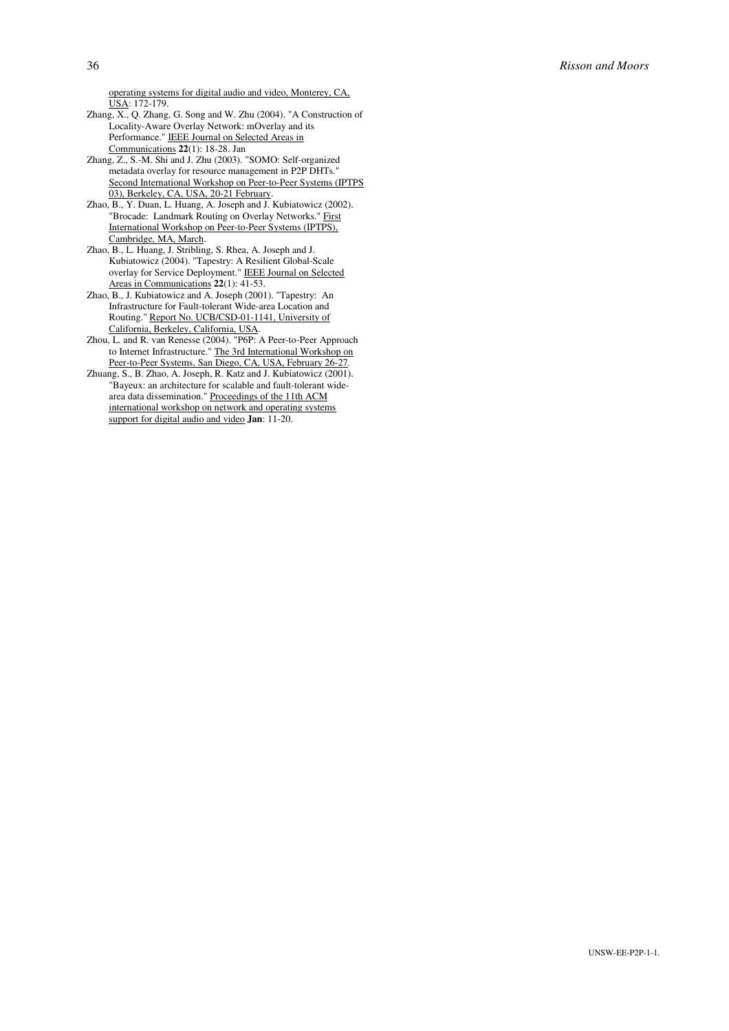operating systems for digital audio and video, Monterey, CA, USA: 172-179.

Zhang, X., Q. Zhang, G. Song and W. Zhu (2004). "A Construction of Locality-Aware Overlay Network: mOverlay and its Performance." IEEE Journal on Selected Areas in Communications **22**(1): 18-28. Jan

Zhang, Z., S.-M. Shi and J. Zhu (2003). "SOMO: Self-organized metadata overlay for resource management in P2P DHTs." Second International Workshop on Peer-to-Peer Systems (IPTPS 03), Berkeley, CA, USA, 20-21 February.

Zhao, B., Y. Duan, L. Huang, A. Joseph and J. Kubiatowicz (2002). "Brocade: Landmark Routing on Overlay Networks." First International Workshop on Peer-to-Peer Systems (IPTPS), Cambridge, MA, March.

Zhao, B., L. Huang, J. Stribling, S. Rhea, A. Joseph and J. Kubiatowicz (2004). "Tapestry: A Resilient Global-Scale overlay for Service Deployment." IEEE Journal on Selected Areas in Communications **22**(1): 41-53.

Zhao, B., J. Kubiatowicz and A. Joseph (2001). "Tapestry: An Infrastructure for Fault-tolerant Wide-area Location and Routing." Report No. UCB/CSD-01-1141, University of California, Berkeley, California, USA.

Zhou, L. and R. van Renesse (2004). "P6P: A Peer-to-Peer Approach to Internet Infrastructure." The 3rd International Workshop on Peer-to-Peer Systems, San Diego, CA, USA, February 26-27.

Zhuang, S., B. Zhao, A. Joseph, R. Katz and J. Kubiatowicz (2001). "Bayeux: an architecture for scalable and fault-tolerant wide-area data dissemination." Proceedings of the 11th ACM international workshop on network and operating systems support for digital audio and video **Jan**: 11-20.